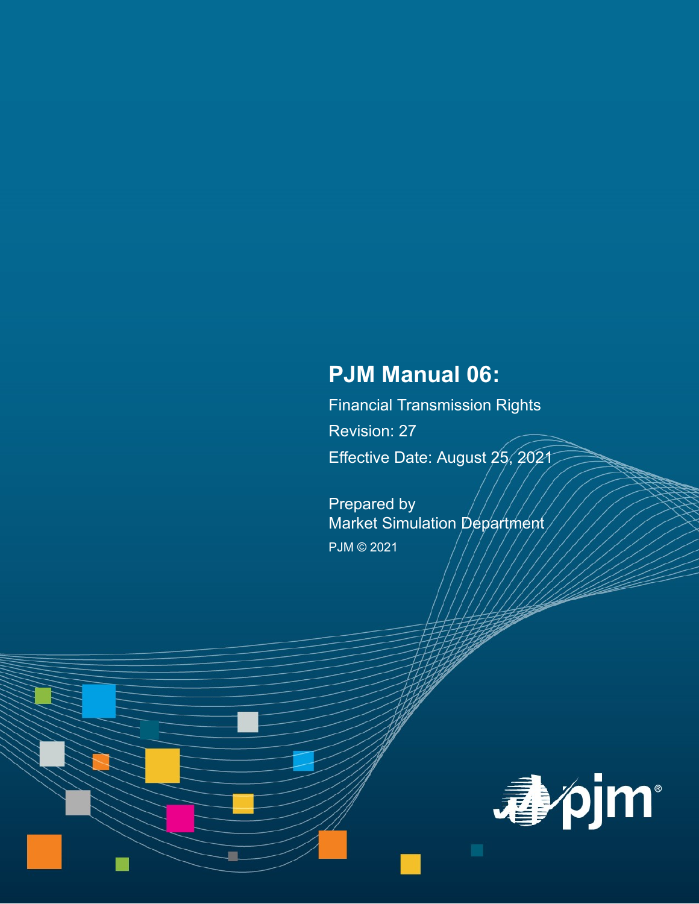# PJM Manual 06:

Financial Transmission Rights

Revision: 27

Effective Date: August 25, 2021

Prepared by
Market Simulation Department

PJM © 2021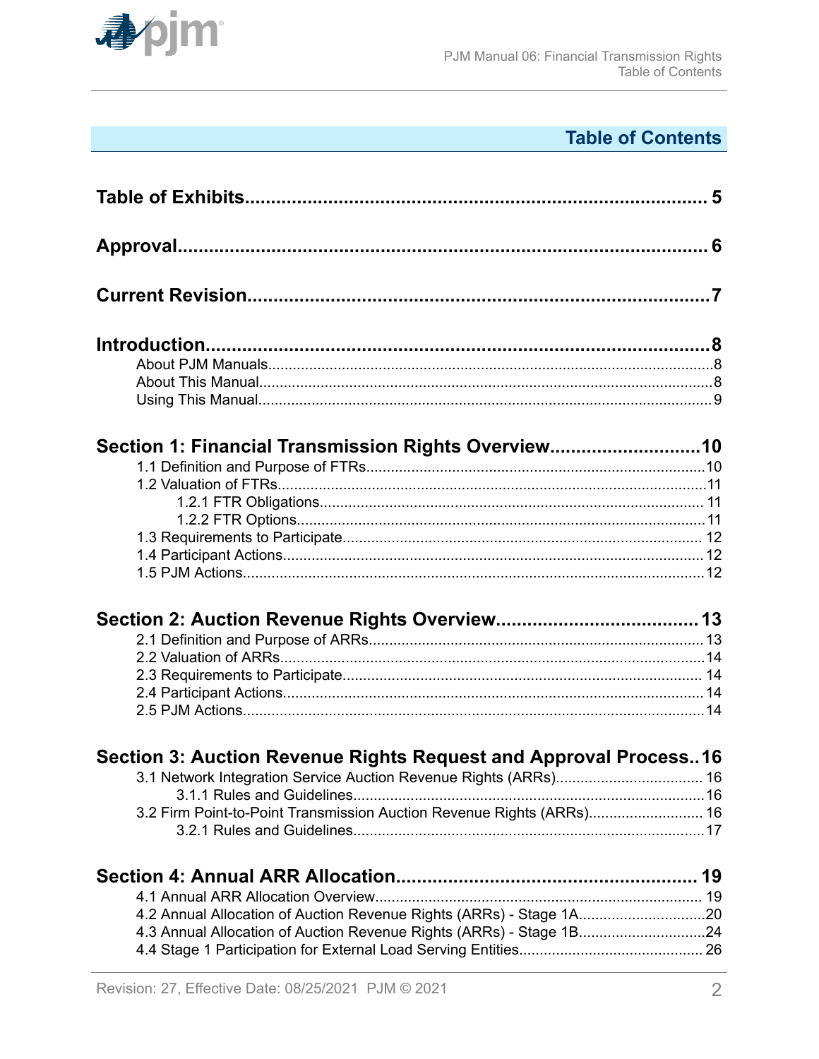# Table of Contents

**Table of Exhibits....................................................................................5**

**Approval....................................................................................6**

**Current Revision....................................................................................7**

**Introduction....................................................................................8**

- About PJM Manuals....................................................................................8
- About This Manual....................................................................................8
- Using This Manual....................................................................................9

**Section 1: Financial Transmission Rights Overview....................................................................................10**

- 1.1 Definition and Purpose of FTRs....................................................................................10
- 1.2 Valuation of FTRs....................................................................................11
  - 1.2.1 FTR Obligations....................................................................................11
  - 1.2.2 FTR Options....................................................................................11
- 1.3 Requirements to Participate....................................................................................12
- 1.4 Participant Actions....................................................................................12
- 1.5 PJM Actions....................................................................................12

**Section 2: Auction Revenue Rights Overview....................................................................................13**

- 2.1 Definition and Purpose of ARRs....................................................................................13
- 2.2 Valuation of ARRs....................................................................................14
- 2.3 Requirements to Participate....................................................................................14
- 2.4 Participant Actions....................................................................................14
- 2.5 PJM Actions....................................................................................14

**Section 3: Auction Revenue Rights Request and Approval Process..16**

- 3.1 Network Integration Service Auction Revenue Rights (ARRs)....................................................................................16
  - 3.1.1 Rules and Guidelines....................................................................................16
- 3.2 Firm Point-to-Point Transmission Auction Revenue Rights (ARRs)....................................................................................16
  - 3.2.1 Rules and Guidelines....................................................................................17

**Section 4: Annual ARR Allocation....................................................................................19**

- 4.1 Annual ARR Allocation Overview....................................................................................19
- 4.2 Annual Allocation of Auction Revenue Rights (ARRs) - Stage 1A....................................................................................20
- 4.3 Annual Allocation of Auction Revenue Rights (ARRs) - Stage 1B....................................................................................24
- 4.4 Stage 1 Participation for External Load Serving Entities....................................................................................26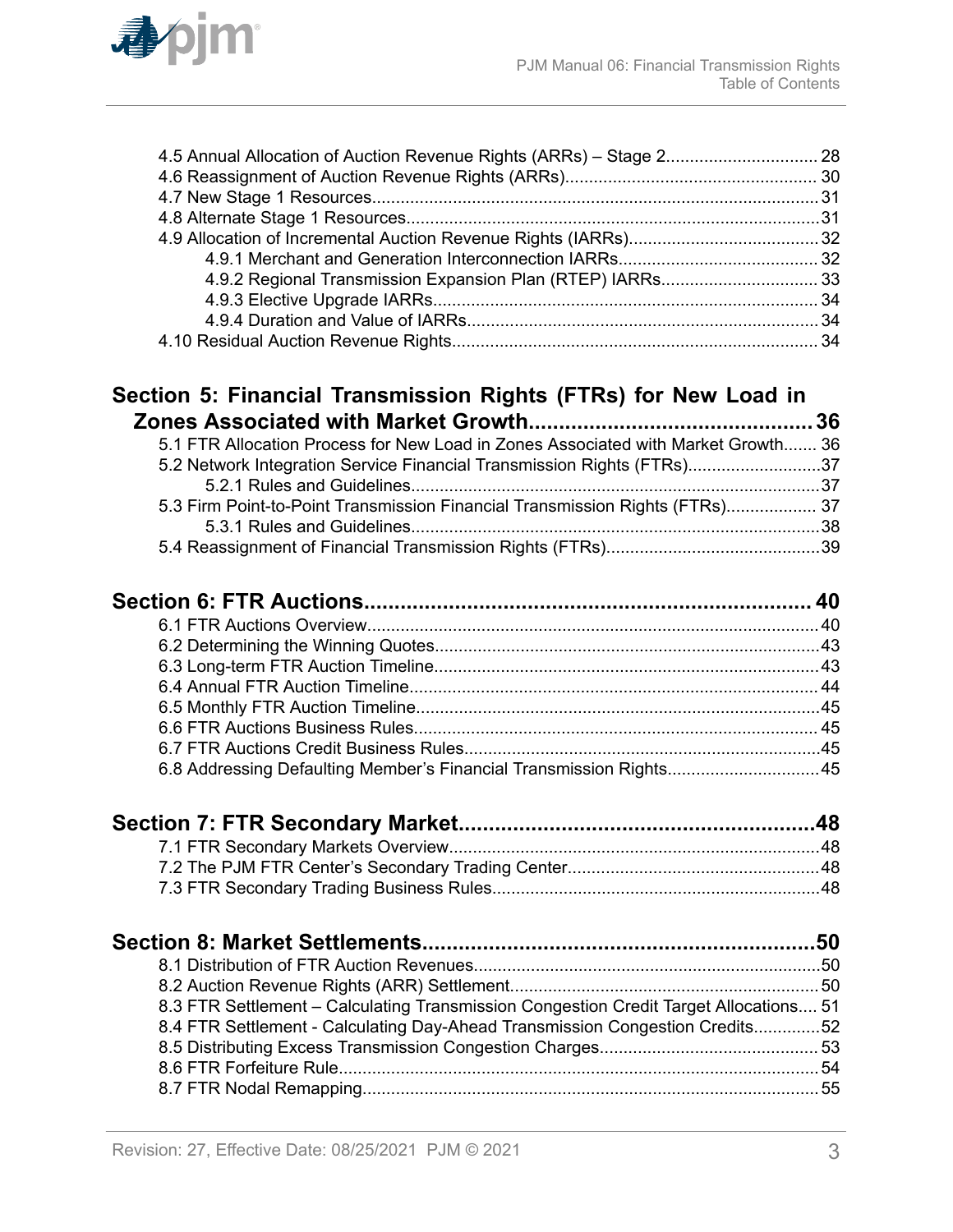4.5 Annual Allocation of Auction Revenue Rights (ARRs) – Stage 2................................28
4.6 Reassignment of Auction Revenue Rights (ARRs).....................................................30
4.7 New Stage 1 Resources.............................................................................................31
4.8 Alternate Stage 1 Resources......................................................................................31
4.9 Allocation of Incremental Auction Revenue Rights (IARRs)........................................32
    4.9.1 Merchant and Generation Interconnection IARRs..........................................32
    4.9.2 Regional Transmission Expansion Plan (RTEP) IARRs.................................33
    4.9.3 Elective Upgrade IARRs.................................................................................34
    4.9.4 Duration and Value of IARRs..........................................................................34
4.10 Residual Auction Revenue Rights............................................................................34

## Section 5: Financial Transmission Rights (FTRs) for New Load in Zones Associated with Market Growth..............................................36

5.1 FTR Allocation Process for New Load in Zones Associated with Market Growth.......36
5.2 Network Integration Service Financial Transmission Rights (FTRs)............................37
    5.2.1 Rules and Guidelines.....................................................................................37
5.3 Firm Point-to-Point Transmission Financial Transmission Rights (FTRs)...................37
    5.3.1 Rules and Guidelines.....................................................................................38
5.4 Reassignment of Financial Transmission Rights (FTRs).............................................39

## Section 6: FTR Auctions.........................................................................40

6.1 FTR Auctions Overview..............................................................................................40
6.2 Determining the Winning Quotes................................................................................43
6.3 Long-term FTR Auction Timeline................................................................................43
6.4 Annual FTR Auction Timeline.....................................................................................44
6.5 Monthly FTR Auction Timeline....................................................................................45
6.6 FTR Auctions Business Rules.....................................................................................45
6.7 FTR Auctions Credit Business Rules..........................................................................45
6.8 Addressing Defaulting Member's Financial Transmission Rights................................45

## Section 7: FTR Secondary Market..........................................................48

7.1 FTR Secondary Markets Overview.............................................................................48
7.2 The PJM FTR Center's Secondary Trading Center.....................................................48
7.3 FTR Secondary Trading Business Rules.....................................................................48

## Section 8: Market Settlements.................................................................50

8.1 Distribution of FTR Auction Revenues.........................................................................50
8.2 Auction Revenue Rights (ARR) Settlement.................................................................50
8.3 FTR Settlement – Calculating Transmission Congestion Credit Target Allocations....51
8.4 FTR Settlement - Calculating Day-Ahead Transmission Congestion Credits..............52
8.5 Distributing Excess Transmission Congestion Charges..............................................53
8.6 FTR Forfeiture Rule.....................................................................................................54
8.7 FTR Nodal Remapping................................................................................................55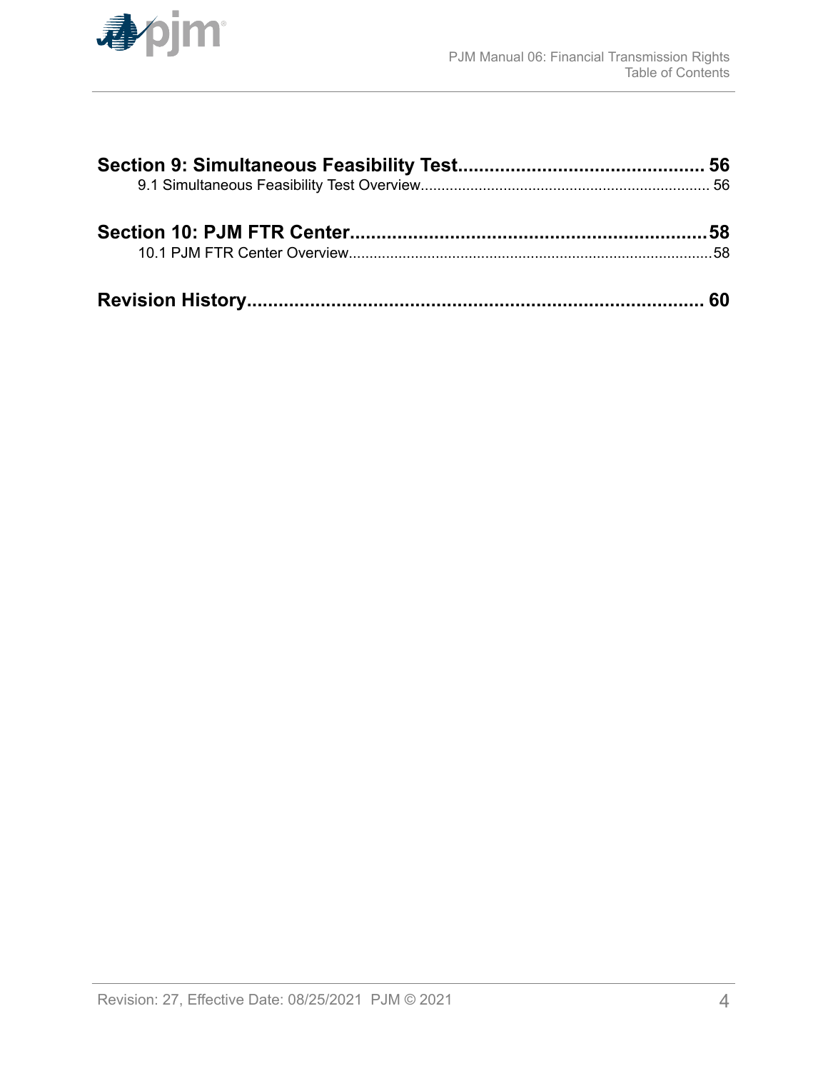**Section 9: Simultaneous Feasibility Test**............................................... 56

9.1 Simultaneous Feasibility Test Overview...................................................................... 56

**Section 10: PJM FTR Center**...................................................................58

10.1 PJM FTR Center Overview........................................................................................58

**Revision History**....................................................................................... 60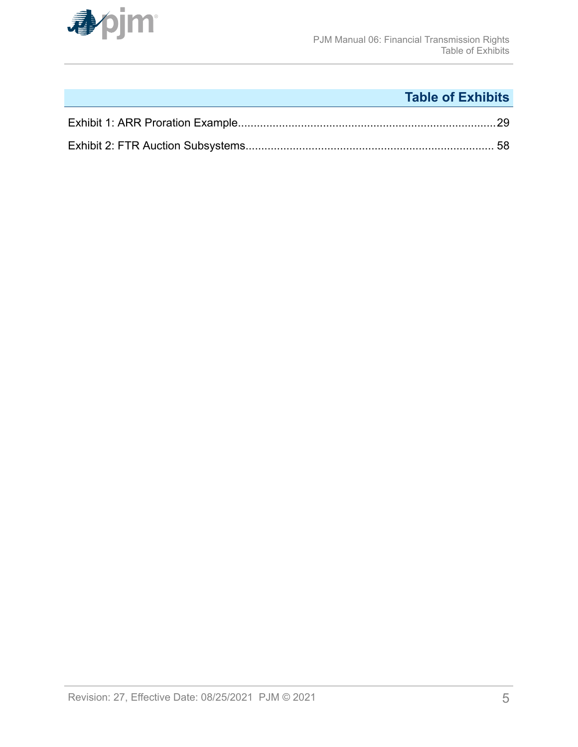## Table of Exhibits

Exhibit 1: ARR Proration Example....................................................................................29

Exhibit 2: FTR Auction Subsystems................................................................................ 58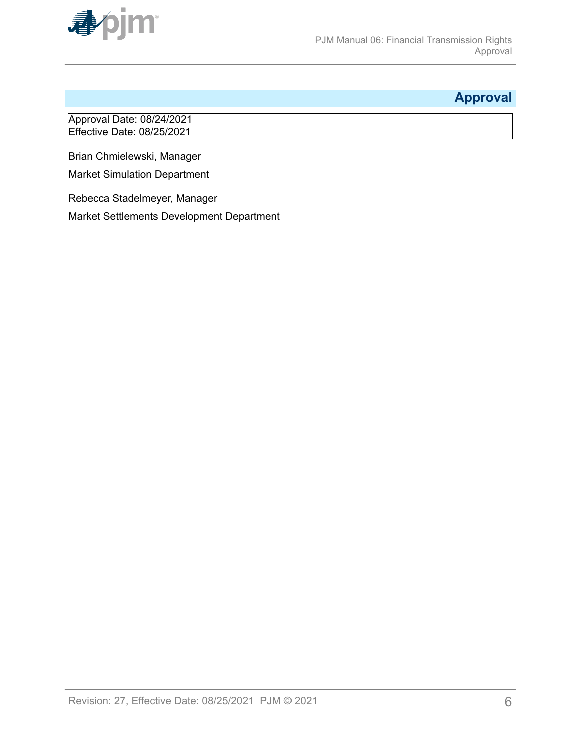# Approval

Approval Date: 08/24/2021
Effective Date: 08/25/2021

Brian Chmielewski, Manager

Market Simulation Department

Rebecca Stadelmeyer, Manager

Market Settlements Development Department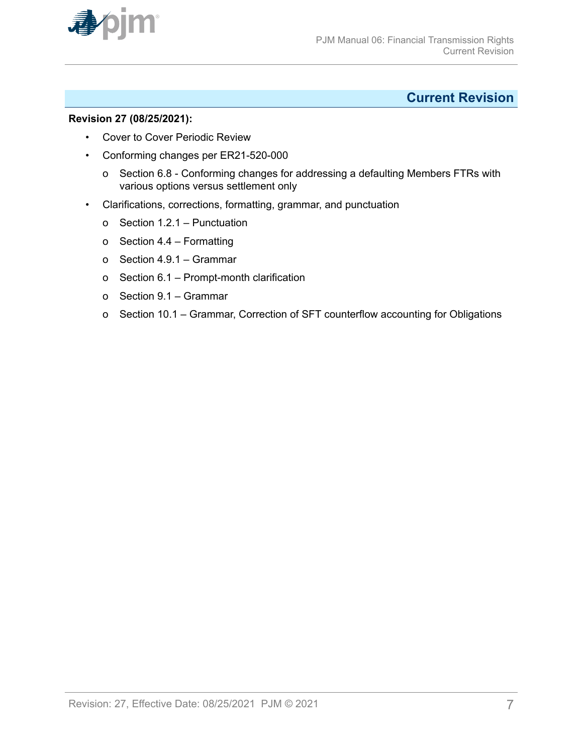# Current Revision

**Revision 27 (08/25/2021):**

- Cover to Cover Periodic Review
- Conforming changes per ER21-520-000
  - Section 6.8 - Conforming changes for addressing a defaulting Members FTRs with various options versus settlement only
- Clarifications, corrections, formatting, grammar, and punctuation
  - Section 1.2.1 – Punctuation
  - Section 4.4 – Formatting
  - Section 4.9.1 – Grammar
  - Section 6.1 – Prompt-month clarification
  - Section 9.1 – Grammar
  - Section 10.1 – Grammar, Correction of SFT counterflow accounting for Obligations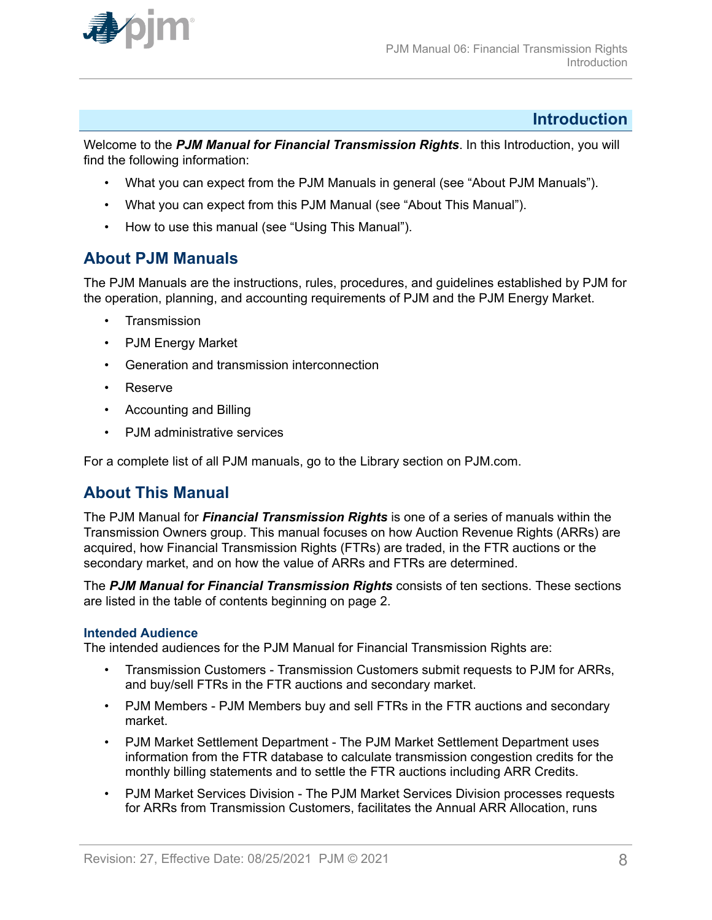# Introduction

Welcome to the ***PJM Manual for Financial Transmission Rights***. In this Introduction, you will find the following information:

- What you can expect from the PJM Manuals in general (see "About PJM Manuals").
- What you can expect from this PJM Manual (see "About This Manual").
- How to use this manual (see "Using This Manual").

## About PJM Manuals

The PJM Manuals are the instructions, rules, procedures, and guidelines established by PJM for the operation, planning, and accounting requirements of PJM and the PJM Energy Market.

- Transmission
- PJM Energy Market
- Generation and transmission interconnection
- Reserve
- Accounting and Billing
- PJM administrative services

For a complete list of all PJM manuals, go to the Library section on PJM.com.

## About This Manual

The PJM Manual for ***Financial Transmission Rights*** is one of a series of manuals within the Transmission Owners group. This manual focuses on how Auction Revenue Rights (ARRs) are acquired, how Financial Transmission Rights (FTRs) are traded, in the FTR auctions or the secondary market, and on how the value of ARRs and FTRs are determined.

The ***PJM Manual for Financial Transmission Rights*** consists of ten sections. These sections are listed in the table of contents beginning on page 2.

### Intended Audience

The intended audiences for the PJM Manual for Financial Transmission Rights are:

- Transmission Customers - Transmission Customers submit requests to PJM for ARRs, and buy/sell FTRs in the FTR auctions and secondary market.
- PJM Members - PJM Members buy and sell FTRs in the FTR auctions and secondary market.
- PJM Market Settlement Department - The PJM Market Settlement Department uses information from the FTR database to calculate transmission congestion credits for the monthly billing statements and to settle the FTR auctions including ARR Credits.
- PJM Market Services Division - The PJM Market Services Division processes requests for ARRs from Transmission Customers, facilitates the Annual ARR Allocation, runs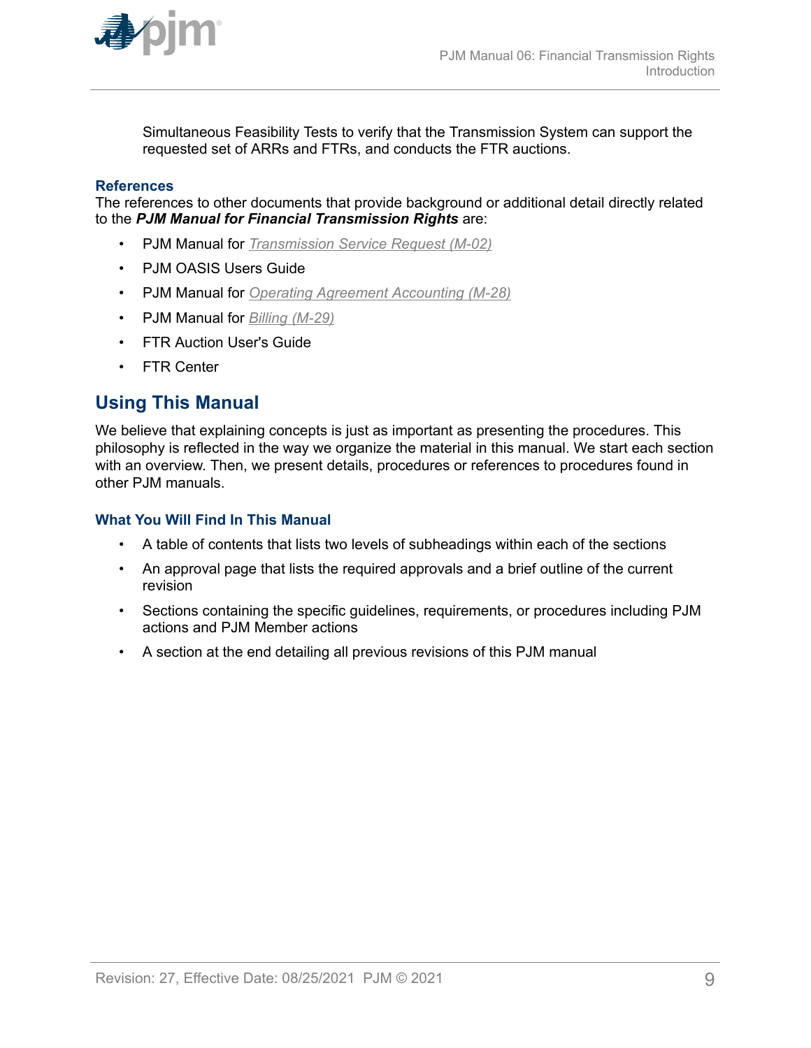Simultaneous Feasibility Tests to verify that the Transmission System can support the requested set of ARRs and FTRs, and conducts the FTR auctions.

### References

The references to other documents that provide background or additional detail directly related to the ***PJM Manual for Financial Transmission Rights*** are:

- PJM Manual for *Transmission Service Request (M-02)*
- PJM OASIS Users Guide
- PJM Manual for *Operating Agreement Accounting (M-28)*
- PJM Manual for *Billing (M-29)*
- FTR Auction User's Guide
- FTR Center

## Using This Manual

We believe that explaining concepts is just as important as presenting the procedures. This philosophy is reflected in the way we organize the material in this manual. We start each section with an overview. Then, we present details, procedures or references to procedures found in other PJM manuals.

### What You Will Find In This Manual

- A table of contents that lists two levels of subheadings within each of the sections
- An approval page that lists the required approvals and a brief outline of the current revision
- Sections containing the specific guidelines, requirements, or procedures including PJM actions and PJM Member actions
- A section at the end detailing all previous revisions of this PJM manual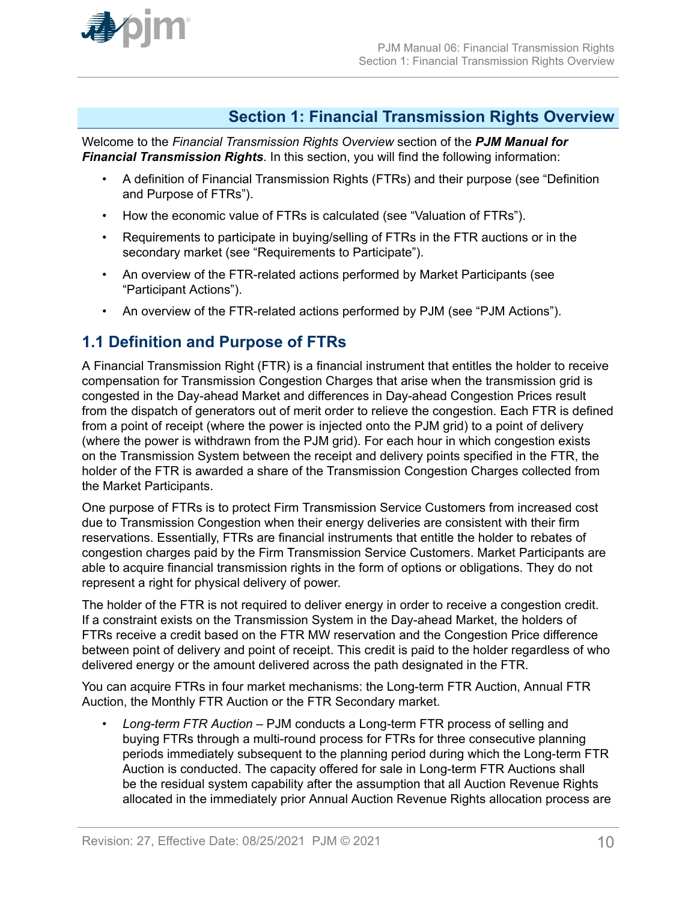# Section 1: Financial Transmission Rights Overview

Welcome to the *Financial Transmission Rights Overview* section of the ***PJM Manual for Financial Transmission Rights***. In this section, you will find the following information:

- A definition of Financial Transmission Rights (FTRs) and their purpose (see "Definition and Purpose of FTRs").
- How the economic value of FTRs is calculated (see "Valuation of FTRs").
- Requirements to participate in buying/selling of FTRs in the FTR auctions or in the secondary market (see "Requirements to Participate").
- An overview of the FTR-related actions performed by Market Participants (see "Participant Actions").
- An overview of the FTR-related actions performed by PJM (see "PJM Actions").

## 1.1 Definition and Purpose of FTRs

A Financial Transmission Right (FTR) is a financial instrument that entitles the holder to receive compensation for Transmission Congestion Charges that arise when the transmission grid is congested in the Day-ahead Market and differences in Day-ahead Congestion Prices result from the dispatch of generators out of merit order to relieve the congestion. Each FTR is defined from a point of receipt (where the power is injected onto the PJM grid) to a point of delivery (where the power is withdrawn from the PJM grid). For each hour in which congestion exists on the Transmission System between the receipt and delivery points specified in the FTR, the holder of the FTR is awarded a share of the Transmission Congestion Charges collected from the Market Participants.

One purpose of FTRs is to protect Firm Transmission Service Customers from increased cost due to Transmission Congestion when their energy deliveries are consistent with their firm reservations. Essentially, FTRs are financial instruments that entitle the holder to rebates of congestion charges paid by the Firm Transmission Service Customers. Market Participants are able to acquire financial transmission rights in the form of options or obligations. They do not represent a right for physical delivery of power.

The holder of the FTR is not required to deliver energy in order to receive a congestion credit. If a constraint exists on the Transmission System in the Day-ahead Market, the holders of FTRs receive a credit based on the FTR MW reservation and the Congestion Price difference between point of delivery and point of receipt. This credit is paid to the holder regardless of who delivered energy or the amount delivered across the path designated in the FTR.

You can acquire FTRs in four market mechanisms: the Long-term FTR Auction, Annual FTR Auction, the Monthly FTR Auction or the FTR Secondary market.

- *Long-term FTR Auction* – PJM conducts a Long-term FTR process of selling and buying FTRs through a multi-round process for FTRs for three consecutive planning periods immediately subsequent to the planning period during which the Long-term FTR Auction is conducted. The capacity offered for sale in Long-term FTR Auctions shall be the residual system capability after the assumption that all Auction Revenue Rights allocated in the immediately prior Annual Auction Revenue Rights allocation process are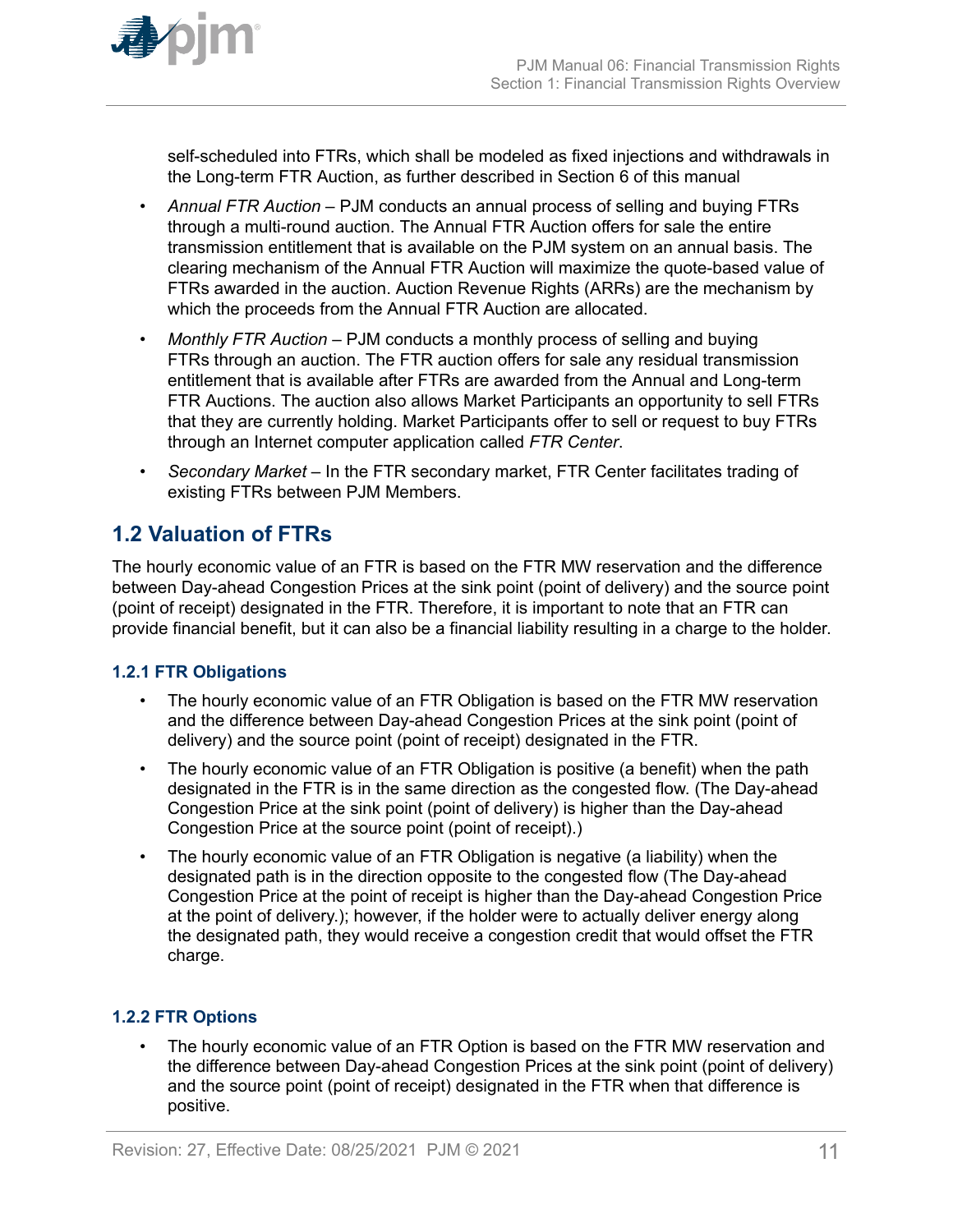self-scheduled into FTRs, which shall be modeled as fixed injections and withdrawals in the Long-term FTR Auction, as further described in Section 6 of this manual

- *Annual FTR Auction* – PJM conducts an annual process of selling and buying FTRs through a multi-round auction. The Annual FTR Auction offers for sale the entire transmission entitlement that is available on the PJM system on an annual basis. The clearing mechanism of the Annual FTR Auction will maximize the quote-based value of FTRs awarded in the auction. Auction Revenue Rights (ARRs) are the mechanism by which the proceeds from the Annual FTR Auction are allocated.
- *Monthly FTR Auction* – PJM conducts a monthly process of selling and buying FTRs through an auction. The FTR auction offers for sale any residual transmission entitlement that is available after FTRs are awarded from the Annual and Long-term FTR Auctions. The auction also allows Market Participants an opportunity to sell FTRs that they are currently holding. Market Participants offer to sell or request to buy FTRs through an Internet computer application called *FTR Center*.
- *Secondary Market* – In the FTR secondary market, FTR Center facilitates trading of existing FTRs between PJM Members.

## 1.2 Valuation of FTRs

The hourly economic value of an FTR is based on the FTR MW reservation and the difference between Day-ahead Congestion Prices at the sink point (point of delivery) and the source point (point of receipt) designated in the FTR. Therefore, it is important to note that an FTR can provide financial benefit, but it can also be a financial liability resulting in a charge to the holder.

### 1.2.1 FTR Obligations

- The hourly economic value of an FTR Obligation is based on the FTR MW reservation and the difference between Day-ahead Congestion Prices at the sink point (point of delivery) and the source point (point of receipt) designated in the FTR.
- The hourly economic value of an FTR Obligation is positive (a benefit) when the path designated in the FTR is in the same direction as the congested flow. (The Day-ahead Congestion Price at the sink point (point of delivery) is higher than the Day-ahead Congestion Price at the source point (point of receipt).)
- The hourly economic value of an FTR Obligation is negative (a liability) when the designated path is in the direction opposite to the congested flow (The Day-ahead Congestion Price at the point of receipt is higher than the Day-ahead Congestion Price at the point of delivery.); however, if the holder were to actually deliver energy along the designated path, they would receive a congestion credit that would offset the FTR charge.

### 1.2.2 FTR Options

- The hourly economic value of an FTR Option is based on the FTR MW reservation and the difference between Day-ahead Congestion Prices at the sink point (point of delivery) and the source point (point of receipt) designated in the FTR when that difference is positive.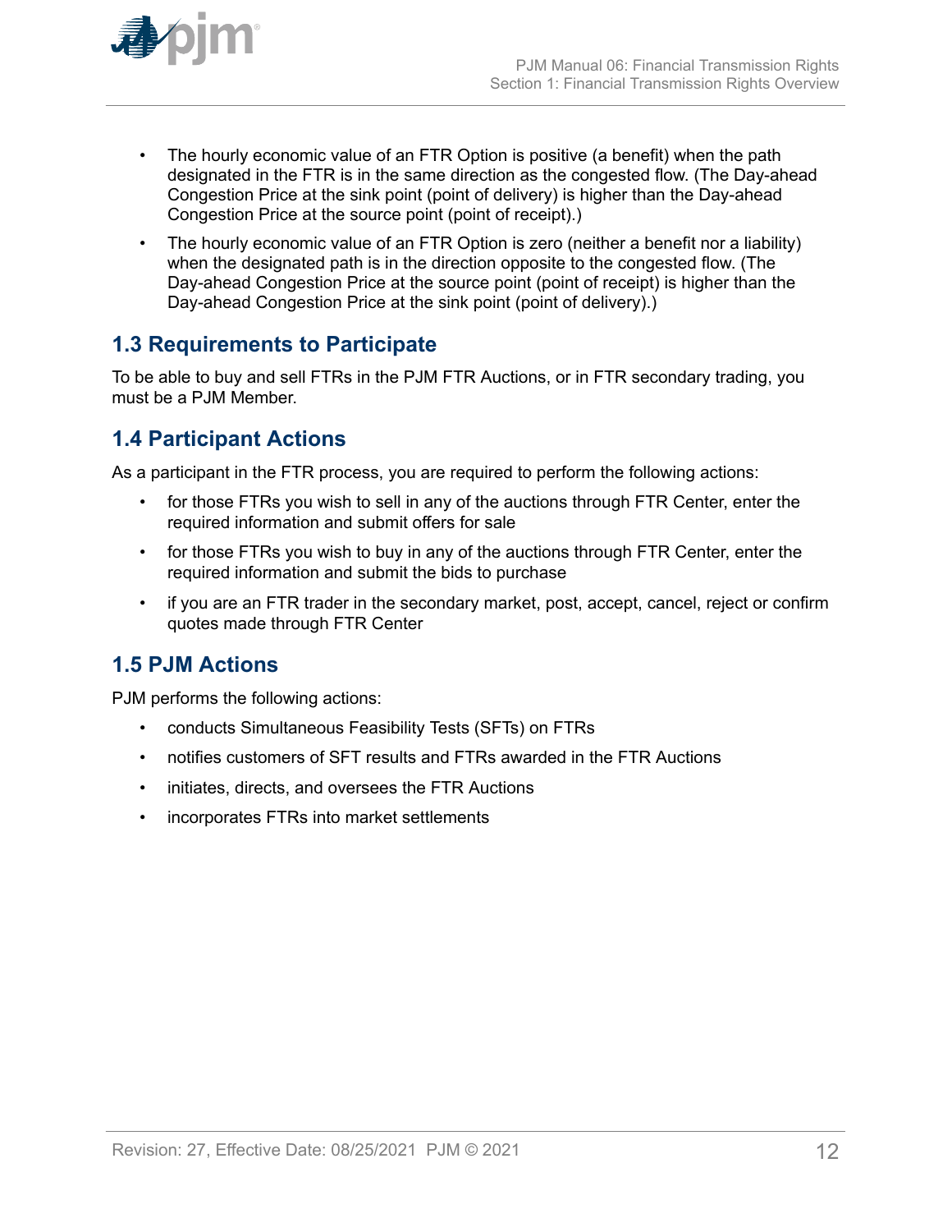- The hourly economic value of an FTR Option is positive (a benefit) when the path designated in the FTR is in the same direction as the congested flow. (The Day-ahead Congestion Price at the sink point (point of delivery) is higher than the Day-ahead Congestion Price at the source point (point of receipt).)
- The hourly economic value of an FTR Option is zero (neither a benefit nor a liability) when the designated path is in the direction opposite to the congested flow. (The Day-ahead Congestion Price at the source point (point of receipt) is higher than the Day-ahead Congestion Price at the sink point (point of delivery).)

## 1.3 Requirements to Participate

To be able to buy and sell FTRs in the PJM FTR Auctions, or in FTR secondary trading, you must be a PJM Member.

## 1.4 Participant Actions

As a participant in the FTR process, you are required to perform the following actions:

- for those FTRs you wish to sell in any of the auctions through FTR Center, enter the required information and submit offers for sale
- for those FTRs you wish to buy in any of the auctions through FTR Center, enter the required information and submit the bids to purchase
- if you are an FTR trader in the secondary market, post, accept, cancel, reject or confirm quotes made through FTR Center

## 1.5 PJM Actions

PJM performs the following actions:

- conducts Simultaneous Feasibility Tests (SFTs) on FTRs
- notifies customers of SFT results and FTRs awarded in the FTR Auctions
- initiates, directs, and oversees the FTR Auctions
- incorporates FTRs into market settlements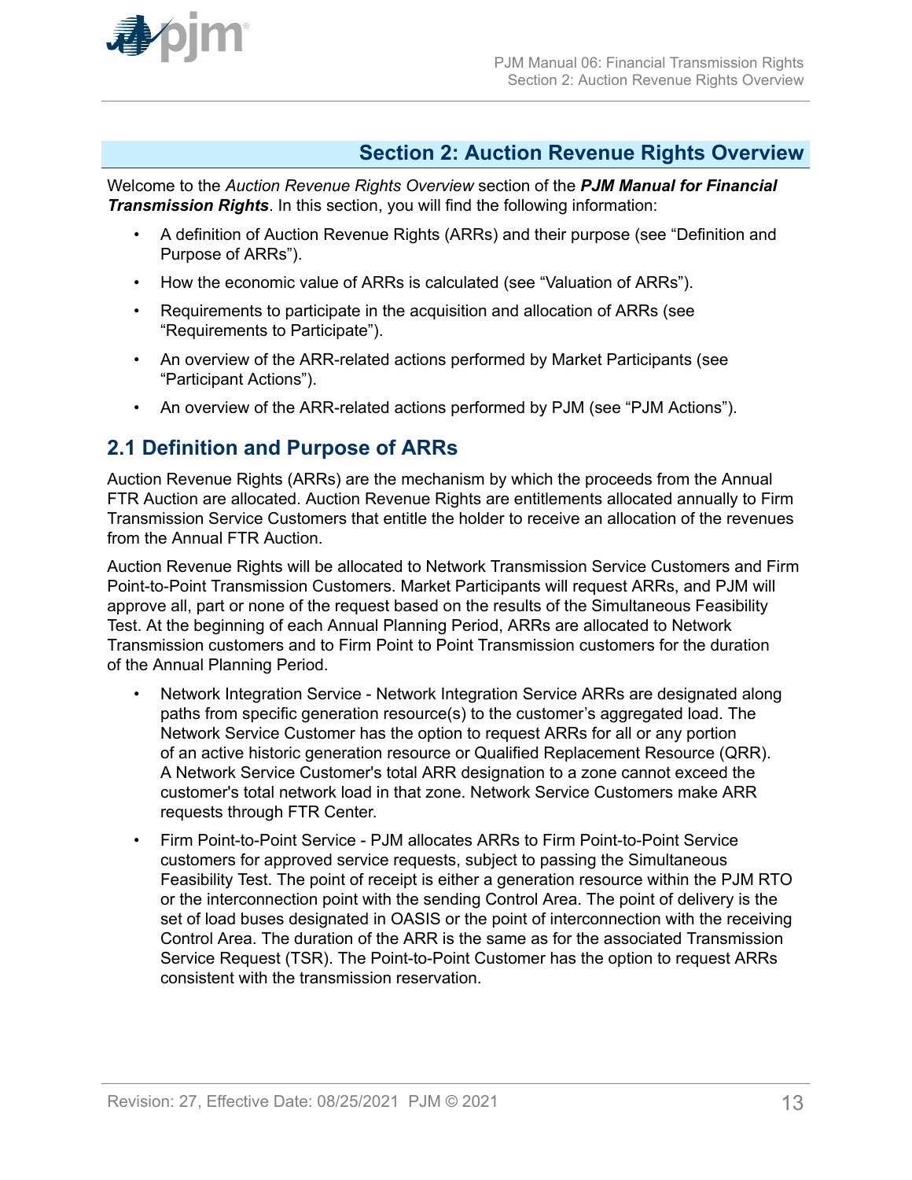# Section 2: Auction Revenue Rights Overview

Welcome to the *Auction Revenue Rights Overview* section of the ***PJM Manual for Financial Transmission Rights***. In this section, you will find the following information:

- A definition of Auction Revenue Rights (ARRs) and their purpose (see "Definition and Purpose of ARRs").
- How the economic value of ARRs is calculated (see "Valuation of ARRs").
- Requirements to participate in the acquisition and allocation of ARRs (see "Requirements to Participate").
- An overview of the ARR-related actions performed by Market Participants (see "Participant Actions").
- An overview of the ARR-related actions performed by PJM (see "PJM Actions").

## 2.1 Definition and Purpose of ARRs

Auction Revenue Rights (ARRs) are the mechanism by which the proceeds from the Annual FTR Auction are allocated. Auction Revenue Rights are entitlements allocated annually to Firm Transmission Service Customers that entitle the holder to receive an allocation of the revenues from the Annual FTR Auction.

Auction Revenue Rights will be allocated to Network Transmission Service Customers and Firm Point-to-Point Transmission Customers. Market Participants will request ARRs, and PJM will approve all, part or none of the request based on the results of the Simultaneous Feasibility Test. At the beginning of each Annual Planning Period, ARRs are allocated to Network Transmission customers and to Firm Point to Point Transmission customers for the duration of the Annual Planning Period.

- Network Integration Service - Network Integration Service ARRs are designated along paths from specific generation resource(s) to the customer's aggregated load. The Network Service Customer has the option to request ARRs for all or any portion of an active historic generation resource or Qualified Replacement Resource (QRR). A Network Service Customer's total ARR designation to a zone cannot exceed the customer's total network load in that zone. Network Service Customers make ARR requests through FTR Center.
- Firm Point-to-Point Service - PJM allocates ARRs to Firm Point-to-Point Service customers for approved service requests, subject to passing the Simultaneous Feasibility Test. The point of receipt is either a generation resource within the PJM RTO or the interconnection point with the sending Control Area. The point of delivery is the set of load buses designated in OASIS or the point of interconnection with the receiving Control Area. The duration of the ARR is the same as for the associated Transmission Service Request (TSR). The Point-to-Point Customer has the option to request ARRs consistent with the transmission reservation.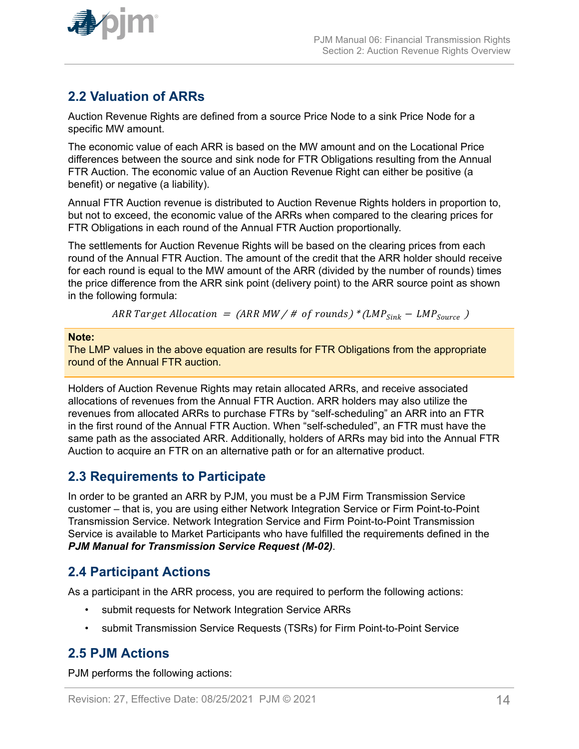## 2.2 Valuation of ARRs

Auction Revenue Rights are defined from a source Price Node to a sink Price Node for a specific MW amount.

The economic value of each ARR is based on the MW amount and on the Locational Price differences between the source and sink node for FTR Obligations resulting from the Annual FTR Auction. The economic value of an Auction Revenue Right can either be positive (a benefit) or negative (a liability).

Annual FTR Auction revenue is distributed to Auction Revenue Rights holders in proportion to, but not to exceed, the economic value of the ARRs when compared to the clearing prices for FTR Obligations in each round of the Annual FTR Auction proportionally.

The settlements for Auction Revenue Rights will be based on the clearing prices from each round of the Annual FTR Auction. The amount of the credit that the ARR holder should receive for each round is equal to the MW amount of the ARR (divided by the number of rounds) times the price difference from the ARR sink point (delivery point) to the ARR source point as shown in the following formula:

$$ARR\ Target\ Allocation\ =\ (ARR\ MW\ /\ \#\ of\ rounds)\ *\ (LMP_{Sink} - LMP_{Source}\ )$$

**Note:**
The LMP values in the above equation are results for FTR Obligations from the appropriate round of the Annual FTR auction.

Holders of Auction Revenue Rights may retain allocated ARRs, and receive associated allocations of revenues from the Annual FTR Auction. ARR holders may also utilize the revenues from allocated ARRs to purchase FTRs by "self-scheduling" an ARR into an FTR in the first round of the Annual FTR Auction. When "self-scheduled", an FTR must have the same path as the associated ARR. Additionally, holders of ARRs may bid into the Annual FTR Auction to acquire an FTR on an alternative path or for an alternative product.

## 2.3 Requirements to Participate

In order to be granted an ARR by PJM, you must be a PJM Firm Transmission Service customer – that is, you are using either Network Integration Service or Firm Point-to-Point Transmission Service. Network Integration Service and Firm Point-to-Point Transmission Service is available to Market Participants who have fulfilled the requirements defined in the ***PJM Manual for Transmission Service Request (M-02)***.

## 2.4 Participant Actions

As a participant in the ARR process, you are required to perform the following actions:

- submit requests for Network Integration Service ARRs
- submit Transmission Service Requests (TSRs) for Firm Point-to-Point Service

## 2.5 PJM Actions

PJM performs the following actions: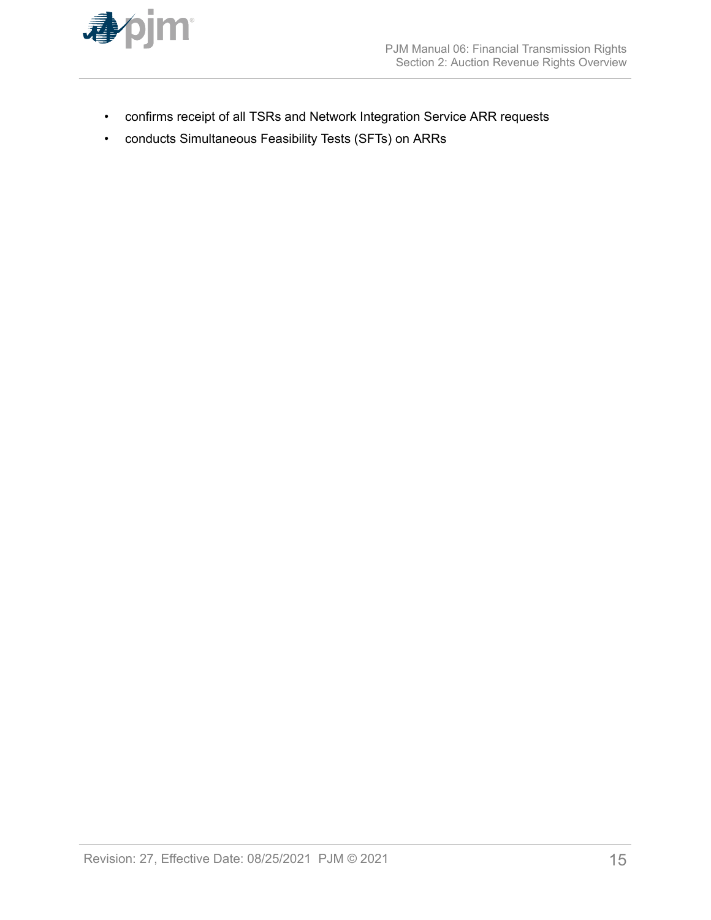- confirms receipt of all TSRs and Network Integration Service ARR requests
- conducts Simultaneous Feasibility Tests (SFTs) on ARRs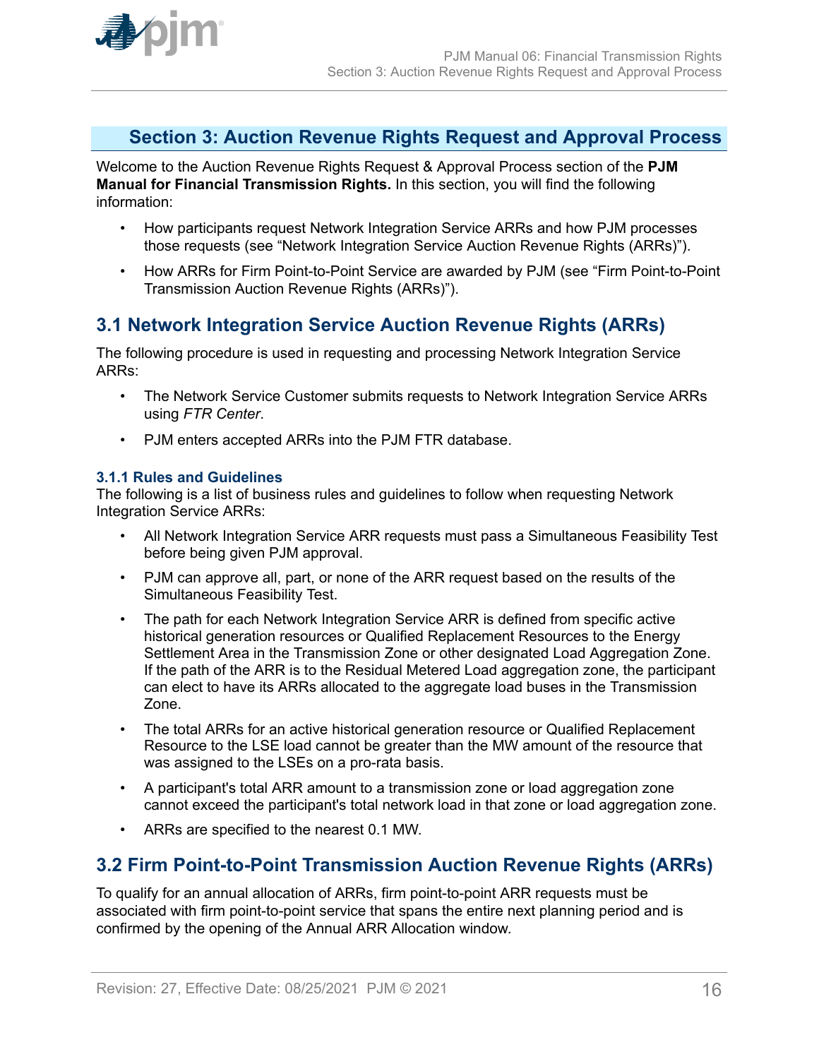# Section 3: Auction Revenue Rights Request and Approval Process

Welcome to the Auction Revenue Rights Request & Approval Process section of the **PJM Manual for Financial Transmission Rights.** In this section, you will find the following information:

- How participants request Network Integration Service ARRs and how PJM processes those requests (see "Network Integration Service Auction Revenue Rights (ARRs)").
- How ARRs for Firm Point-to-Point Service are awarded by PJM (see "Firm Point-to-Point Transmission Auction Revenue Rights (ARRs)").

## 3.1 Network Integration Service Auction Revenue Rights (ARRs)

The following procedure is used in requesting and processing Network Integration Service ARRs:

- The Network Service Customer submits requests to Network Integration Service ARRs using *FTR Center*.
- PJM enters accepted ARRs into the PJM FTR database.

### 3.1.1 Rules and Guidelines

The following is a list of business rules and guidelines to follow when requesting Network Integration Service ARRs:

- All Network Integration Service ARR requests must pass a Simultaneous Feasibility Test before being given PJM approval.
- PJM can approve all, part, or none of the ARR request based on the results of the Simultaneous Feasibility Test.
- The path for each Network Integration Service ARR is defined from specific active historical generation resources or Qualified Replacement Resources to the Energy Settlement Area in the Transmission Zone or other designated Load Aggregation Zone. If the path of the ARR is to the Residual Metered Load aggregation zone, the participant can elect to have its ARRs allocated to the aggregate load buses in the Transmission Zone.
- The total ARRs for an active historical generation resource or Qualified Replacement Resource to the LSE load cannot be greater than the MW amount of the resource that was assigned to the LSEs on a pro-rata basis.
- A participant's total ARR amount to a transmission zone or load aggregation zone cannot exceed the participant's total network load in that zone or load aggregation zone.
- ARRs are specified to the nearest 0.1 MW.

## 3.2 Firm Point-to-Point Transmission Auction Revenue Rights (ARRs)

To qualify for an annual allocation of ARRs, firm point-to-point ARR requests must be associated with firm point-to-point service that spans the entire next planning period and is confirmed by the opening of the Annual ARR Allocation window.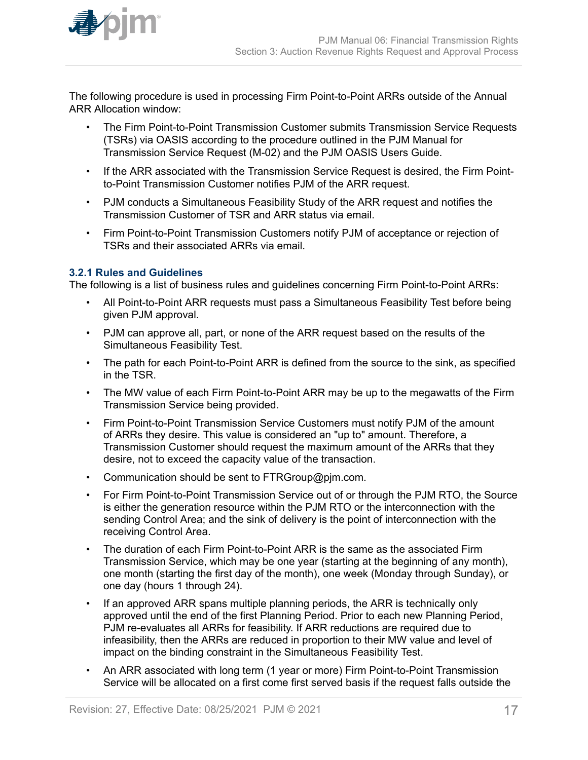The following procedure is used in processing Firm Point-to-Point ARRs outside of the Annual ARR Allocation window:

- The Firm Point-to-Point Transmission Customer submits Transmission Service Requests (TSRs) via OASIS according to the procedure outlined in the PJM Manual for Transmission Service Request (M-02) and the PJM OASIS Users Guide.
- If the ARR associated with the Transmission Service Request is desired, the Firm Point-to-Point Transmission Customer notifies PJM of the ARR request.
- PJM conducts a Simultaneous Feasibility Study of the ARR request and notifies the Transmission Customer of TSR and ARR status via email.
- Firm Point-to-Point Transmission Customers notify PJM of acceptance or rejection of TSRs and their associated ARRs via email.

### 3.2.1 Rules and Guidelines

The following is a list of business rules and guidelines concerning Firm Point-to-Point ARRs:

- All Point-to-Point ARR requests must pass a Simultaneous Feasibility Test before being given PJM approval.
- PJM can approve all, part, or none of the ARR request based on the results of the Simultaneous Feasibility Test.
- The path for each Point-to-Point ARR is defined from the source to the sink, as specified in the TSR.
- The MW value of each Firm Point-to-Point ARR may be up to the megawatts of the Firm Transmission Service being provided.
- Firm Point-to-Point Transmission Service Customers must notify PJM of the amount of ARRs they desire. This value is considered an "up to" amount. Therefore, a Transmission Customer should request the maximum amount of the ARRs that they desire, not to exceed the capacity value of the transaction.
- Communication should be sent to FTRGroup@pjm.com.
- For Firm Point-to-Point Transmission Service out of or through the PJM RTO, the Source is either the generation resource within the PJM RTO or the interconnection with the sending Control Area; and the sink of delivery is the point of interconnection with the receiving Control Area.
- The duration of each Firm Point-to-Point ARR is the same as the associated Firm Transmission Service, which may be one year (starting at the beginning of any month), one month (starting the first day of the month), one week (Monday through Sunday), or one day (hours 1 through 24).
- If an approved ARR spans multiple planning periods, the ARR is technically only approved until the end of the first Planning Period. Prior to each new Planning Period, PJM re-evaluates all ARRs for feasibility. If ARR reductions are required due to infeasibility, then the ARRs are reduced in proportion to their MW value and level of impact on the binding constraint in the Simultaneous Feasibility Test.
- An ARR associated with long term (1 year or more) Firm Point-to-Point Transmission Service will be allocated on a first come first served basis if the request falls outside the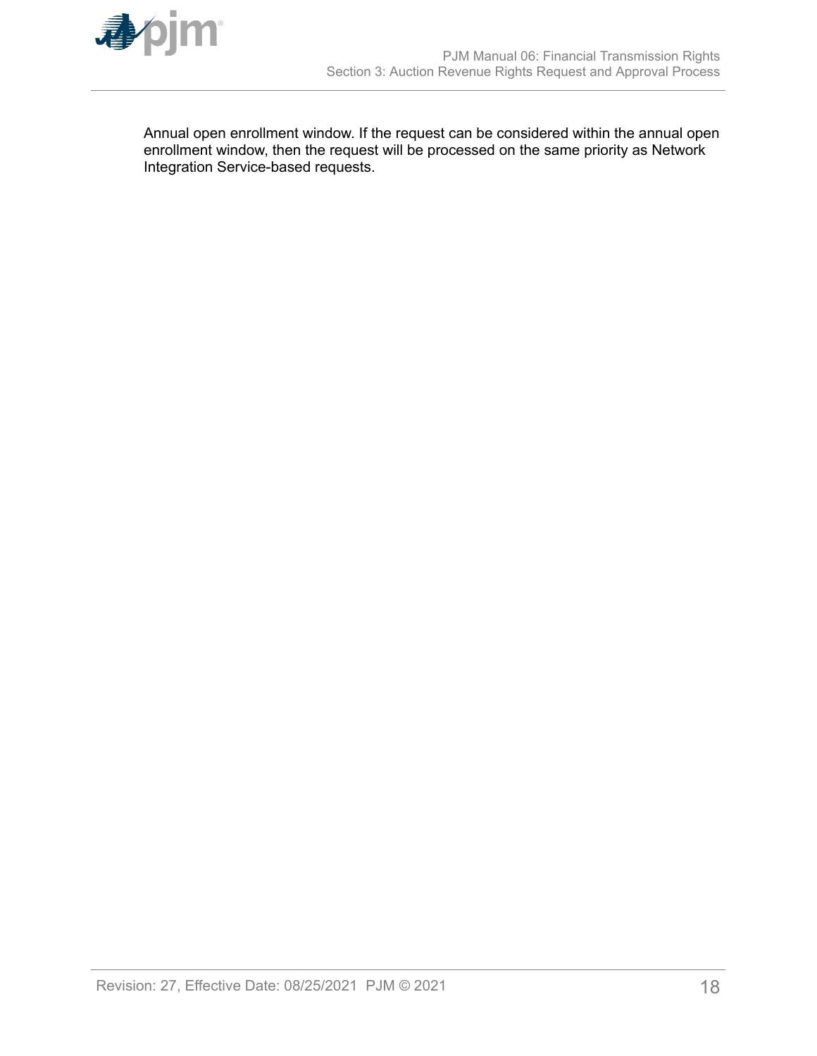Annual open enrollment window. If the request can be considered within the annual open enrollment window, then the request will be processed on the same priority as Network Integration Service-based requests.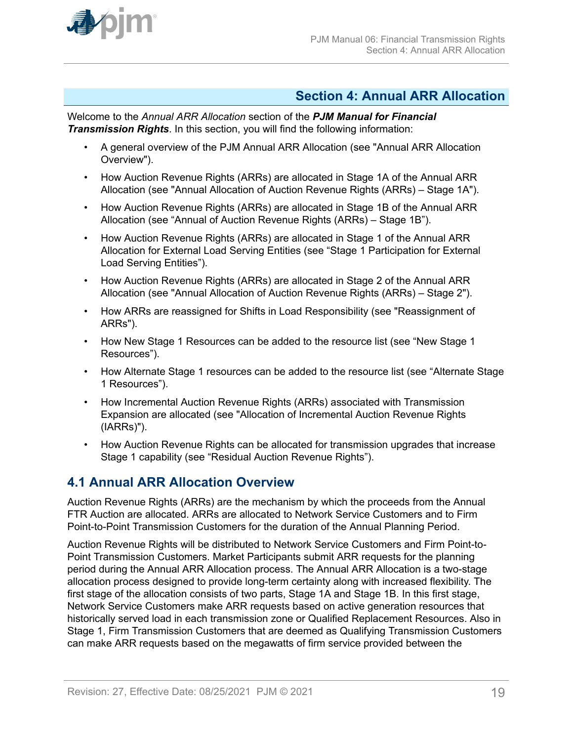# Section 4: Annual ARR Allocation

Welcome to the *Annual ARR Allocation* section of the ***PJM Manual for Financial Transmission Rights***. In this section, you will find the following information:

- A general overview of the PJM Annual ARR Allocation (see "Annual ARR Allocation Overview").
- How Auction Revenue Rights (ARRs) are allocated in Stage 1A of the Annual ARR Allocation (see "Annual Allocation of Auction Revenue Rights (ARRs) – Stage 1A").
- How Auction Revenue Rights (ARRs) are allocated in Stage 1B of the Annual ARR Allocation (see "Annual of Auction Revenue Rights (ARRs) – Stage 1B").
- How Auction Revenue Rights (ARRs) are allocated in Stage 1 of the Annual ARR Allocation for External Load Serving Entities (see "Stage 1 Participation for External Load Serving Entities").
- How Auction Revenue Rights (ARRs) are allocated in Stage 2 of the Annual ARR Allocation (see "Annual Allocation of Auction Revenue Rights (ARRs) – Stage 2").
- How ARRs are reassigned for Shifts in Load Responsibility (see "Reassignment of ARRs").
- How New Stage 1 Resources can be added to the resource list (see "New Stage 1 Resources").
- How Alternate Stage 1 resources can be added to the resource list (see "Alternate Stage 1 Resources").
- How Incremental Auction Revenue Rights (ARRs) associated with Transmission Expansion are allocated (see "Allocation of Incremental Auction Revenue Rights (IARRs)").
- How Auction Revenue Rights can be allocated for transmission upgrades that increase Stage 1 capability (see "Residual Auction Revenue Rights").

## 4.1 Annual ARR Allocation Overview

Auction Revenue Rights (ARRs) are the mechanism by which the proceeds from the Annual FTR Auction are allocated. ARRs are allocated to Network Service Customers and to Firm Point-to-Point Transmission Customers for the duration of the Annual Planning Period.

Auction Revenue Rights will be distributed to Network Service Customers and Firm Point-to-Point Transmission Customers. Market Participants submit ARR requests for the planning period during the Annual ARR Allocation process. The Annual ARR Allocation is a two-stage allocation process designed to provide long-term certainty along with increased flexibility. The first stage of the allocation consists of two parts, Stage 1A and Stage 1B. In this first stage, Network Service Customers make ARR requests based on active generation resources that historically served load in each transmission zone or Qualified Replacement Resources. Also in Stage 1, Firm Transmission Customers that are deemed as Qualifying Transmission Customers can make ARR requests based on the megawatts of firm service provided between the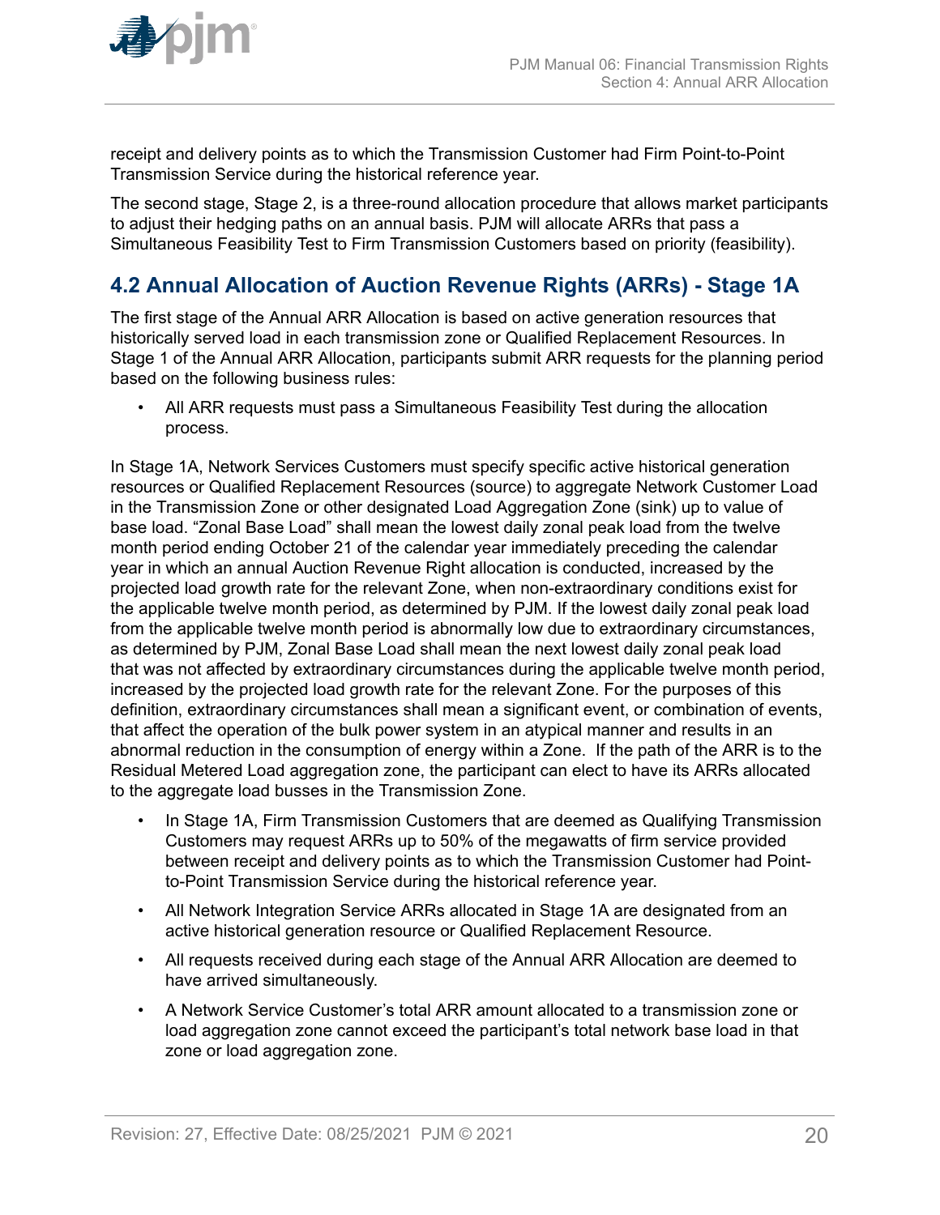receipt and delivery points as to which the Transmission Customer had Firm Point-to-Point Transmission Service during the historical reference year.

The second stage, Stage 2, is a three-round allocation procedure that allows market participants to adjust their hedging paths on an annual basis. PJM will allocate ARRs that pass a Simultaneous Feasibility Test to Firm Transmission Customers based on priority (feasibility).

## 4.2 Annual Allocation of Auction Revenue Rights (ARRs) - Stage 1A

The first stage of the Annual ARR Allocation is based on active generation resources that historically served load in each transmission zone or Qualified Replacement Resources. In Stage 1 of the Annual ARR Allocation, participants submit ARR requests for the planning period based on the following business rules:

- All ARR requests must pass a Simultaneous Feasibility Test during the allocation process.

In Stage 1A, Network Services Customers must specify specific active historical generation resources or Qualified Replacement Resources (source) to aggregate Network Customer Load in the Transmission Zone or other designated Load Aggregation Zone (sink) up to value of base load. “Zonal Base Load” shall mean the lowest daily zonal peak load from the twelve month period ending October 21 of the calendar year immediately preceding the calendar year in which an annual Auction Revenue Right allocation is conducted, increased by the projected load growth rate for the relevant Zone, when non-extraordinary conditions exist for the applicable twelve month period, as determined by PJM. If the lowest daily zonal peak load from the applicable twelve month period is abnormally low due to extraordinary circumstances, as determined by PJM, Zonal Base Load shall mean the next lowest daily zonal peak load that was not affected by extraordinary circumstances during the applicable twelve month period, increased by the projected load growth rate for the relevant Zone. For the purposes of this definition, extraordinary circumstances shall mean a significant event, or combination of events, that affect the operation of the bulk power system in an atypical manner and results in an abnormal reduction in the consumption of energy within a Zone. If the path of the ARR is to the Residual Metered Load aggregation zone, the participant can elect to have its ARRs allocated to the aggregate load busses in the Transmission Zone.

- In Stage 1A, Firm Transmission Customers that are deemed as Qualifying Transmission Customers may request ARRs up to 50% of the megawatts of firm service provided between receipt and delivery points as to which the Transmission Customer had Point-to-Point Transmission Service during the historical reference year.
- All Network Integration Service ARRs allocated in Stage 1A are designated from an active historical generation resource or Qualified Replacement Resource.
- All requests received during each stage of the Annual ARR Allocation are deemed to have arrived simultaneously.
- A Network Service Customer’s total ARR amount allocated to a transmission zone or load aggregation zone cannot exceed the participant’s total network base load in that zone or load aggregation zone.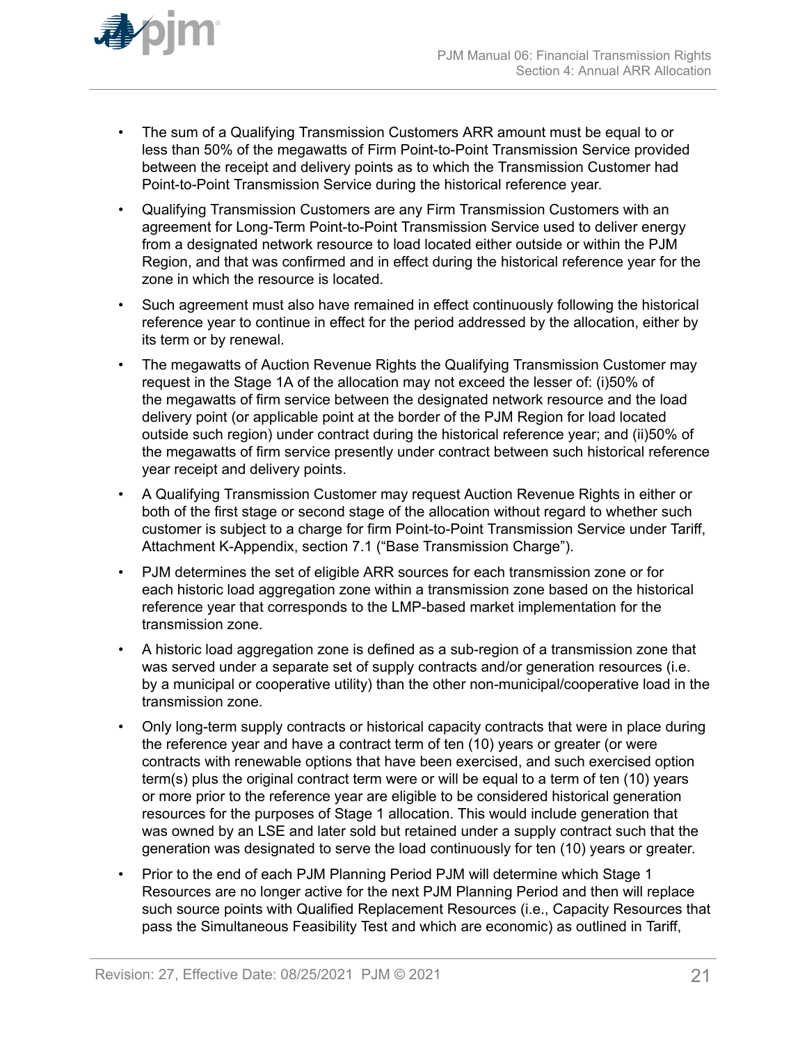- The sum of a Qualifying Transmission Customers ARR amount must be equal to or less than 50% of the megawatts of Firm Point-to-Point Transmission Service provided between the receipt and delivery points as to which the Transmission Customer had Point-to-Point Transmission Service during the historical reference year.
- Qualifying Transmission Customers are any Firm Transmission Customers with an agreement for Long-Term Point-to-Point Transmission Service used to deliver energy from a designated network resource to load located either outside or within the PJM Region, and that was confirmed and in effect during the historical reference year for the zone in which the resource is located.
- Such agreement must also have remained in effect continuously following the historical reference year to continue in effect for the period addressed by the allocation, either by its term or by renewal.
- The megawatts of Auction Revenue Rights the Qualifying Transmission Customer may request in the Stage 1A of the allocation may not exceed the lesser of: (i)50% of the megawatts of firm service between the designated network resource and the load delivery point (or applicable point at the border of the PJM Region for load located outside such region) under contract during the historical reference year; and (ii)50% of the megawatts of firm service presently under contract between such historical reference year receipt and delivery points.
- A Qualifying Transmission Customer may request Auction Revenue Rights in either or both of the first stage or second stage of the allocation without regard to whether such customer is subject to a charge for firm Point-to-Point Transmission Service under Tariff, Attachment K-Appendix, section 7.1 ("Base Transmission Charge").
- PJM determines the set of eligible ARR sources for each transmission zone or for each historic load aggregation zone within a transmission zone based on the historical reference year that corresponds to the LMP-based market implementation for the transmission zone.
- A historic load aggregation zone is defined as a sub-region of a transmission zone that was served under a separate set of supply contracts and/or generation resources (i.e. by a municipal or cooperative utility) than the other non-municipal/cooperative load in the transmission zone.
- Only long-term supply contracts or historical capacity contracts that were in place during the reference year and have a contract term of ten (10) years or greater (or were contracts with renewable options that have been exercised, and such exercised option term(s) plus the original contract term were or will be equal to a term of ten (10) years or more prior to the reference year are eligible to be considered historical generation resources for the purposes of Stage 1 allocation. This would include generation that was owned by an LSE and later sold but retained under a supply contract such that the generation was designated to serve the load continuously for ten (10) years or greater.
- Prior to the end of each PJM Planning Period PJM will determine which Stage 1 Resources are no longer active for the next PJM Planning Period and then will replace such source points with Qualified Replacement Resources (i.e., Capacity Resources that pass the Simultaneous Feasibility Test and which are economic) as outlined in Tariff,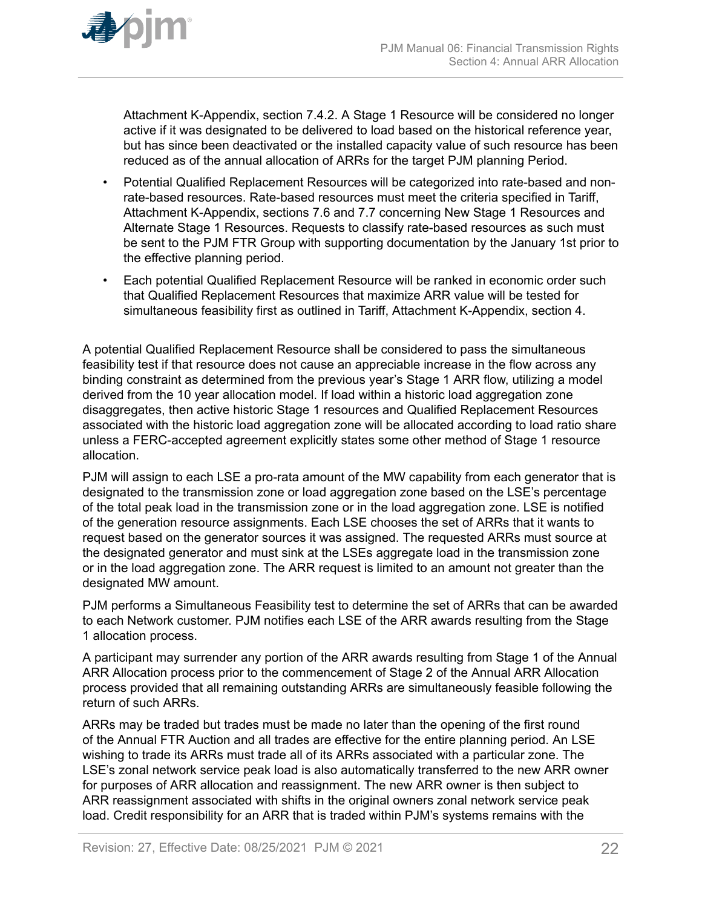Attachment K-Appendix, section 7.4.2. A Stage 1 Resource will be considered no longer active if it was designated to be delivered to load based on the historical reference year, but has since been deactivated or the installed capacity value of such resource has been reduced as of the annual allocation of ARRs for the target PJM planning Period.

- Potential Qualified Replacement Resources will be categorized into rate-based and non-rate-based resources. Rate-based resources must meet the criteria specified in Tariff, Attachment K-Appendix, sections 7.6 and 7.7 concerning New Stage 1 Resources and Alternate Stage 1 Resources. Requests to classify rate-based resources as such must be sent to the PJM FTR Group with supporting documentation by the January 1st prior to the effective planning period.
- Each potential Qualified Replacement Resource will be ranked in economic order such that Qualified Replacement Resources that maximize ARR value will be tested for simultaneous feasibility first as outlined in Tariff, Attachment K-Appendix, section 4.

A potential Qualified Replacement Resource shall be considered to pass the simultaneous feasibility test if that resource does not cause an appreciable increase in the flow across any binding constraint as determined from the previous year's Stage 1 ARR flow, utilizing a model derived from the 10 year allocation model. If load within a historic load aggregation zone disaggregates, then active historic Stage 1 resources and Qualified Replacement Resources associated with the historic load aggregation zone will be allocated according to load ratio share unless a FERC-accepted agreement explicitly states some other method of Stage 1 resource allocation.

PJM will assign to each LSE a pro-rata amount of the MW capability from each generator that is designated to the transmission zone or load aggregation zone based on the LSE's percentage of the total peak load in the transmission zone or in the load aggregation zone. LSE is notified of the generation resource assignments. Each LSE chooses the set of ARRs that it wants to request based on the generator sources it was assigned. The requested ARRs must source at the designated generator and must sink at the LSEs aggregate load in the transmission zone or in the load aggregation zone. The ARR request is limited to an amount not greater than the designated MW amount.

PJM performs a Simultaneous Feasibility test to determine the set of ARRs that can be awarded to each Network customer. PJM notifies each LSE of the ARR awards resulting from the Stage 1 allocation process.

A participant may surrender any portion of the ARR awards resulting from Stage 1 of the Annual ARR Allocation process prior to the commencement of Stage 2 of the Annual ARR Allocation process provided that all remaining outstanding ARRs are simultaneously feasible following the return of such ARRs.

ARRs may be traded but trades must be made no later than the opening of the first round of the Annual FTR Auction and all trades are effective for the entire planning period. An LSE wishing to trade its ARRs must trade all of its ARRs associated with a particular zone. The LSE's zonal network service peak load is also automatically transferred to the new ARR owner for purposes of ARR allocation and reassignment. The new ARR owner is then subject to ARR reassignment associated with shifts in the original owners zonal network service peak load. Credit responsibility for an ARR that is traded within PJM's systems remains with the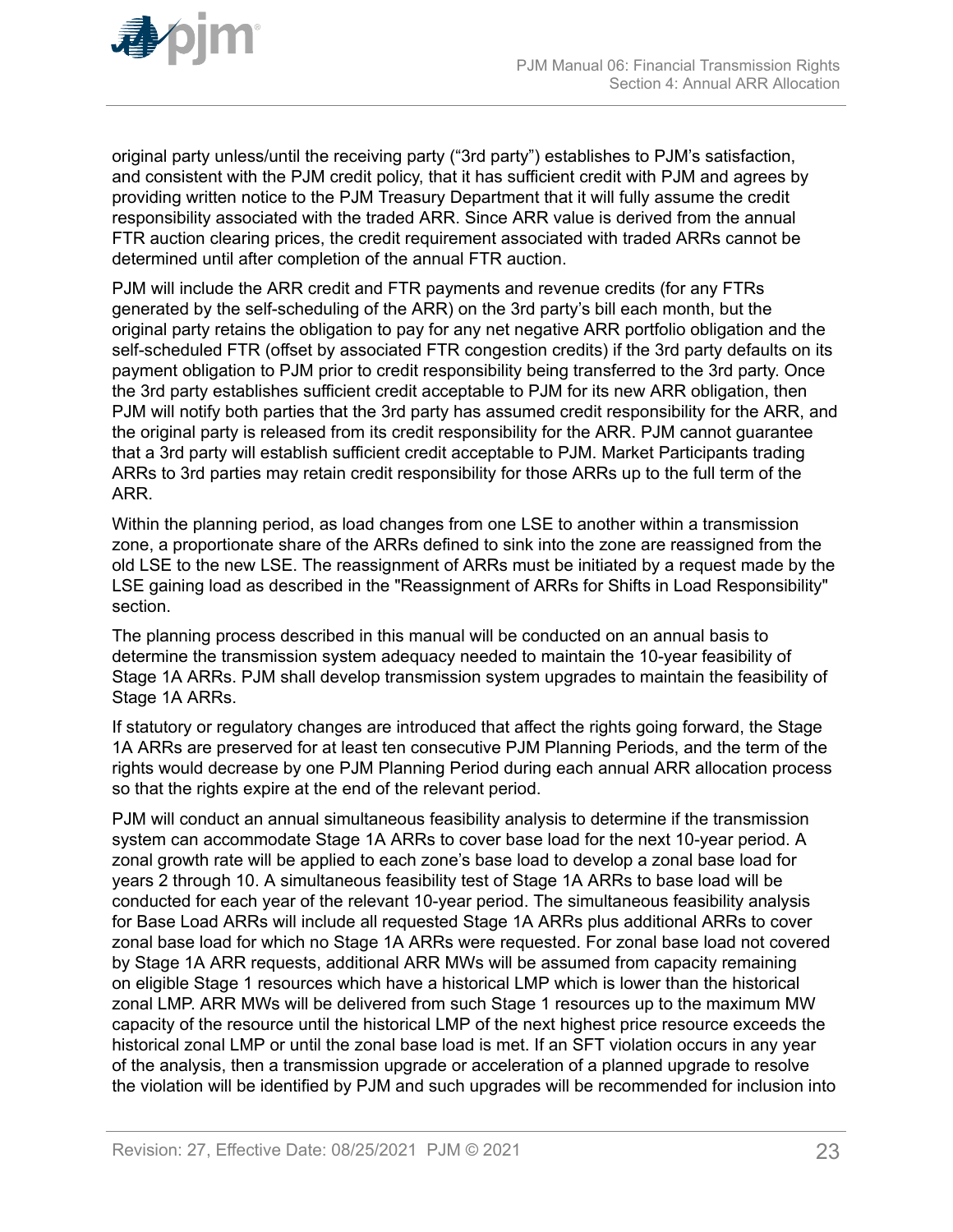original party unless/until the receiving party ("3rd party") establishes to PJM's satisfaction, and consistent with the PJM credit policy, that it has sufficient credit with PJM and agrees by providing written notice to the PJM Treasury Department that it will fully assume the credit responsibility associated with the traded ARR. Since ARR value is derived from the annual FTR auction clearing prices, the credit requirement associated with traded ARRs cannot be determined until after completion of the annual FTR auction.

PJM will include the ARR credit and FTR payments and revenue credits (for any FTRs generated by the self-scheduling of the ARR) on the 3rd party's bill each month, but the original party retains the obligation to pay for any net negative ARR portfolio obligation and the self-scheduled FTR (offset by associated FTR congestion credits) if the 3rd party defaults on its payment obligation to PJM prior to credit responsibility being transferred to the 3rd party. Once the 3rd party establishes sufficient credit acceptable to PJM for its new ARR obligation, then PJM will notify both parties that the 3rd party has assumed credit responsibility for the ARR, and the original party is released from its credit responsibility for the ARR. PJM cannot guarantee that a 3rd party will establish sufficient credit acceptable to PJM. Market Participants trading ARRs to 3rd parties may retain credit responsibility for those ARRs up to the full term of the ARR.

Within the planning period, as load changes from one LSE to another within a transmission zone, a proportionate share of the ARRs defined to sink into the zone are reassigned from the old LSE to the new LSE. The reassignment of ARRs must be initiated by a request made by the LSE gaining load as described in the "Reassignment of ARRs for Shifts in Load Responsibility" section.

The planning process described in this manual will be conducted on an annual basis to determine the transmission system adequacy needed to maintain the 10-year feasibility of Stage 1A ARRs. PJM shall develop transmission system upgrades to maintain the feasibility of Stage 1A ARRs.

If statutory or regulatory changes are introduced that affect the rights going forward, the Stage 1A ARRs are preserved for at least ten consecutive PJM Planning Periods, and the term of the rights would decrease by one PJM Planning Period during each annual ARR allocation process so that the rights expire at the end of the relevant period.

PJM will conduct an annual simultaneous feasibility analysis to determine if the transmission system can accommodate Stage 1A ARRs to cover base load for the next 10-year period. A zonal growth rate will be applied to each zone's base load to develop a zonal base load for years 2 through 10. A simultaneous feasibility test of Stage 1A ARRs to base load will be conducted for each year of the relevant 10-year period. The simultaneous feasibility analysis for Base Load ARRs will include all requested Stage 1A ARRs plus additional ARRs to cover zonal base load for which no Stage 1A ARRs were requested. For zonal base load not covered by Stage 1A ARR requests, additional ARR MWs will be assumed from capacity remaining on eligible Stage 1 resources which have a historical LMP which is lower than the historical zonal LMP. ARR MWs will be delivered from such Stage 1 resources up to the maximum MW capacity of the resource until the historical LMP of the next highest price resource exceeds the historical zonal LMP or until the zonal base load is met. If an SFT violation occurs in any year of the analysis, then a transmission upgrade or acceleration of a planned upgrade to resolve the violation will be identified by PJM and such upgrades will be recommended for inclusion into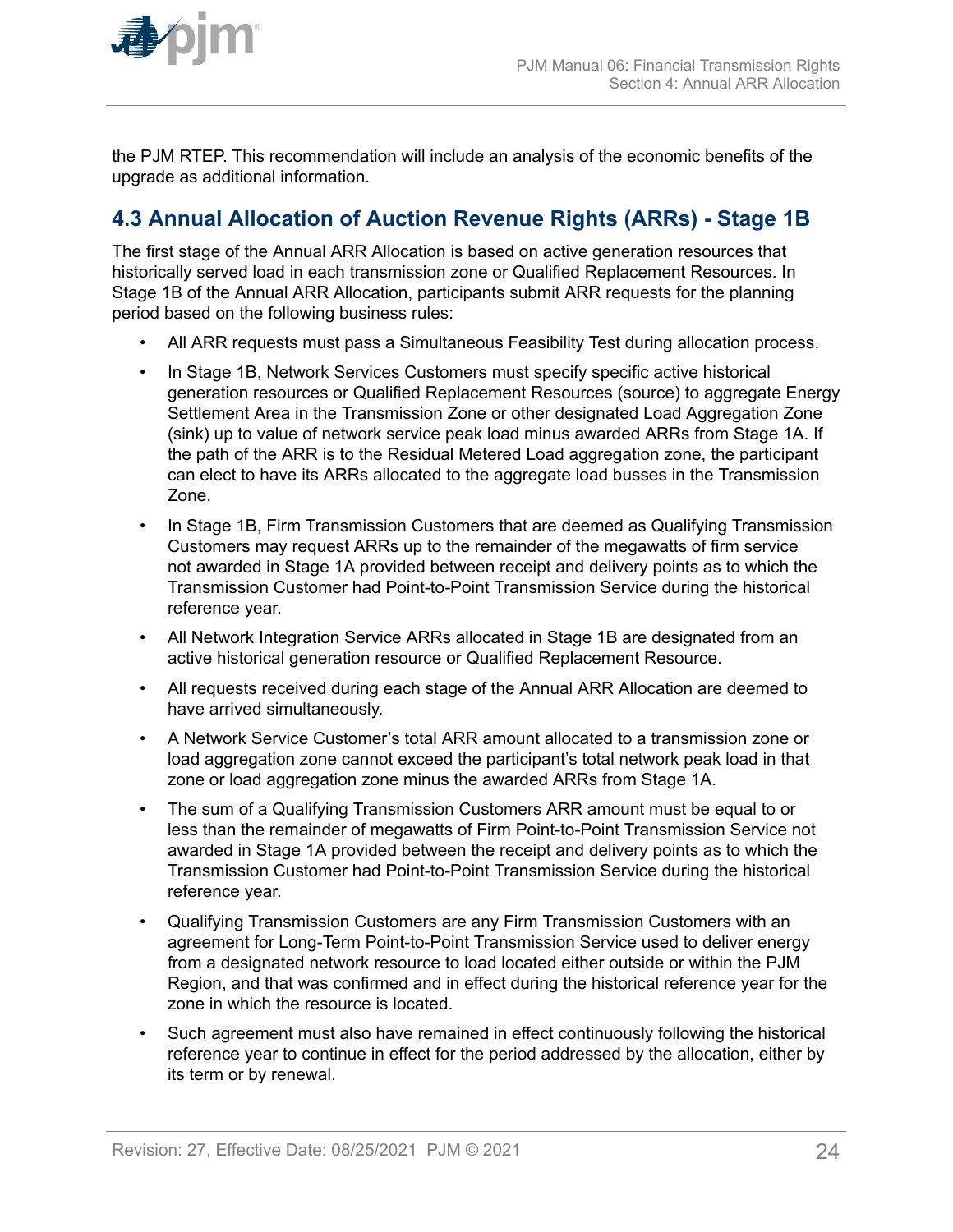the PJM RTEP. This recommendation will include an analysis of the economic benefits of the upgrade as additional information.

## 4.3 Annual Allocation of Auction Revenue Rights (ARRs) - Stage 1B

The first stage of the Annual ARR Allocation is based on active generation resources that historically served load in each transmission zone or Qualified Replacement Resources. In Stage 1B of the Annual ARR Allocation, participants submit ARR requests for the planning period based on the following business rules:

- All ARR requests must pass a Simultaneous Feasibility Test during allocation process.
- In Stage 1B, Network Services Customers must specify specific active historical generation resources or Qualified Replacement Resources (source) to aggregate Energy Settlement Area in the Transmission Zone or other designated Load Aggregation Zone (sink) up to value of network service peak load minus awarded ARRs from Stage 1A. If the path of the ARR is to the Residual Metered Load aggregation zone, the participant can elect to have its ARRs allocated to the aggregate load busses in the Transmission Zone.
- In Stage 1B, Firm Transmission Customers that are deemed as Qualifying Transmission Customers may request ARRs up to the remainder of the megawatts of firm service not awarded in Stage 1A provided between receipt and delivery points as to which the Transmission Customer had Point-to-Point Transmission Service during the historical reference year.
- All Network Integration Service ARRs allocated in Stage 1B are designated from an active historical generation resource or Qualified Replacement Resource.
- All requests received during each stage of the Annual ARR Allocation are deemed to have arrived simultaneously.
- A Network Service Customer's total ARR amount allocated to a transmission zone or load aggregation zone cannot exceed the participant's total network peak load in that zone or load aggregation zone minus the awarded ARRs from Stage 1A.
- The sum of a Qualifying Transmission Customers ARR amount must be equal to or less than the remainder of megawatts of Firm Point-to-Point Transmission Service not awarded in Stage 1A provided between the receipt and delivery points as to which the Transmission Customer had Point-to-Point Transmission Service during the historical reference year.
- Qualifying Transmission Customers are any Firm Transmission Customers with an agreement for Long-Term Point-to-Point Transmission Service used to deliver energy from a designated network resource to load located either outside or within the PJM Region, and that was confirmed and in effect during the historical reference year for the zone in which the resource is located.
- Such agreement must also have remained in effect continuously following the historical reference year to continue in effect for the period addressed by the allocation, either by its term or by renewal.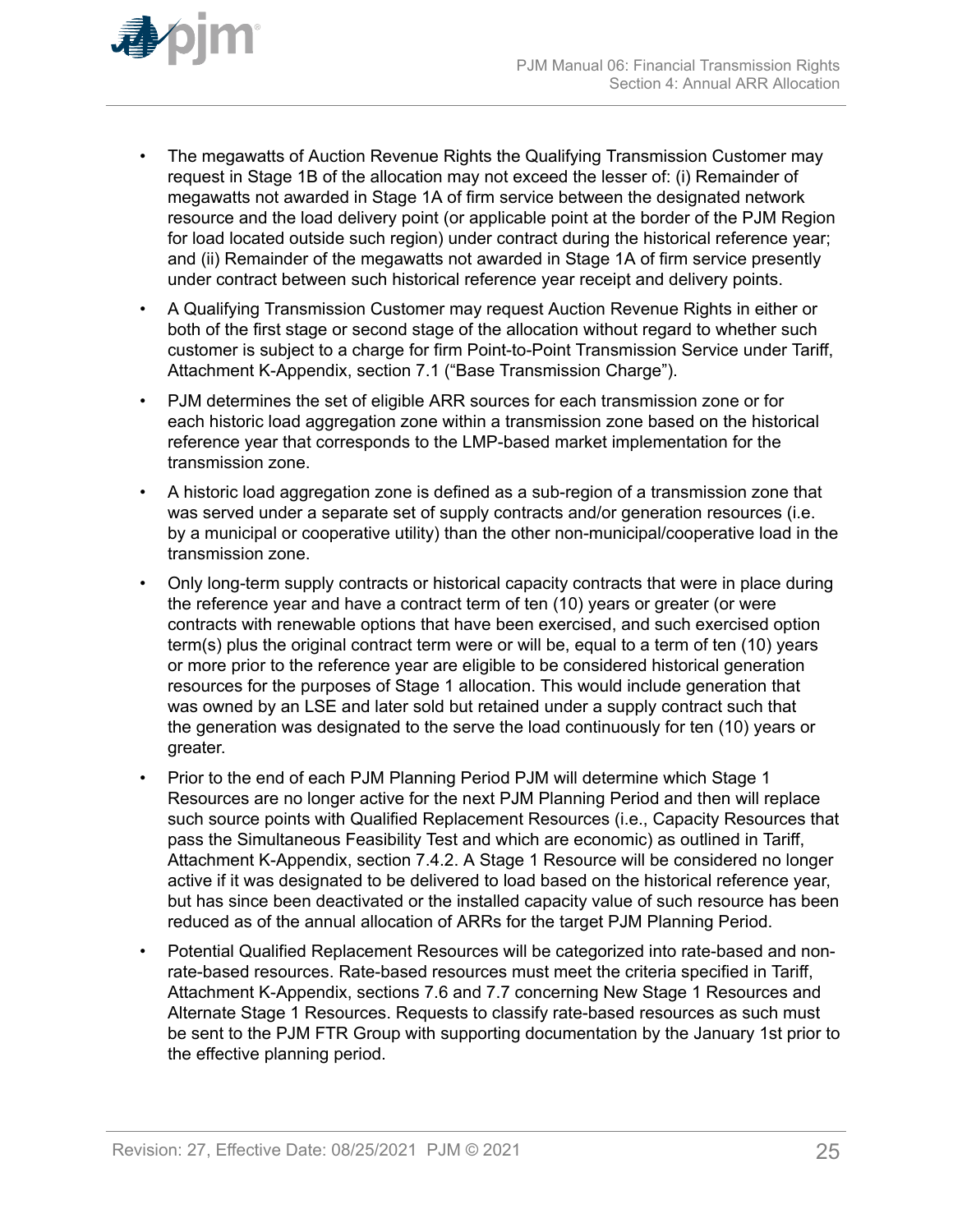- The megawatts of Auction Revenue Rights the Qualifying Transmission Customer may request in Stage 1B of the allocation may not exceed the lesser of: (i) Remainder of megawatts not awarded in Stage 1A of firm service between the designated network resource and the load delivery point (or applicable point at the border of the PJM Region for load located outside such region) under contract during the historical reference year; and (ii) Remainder of the megawatts not awarded in Stage 1A of firm service presently under contract between such historical reference year receipt and delivery points.
- A Qualifying Transmission Customer may request Auction Revenue Rights in either or both of the first stage or second stage of the allocation without regard to whether such customer is subject to a charge for firm Point-to-Point Transmission Service under Tariff, Attachment K-Appendix, section 7.1 ("Base Transmission Charge").
- PJM determines the set of eligible ARR sources for each transmission zone or for each historic load aggregation zone within a transmission zone based on the historical reference year that corresponds to the LMP-based market implementation for the transmission zone.
- A historic load aggregation zone is defined as a sub-region of a transmission zone that was served under a separate set of supply contracts and/or generation resources (i.e. by a municipal or cooperative utility) than the other non-municipal/cooperative load in the transmission zone.
- Only long-term supply contracts or historical capacity contracts that were in place during the reference year and have a contract term of ten (10) years or greater (or were contracts with renewable options that have been exercised, and such exercised option term(s) plus the original contract term were or will be, equal to a term of ten (10) years or more prior to the reference year are eligible to be considered historical generation resources for the purposes of Stage 1 allocation. This would include generation that was owned by an LSE and later sold but retained under a supply contract such that the generation was designated to the serve the load continuously for ten (10) years or greater.
- Prior to the end of each PJM Planning Period PJM will determine which Stage 1 Resources are no longer active for the next PJM Planning Period and then will replace such source points with Qualified Replacement Resources (i.e., Capacity Resources that pass the Simultaneous Feasibility Test and which are economic) as outlined in Tariff, Attachment K-Appendix, section 7.4.2. A Stage 1 Resource will be considered no longer active if it was designated to be delivered to load based on the historical reference year, but has since been deactivated or the installed capacity value of such resource has been reduced as of the annual allocation of ARRs for the target PJM Planning Period.
- Potential Qualified Replacement Resources will be categorized into rate-based and non-rate-based resources. Rate-based resources must meet the criteria specified in Tariff, Attachment K-Appendix, sections 7.6 and 7.7 concerning New Stage 1 Resources and Alternate Stage 1 Resources. Requests to classify rate-based resources as such must be sent to the PJM FTR Group with supporting documentation by the January 1st prior to the effective planning period.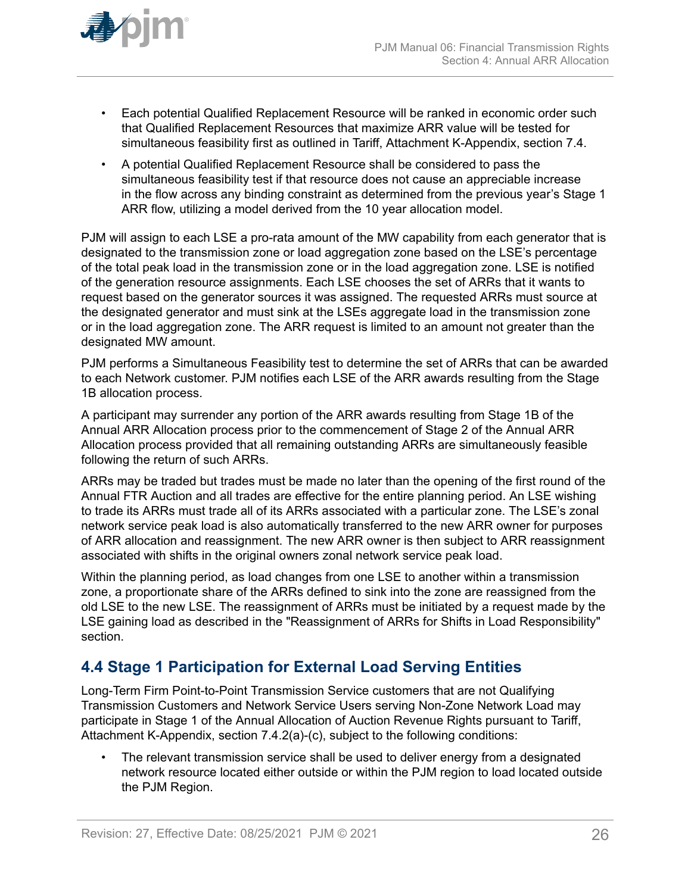- Each potential Qualified Replacement Resource will be ranked in economic order such that Qualified Replacement Resources that maximize ARR value will be tested for simultaneous feasibility first as outlined in Tariff, Attachment K-Appendix, section 7.4.
- A potential Qualified Replacement Resource shall be considered to pass the simultaneous feasibility test if that resource does not cause an appreciable increase in the flow across any binding constraint as determined from the previous year's Stage 1 ARR flow, utilizing a model derived from the 10 year allocation model.

PJM will assign to each LSE a pro-rata amount of the MW capability from each generator that is designated to the transmission zone or load aggregation zone based on the LSE's percentage of the total peak load in the transmission zone or in the load aggregation zone. LSE is notified of the generation resource assignments. Each LSE chooses the set of ARRs that it wants to request based on the generator sources it was assigned. The requested ARRs must source at the designated generator and must sink at the LSEs aggregate load in the transmission zone or in the load aggregation zone. The ARR request is limited to an amount not greater than the designated MW amount.

PJM performs a Simultaneous Feasibility test to determine the set of ARRs that can be awarded to each Network customer. PJM notifies each LSE of the ARR awards resulting from the Stage 1B allocation process.

A participant may surrender any portion of the ARR awards resulting from Stage 1B of the Annual ARR Allocation process prior to the commencement of Stage 2 of the Annual ARR Allocation process provided that all remaining outstanding ARRs are simultaneously feasible following the return of such ARRs.

ARRs may be traded but trades must be made no later than the opening of the first round of the Annual FTR Auction and all trades are effective for the entire planning period. An LSE wishing to trade its ARRs must trade all of its ARRs associated with a particular zone. The LSE's zonal network service peak load is also automatically transferred to the new ARR owner for purposes of ARR allocation and reassignment. The new ARR owner is then subject to ARR reassignment associated with shifts in the original owners zonal network service peak load.

Within the planning period, as load changes from one LSE to another within a transmission zone, a proportionate share of the ARRs defined to sink into the zone are reassigned from the old LSE to the new LSE. The reassignment of ARRs must be initiated by a request made by the LSE gaining load as described in the "Reassignment of ARRs for Shifts in Load Responsibility" section.

## 4.4 Stage 1 Participation for External Load Serving Entities

Long-Term Firm Point-to-Point Transmission Service customers that are not Qualifying Transmission Customers and Network Service Users serving Non-Zone Network Load may participate in Stage 1 of the Annual Allocation of Auction Revenue Rights pursuant to Tariff, Attachment K-Appendix, section 7.4.2(a)-(c), subject to the following conditions:

- The relevant transmission service shall be used to deliver energy from a designated network resource located either outside or within the PJM region to load located outside the PJM Region.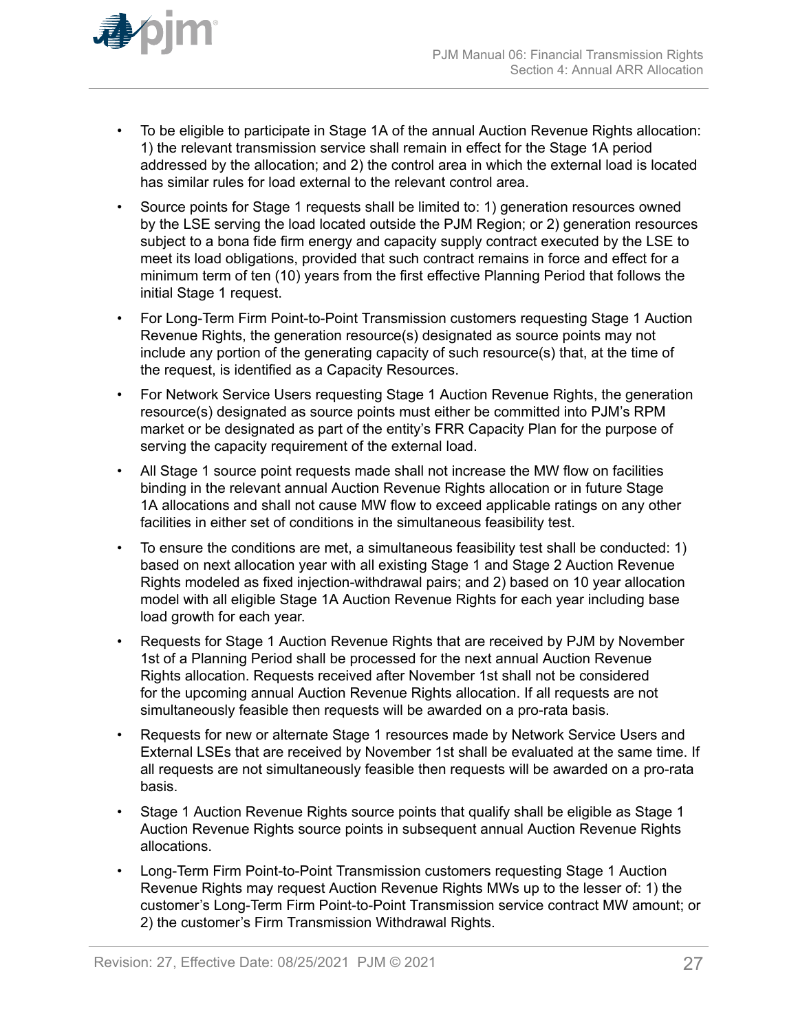- To be eligible to participate in Stage 1A of the annual Auction Revenue Rights allocation: 1) the relevant transmission service shall remain in effect for the Stage 1A period addressed by the allocation; and 2) the control area in which the external load is located has similar rules for load external to the relevant control area.
- Source points for Stage 1 requests shall be limited to: 1) generation resources owned by the LSE serving the load located outside the PJM Region; or 2) generation resources subject to a bona fide firm energy and capacity supply contract executed by the LSE to meet its load obligations, provided that such contract remains in force and effect for a minimum term of ten (10) years from the first effective Planning Period that follows the initial Stage 1 request.
- For Long-Term Firm Point-to-Point Transmission customers requesting Stage 1 Auction Revenue Rights, the generation resource(s) designated as source points may not include any portion of the generating capacity of such resource(s) that, at the time of the request, is identified as a Capacity Resources.
- For Network Service Users requesting Stage 1 Auction Revenue Rights, the generation resource(s) designated as source points must either be committed into PJM's RPM market or be designated as part of the entity's FRR Capacity Plan for the purpose of serving the capacity requirement of the external load.
- All Stage 1 source point requests made shall not increase the MW flow on facilities binding in the relevant annual Auction Revenue Rights allocation or in future Stage 1A allocations and shall not cause MW flow to exceed applicable ratings on any other facilities in either set of conditions in the simultaneous feasibility test.
- To ensure the conditions are met, a simultaneous feasibility test shall be conducted: 1) based on next allocation year with all existing Stage 1 and Stage 2 Auction Revenue Rights modeled as fixed injection-withdrawal pairs; and 2) based on 10 year allocation model with all eligible Stage 1A Auction Revenue Rights for each year including base load growth for each year.
- Requests for Stage 1 Auction Revenue Rights that are received by PJM by November 1st of a Planning Period shall be processed for the next annual Auction Revenue Rights allocation. Requests received after November 1st shall not be considered for the upcoming annual Auction Revenue Rights allocation. If all requests are not simultaneously feasible then requests will be awarded on a pro-rata basis.
- Requests for new or alternate Stage 1 resources made by Network Service Users and External LSEs that are received by November 1st shall be evaluated at the same time. If all requests are not simultaneously feasible then requests will be awarded on a pro-rata basis.
- Stage 1 Auction Revenue Rights source points that qualify shall be eligible as Stage 1 Auction Revenue Rights source points in subsequent annual Auction Revenue Rights allocations.
- Long-Term Firm Point-to-Point Transmission customers requesting Stage 1 Auction Revenue Rights may request Auction Revenue Rights MWs up to the lesser of: 1) the customer's Long-Term Firm Point-to-Point Transmission service contract MW amount; or 2) the customer's Firm Transmission Withdrawal Rights.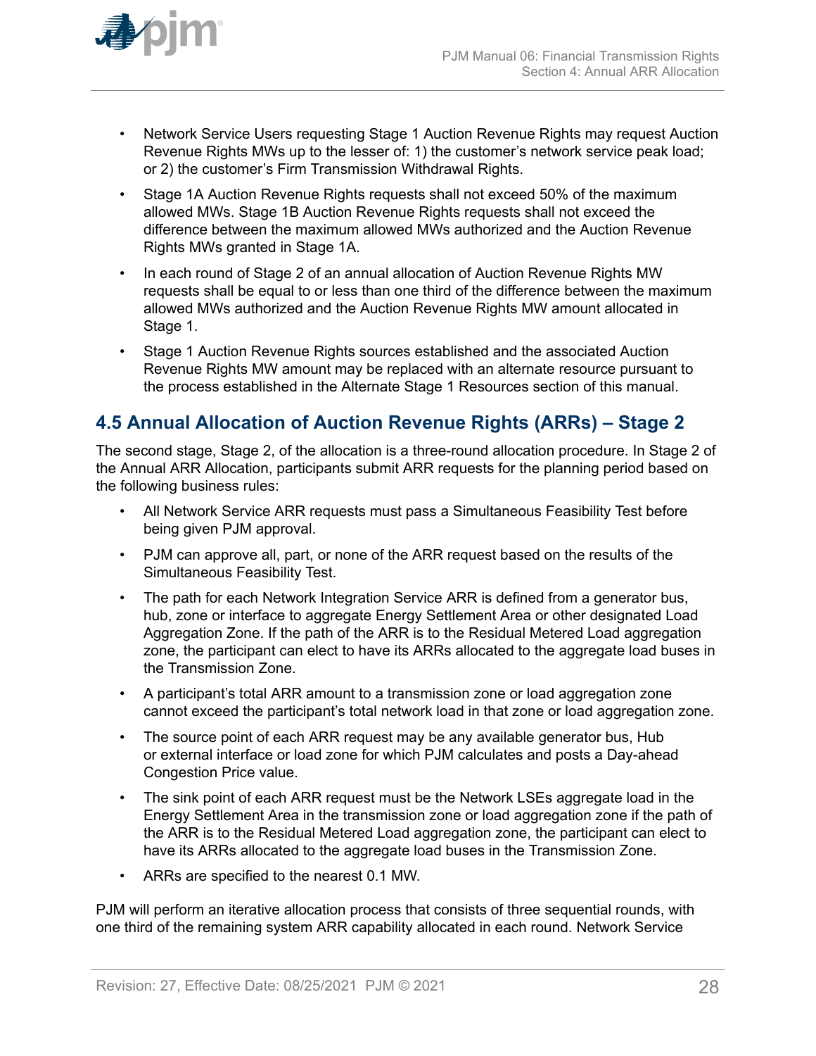- Network Service Users requesting Stage 1 Auction Revenue Rights may request Auction Revenue Rights MWs up to the lesser of: 1) the customer's network service peak load; or 2) the customer's Firm Transmission Withdrawal Rights.
- Stage 1A Auction Revenue Rights requests shall not exceed 50% of the maximum allowed MWs. Stage 1B Auction Revenue Rights requests shall not exceed the difference between the maximum allowed MWs authorized and the Auction Revenue Rights MWs granted in Stage 1A.
- In each round of Stage 2 of an annual allocation of Auction Revenue Rights MW requests shall be equal to or less than one third of the difference between the maximum allowed MWs authorized and the Auction Revenue Rights MW amount allocated in Stage 1.
- Stage 1 Auction Revenue Rights sources established and the associated Auction Revenue Rights MW amount may be replaced with an alternate resource pursuant to the process established in the Alternate Stage 1 Resources section of this manual.

## 4.5 Annual Allocation of Auction Revenue Rights (ARRs) – Stage 2

The second stage, Stage 2, of the allocation is a three-round allocation procedure. In Stage 2 of the Annual ARR Allocation, participants submit ARR requests for the planning period based on the following business rules:

- All Network Service ARR requests must pass a Simultaneous Feasibility Test before being given PJM approval.
- PJM can approve all, part, or none of the ARR request based on the results of the Simultaneous Feasibility Test.
- The path for each Network Integration Service ARR is defined from a generator bus, hub, zone or interface to aggregate Energy Settlement Area or other designated Load Aggregation Zone. If the path of the ARR is to the Residual Metered Load aggregation zone, the participant can elect to have its ARRs allocated to the aggregate load buses in the Transmission Zone.
- A participant's total ARR amount to a transmission zone or load aggregation zone cannot exceed the participant's total network load in that zone or load aggregation zone.
- The source point of each ARR request may be any available generator bus, Hub or external interface or load zone for which PJM calculates and posts a Day-ahead Congestion Price value.
- The sink point of each ARR request must be the Network LSEs aggregate load in the Energy Settlement Area in the transmission zone or load aggregation zone if the path of the ARR is to the Residual Metered Load aggregation zone, the participant can elect to have its ARRs allocated to the aggregate load buses in the Transmission Zone.
- ARRs are specified to the nearest 0.1 MW.

PJM will perform an iterative allocation process that consists of three sequential rounds, with one third of the remaining system ARR capability allocated in each round. Network Service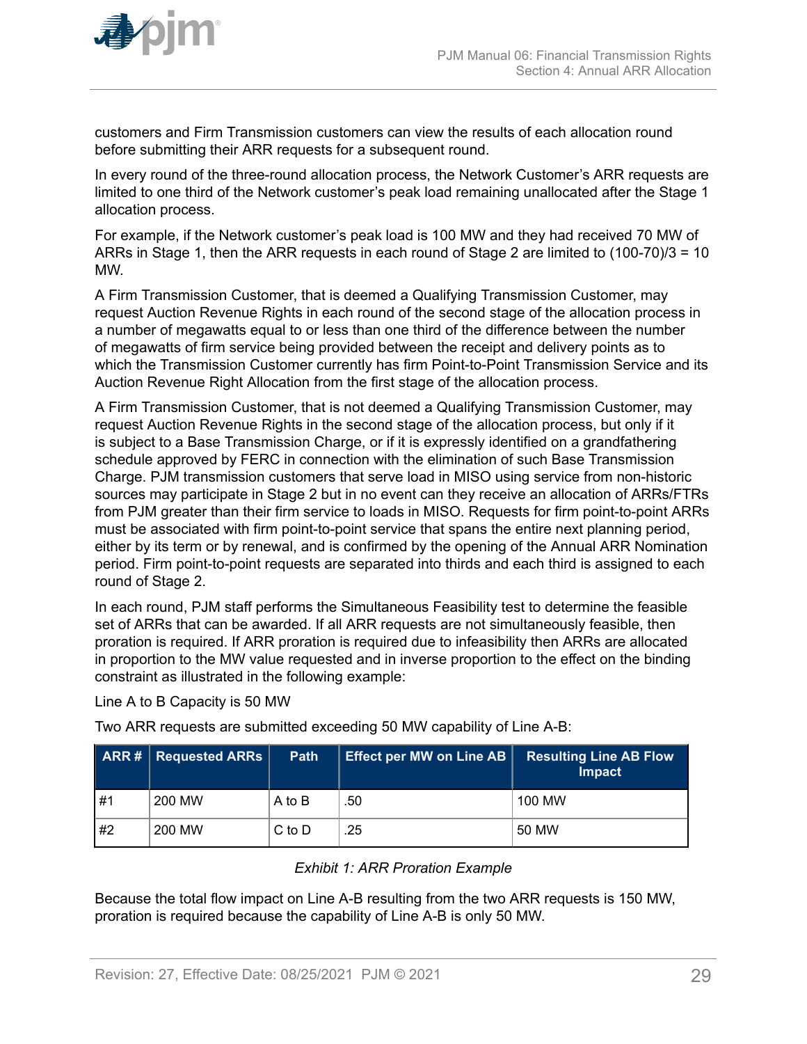customers and Firm Transmission customers can view the results of each allocation round before submitting their ARR requests for a subsequent round.

In every round of the three-round allocation process, the Network Customer's ARR requests are limited to one third of the Network customer's peak load remaining unallocated after the Stage 1 allocation process.

For example, if the Network customer's peak load is 100 MW and they had received 70 MW of ARRs in Stage 1, then the ARR requests in each round of Stage 2 are limited to (100-70)/3 = 10 MW.

A Firm Transmission Customer, that is deemed a Qualifying Transmission Customer, may request Auction Revenue Rights in each round of the second stage of the allocation process in a number of megawatts equal to or less than one third of the difference between the number of megawatts of firm service being provided between the receipt and delivery points as to which the Transmission Customer currently has firm Point-to-Point Transmission Service and its Auction Revenue Right Allocation from the first stage of the allocation process.

A Firm Transmission Customer, that is not deemed a Qualifying Transmission Customer, may request Auction Revenue Rights in the second stage of the allocation process, but only if it is subject to a Base Transmission Charge, or if it is expressly identified on a grandfathering schedule approved by FERC in connection with the elimination of such Base Transmission Charge. PJM transmission customers that serve load in MISO using service from non-historic sources may participate in Stage 2 but in no event can they receive an allocation of ARRs/FTRs from PJM greater than their firm service to loads in MISO. Requests for firm point-to-point ARRs must be associated with firm point-to-point service that spans the entire next planning period, either by its term or by renewal, and is confirmed by the opening of the Annual ARR Nomination period. Firm point-to-point requests are separated into thirds and each third is assigned to each round of Stage 2.

In each round, PJM staff performs the Simultaneous Feasibility test to determine the feasible set of ARRs that can be awarded. If all ARR requests are not simultaneously feasible, then proration is required. If ARR proration is required due to infeasibility then ARRs are allocated in proportion to the MW value requested and in inverse proportion to the effect on the binding constraint as illustrated in the following example:

Line A to B Capacity is 50 MW

Two ARR requests are submitted exceeding 50 MW capability of Line A-B:

| ARR # | Requested ARRs | Path | Effect per MW on Line AB | Resulting Line AB Flow Impact |
|---|---|---|---|---|
| #1 | 200 MW | A to B | .50 | 100 MW |
| #2 | 200 MW | C to D | .25 | 50 MW |

*Exhibit 1: ARR Proration Example*

Because the total flow impact on Line A-B resulting from the two ARR requests is 150 MW, proration is required because the capability of Line A-B is only 50 MW.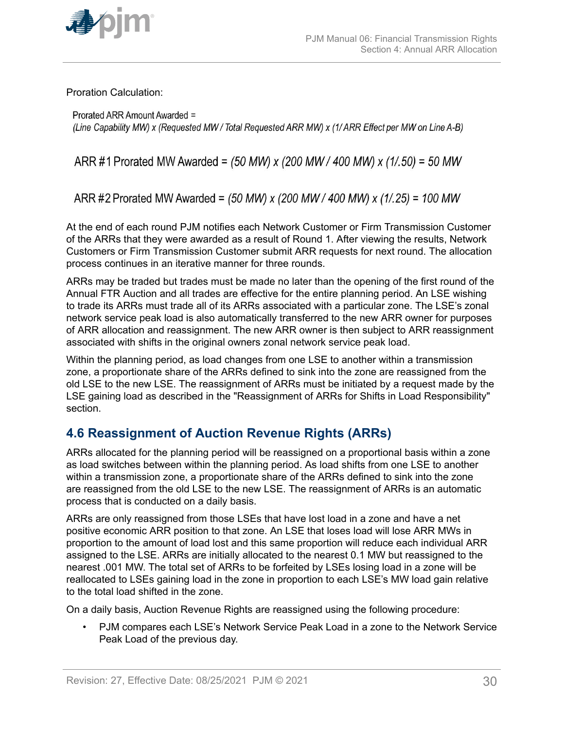Proration Calculation:

Prorated ARR Amount Awarded =
*(Line Capability MW) x (Requested MW / Total Requested ARR MW) x (1/ ARR Effect per MW on Line A-B)*

ARR #1 Prorated MW Awarded = *(50 MW) x (200 MW / 400 MW) x (1/.50) = 50 MW*

ARR #2 Prorated MW Awarded = *(50 MW) x (200 MW / 400 MW) x (1/.25) = 100 MW*

At the end of each round PJM notifies each Network Customer or Firm Transmission Customer of the ARRs that they were awarded as a result of Round 1. After viewing the results, Network Customers or Firm Transmission Customer submit ARR requests for next round. The allocation process continues in an iterative manner for three rounds.

ARRs may be traded but trades must be made no later than the opening of the first round of the Annual FTR Auction and all trades are effective for the entire planning period. An LSE wishing to trade its ARRs must trade all of its ARRs associated with a particular zone. The LSE's zonal network service peak load is also automatically transferred to the new ARR owner for purposes of ARR allocation and reassignment. The new ARR owner is then subject to ARR reassignment associated with shifts in the original owners zonal network service peak load.

Within the planning period, as load changes from one LSE to another within a transmission zone, a proportionate share of the ARRs defined to sink into the zone are reassigned from the old LSE to the new LSE. The reassignment of ARRs must be initiated by a request made by the LSE gaining load as described in the "Reassignment of ARRs for Shifts in Load Responsibility" section.

## 4.6 Reassignment of Auction Revenue Rights (ARRs)

ARRs allocated for the planning period will be reassigned on a proportional basis within a zone as load switches between within the planning period. As load shifts from one LSE to another within a transmission zone, a proportionate share of the ARRs defined to sink into the zone are reassigned from the old LSE to the new LSE. The reassignment of ARRs is an automatic process that is conducted on a daily basis.

ARRs are only reassigned from those LSEs that have lost load in a zone and have a net positive economic ARR position to that zone. An LSE that loses load will lose ARR MWs in proportion to the amount of load lost and this same proportion will reduce each individual ARR assigned to the LSE. ARRs are initially allocated to the nearest 0.1 MW but reassigned to the nearest .001 MW. The total set of ARRs to be forfeited by LSEs losing load in a zone will be reallocated to LSEs gaining load in the zone in proportion to each LSE's MW load gain relative to the total load shifted in the zone.

On a daily basis, Auction Revenue Rights are reassigned using the following procedure:

- PJM compares each LSE's Network Service Peak Load in a zone to the Network Service Peak Load of the previous day.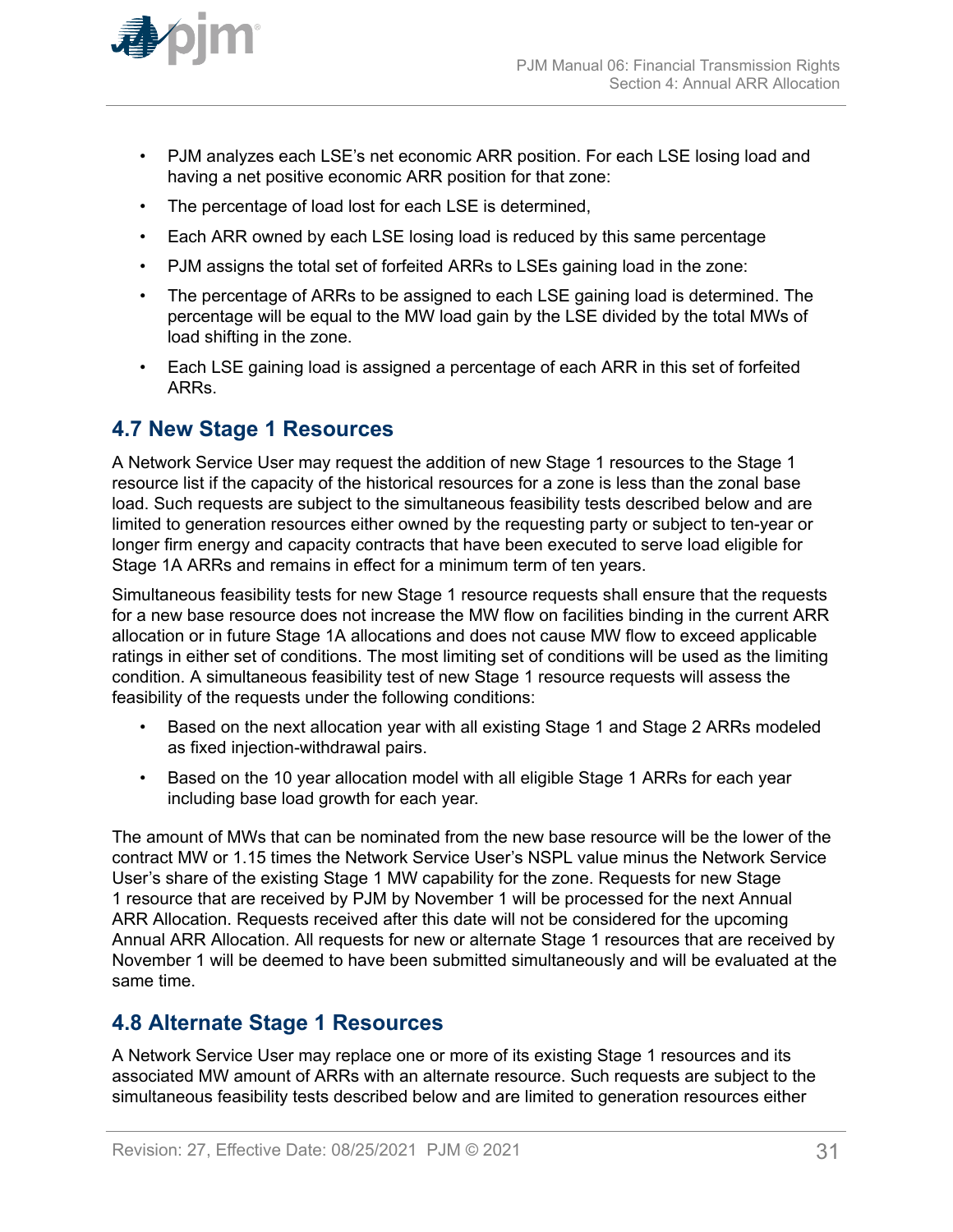- PJM analyzes each LSE's net economic ARR position. For each LSE losing load and having a net positive economic ARR position for that zone:
- The percentage of load lost for each LSE is determined,
- Each ARR owned by each LSE losing load is reduced by this same percentage
- PJM assigns the total set of forfeited ARRs to LSEs gaining load in the zone:
- The percentage of ARRs to be assigned to each LSE gaining load is determined. The percentage will be equal to the MW load gain by the LSE divided by the total MWs of load shifting in the zone.
- Each LSE gaining load is assigned a percentage of each ARR in this set of forfeited ARRs.

## 4.7 New Stage 1 Resources

A Network Service User may request the addition of new Stage 1 resources to the Stage 1 resource list if the capacity of the historical resources for a zone is less than the zonal base load. Such requests are subject to the simultaneous feasibility tests described below and are limited to generation resources either owned by the requesting party or subject to ten-year or longer firm energy and capacity contracts that have been executed to serve load eligible for Stage 1A ARRs and remains in effect for a minimum term of ten years.

Simultaneous feasibility tests for new Stage 1 resource requests shall ensure that the requests for a new base resource does not increase the MW flow on facilities binding in the current ARR allocation or in future Stage 1A allocations and does not cause MW flow to exceed applicable ratings in either set of conditions. The most limiting set of conditions will be used as the limiting condition. A simultaneous feasibility test of new Stage 1 resource requests will assess the feasibility of the requests under the following conditions:

- Based on the next allocation year with all existing Stage 1 and Stage 2 ARRs modeled as fixed injection-withdrawal pairs.
- Based on the 10 year allocation model with all eligible Stage 1 ARRs for each year including base load growth for each year.

The amount of MWs that can be nominated from the new base resource will be the lower of the contract MW or 1.15 times the Network Service User's NSPL value minus the Network Service User's share of the existing Stage 1 MW capability for the zone. Requests for new Stage 1 resource that are received by PJM by November 1 will be processed for the next Annual ARR Allocation. Requests received after this date will not be considered for the upcoming Annual ARR Allocation. All requests for new or alternate Stage 1 resources that are received by November 1 will be deemed to have been submitted simultaneously and will be evaluated at the same time.

## 4.8 Alternate Stage 1 Resources

A Network Service User may replace one or more of its existing Stage 1 resources and its associated MW amount of ARRs with an alternate resource. Such requests are subject to the simultaneous feasibility tests described below and are limited to generation resources either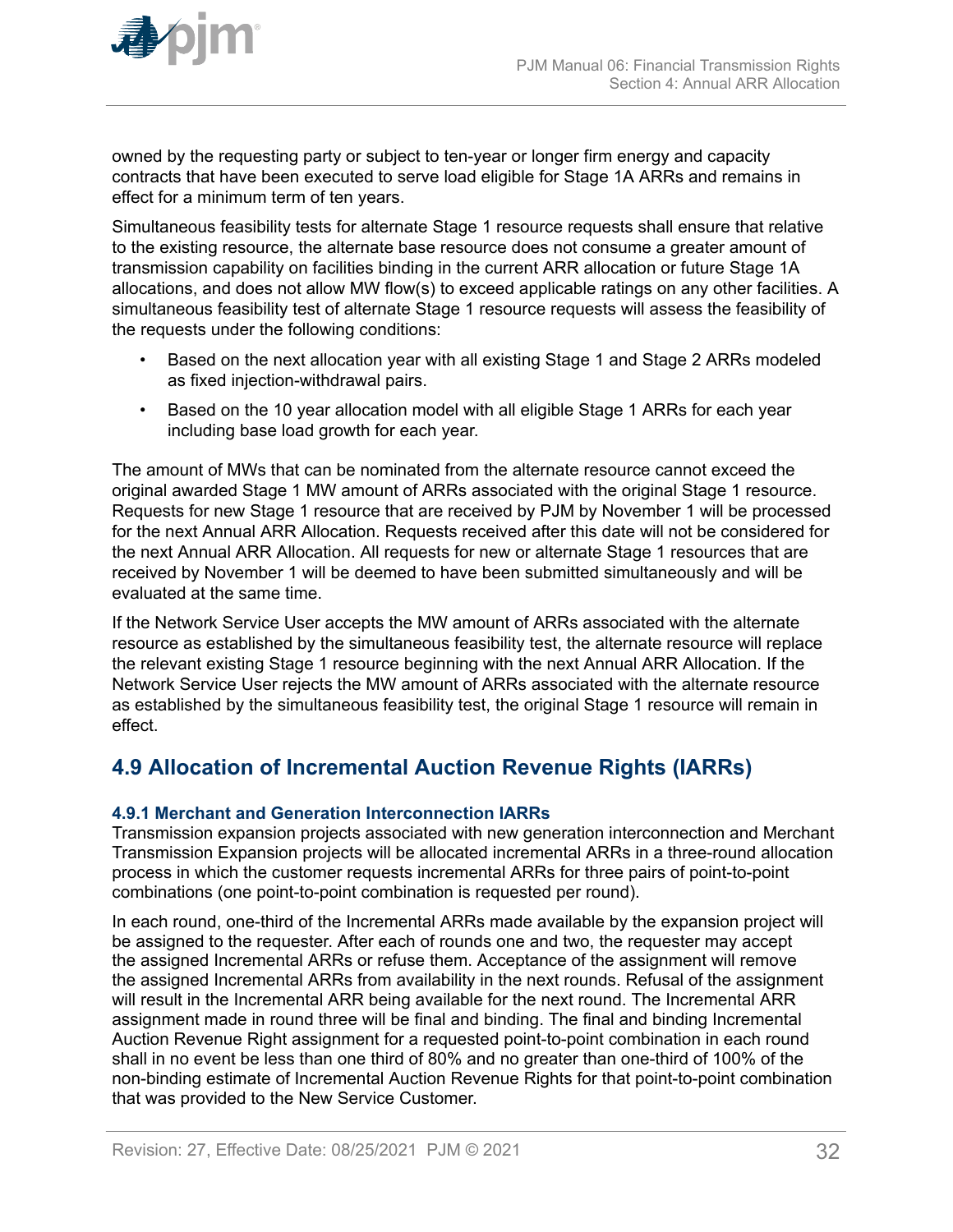owned by the requesting party or subject to ten-year or longer firm energy and capacity contracts that have been executed to serve load eligible for Stage 1A ARRs and remains in effect for a minimum term of ten years.

Simultaneous feasibility tests for alternate Stage 1 resource requests shall ensure that relative to the existing resource, the alternate base resource does not consume a greater amount of transmission capability on facilities binding in the current ARR allocation or future Stage 1A allocations, and does not allow MW flow(s) to exceed applicable ratings on any other facilities. A simultaneous feasibility test of alternate Stage 1 resource requests will assess the feasibility of the requests under the following conditions:

- Based on the next allocation year with all existing Stage 1 and Stage 2 ARRs modeled as fixed injection-withdrawal pairs.
- Based on the 10 year allocation model with all eligible Stage 1 ARRs for each year including base load growth for each year.

The amount of MWs that can be nominated from the alternate resource cannot exceed the original awarded Stage 1 MW amount of ARRs associated with the original Stage 1 resource. Requests for new Stage 1 resource that are received by PJM by November 1 will be processed for the next Annual ARR Allocation. Requests received after this date will not be considered for the next Annual ARR Allocation. All requests for new or alternate Stage 1 resources that are received by November 1 will be deemed to have been submitted simultaneously and will be evaluated at the same time.

If the Network Service User accepts the MW amount of ARRs associated with the alternate resource as established by the simultaneous feasibility test, the alternate resource will replace the relevant existing Stage 1 resource beginning with the next Annual ARR Allocation. If the Network Service User rejects the MW amount of ARRs associated with the alternate resource as established by the simultaneous feasibility test, the original Stage 1 resource will remain in effect.

## 4.9 Allocation of Incremental Auction Revenue Rights (IARRs)

### 4.9.1 Merchant and Generation Interconnection IARRs

Transmission expansion projects associated with new generation interconnection and Merchant Transmission Expansion projects will be allocated incremental ARRs in a three-round allocation process in which the customer requests incremental ARRs for three pairs of point-to-point combinations (one point-to-point combination is requested per round).

In each round, one-third of the Incremental ARRs made available by the expansion project will be assigned to the requester. After each of rounds one and two, the requester may accept the assigned Incremental ARRs or refuse them. Acceptance of the assignment will remove the assigned Incremental ARRs from availability in the next rounds. Refusal of the assignment will result in the Incremental ARR being available for the next round. The Incremental ARR assignment made in round three will be final and binding. The final and binding Incremental Auction Revenue Right assignment for a requested point-to-point combination in each round shall in no event be less than one third of 80% and no greater than one-third of 100% of the non-binding estimate of Incremental Auction Revenue Rights for that point-to-point combination that was provided to the New Service Customer.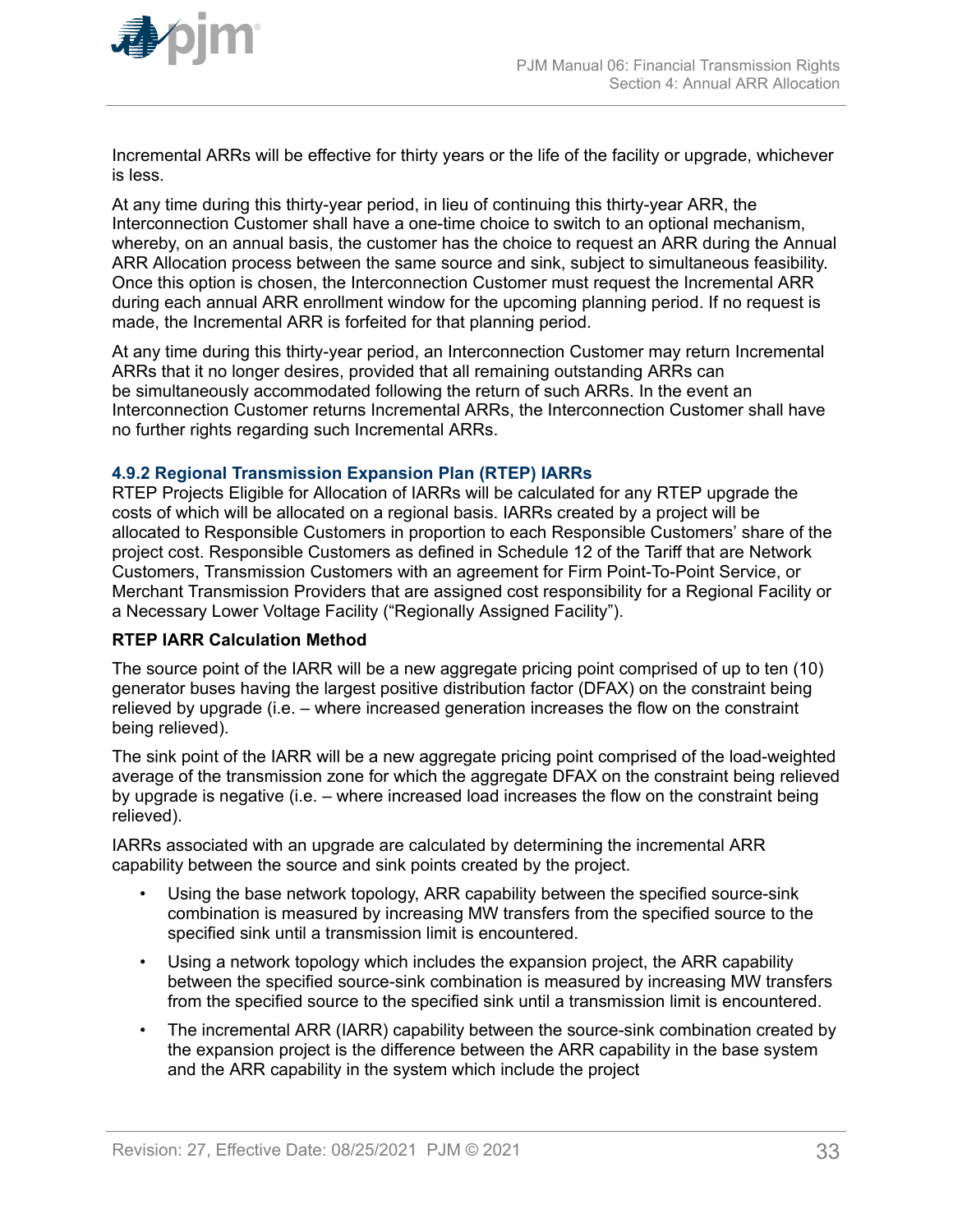Incremental ARRs will be effective for thirty years or the life of the facility or upgrade, whichever is less.

At any time during this thirty-year period, in lieu of continuing this thirty-year ARR, the Interconnection Customer shall have a one-time choice to switch to an optional mechanism, whereby, on an annual basis, the customer has the choice to request an ARR during the Annual ARR Allocation process between the same source and sink, subject to simultaneous feasibility. Once this option is chosen, the Interconnection Customer must request the Incremental ARR during each annual ARR enrollment window for the upcoming planning period. If no request is made, the Incremental ARR is forfeited for that planning period.

At any time during this thirty-year period, an Interconnection Customer may return Incremental ARRs that it no longer desires, provided that all remaining outstanding ARRs can be simultaneously accommodated following the return of such ARRs. In the event an Interconnection Customer returns Incremental ARRs, the Interconnection Customer shall have no further rights regarding such Incremental ARRs.

### 4.9.2 Regional Transmission Expansion Plan (RTEP) IARRs

RTEP Projects Eligible for Allocation of IARRs will be calculated for any RTEP upgrade the costs of which will be allocated on a regional basis. IARRs created by a project will be allocated to Responsible Customers in proportion to each Responsible Customers' share of the project cost. Responsible Customers as defined in Schedule 12 of the Tariff that are Network Customers, Transmission Customers with an agreement for Firm Point-To-Point Service, or Merchant Transmission Providers that are assigned cost responsibility for a Regional Facility or a Necessary Lower Voltage Facility ("Regionally Assigned Facility").

**RTEP IARR Calculation Method**

The source point of the IARR will be a new aggregate pricing point comprised of up to ten (10) generator buses having the largest positive distribution factor (DFAX) on the constraint being relieved by upgrade (i.e. – where increased generation increases the flow on the constraint being relieved).

The sink point of the IARR will be a new aggregate pricing point comprised of the load-weighted average of the transmission zone for which the aggregate DFAX on the constraint being relieved by upgrade is negative (i.e. – where increased load increases the flow on the constraint being relieved).

IARRs associated with an upgrade are calculated by determining the incremental ARR capability between the source and sink points created by the project.

- Using the base network topology, ARR capability between the specified source-sink combination is measured by increasing MW transfers from the specified source to the specified sink until a transmission limit is encountered.
- Using a network topology which includes the expansion project, the ARR capability between the specified source-sink combination is measured by increasing MW transfers from the specified source to the specified sink until a transmission limit is encountered.
- The incremental ARR (IARR) capability between the source-sink combination created by the expansion project is the difference between the ARR capability in the base system and the ARR capability in the system which include the project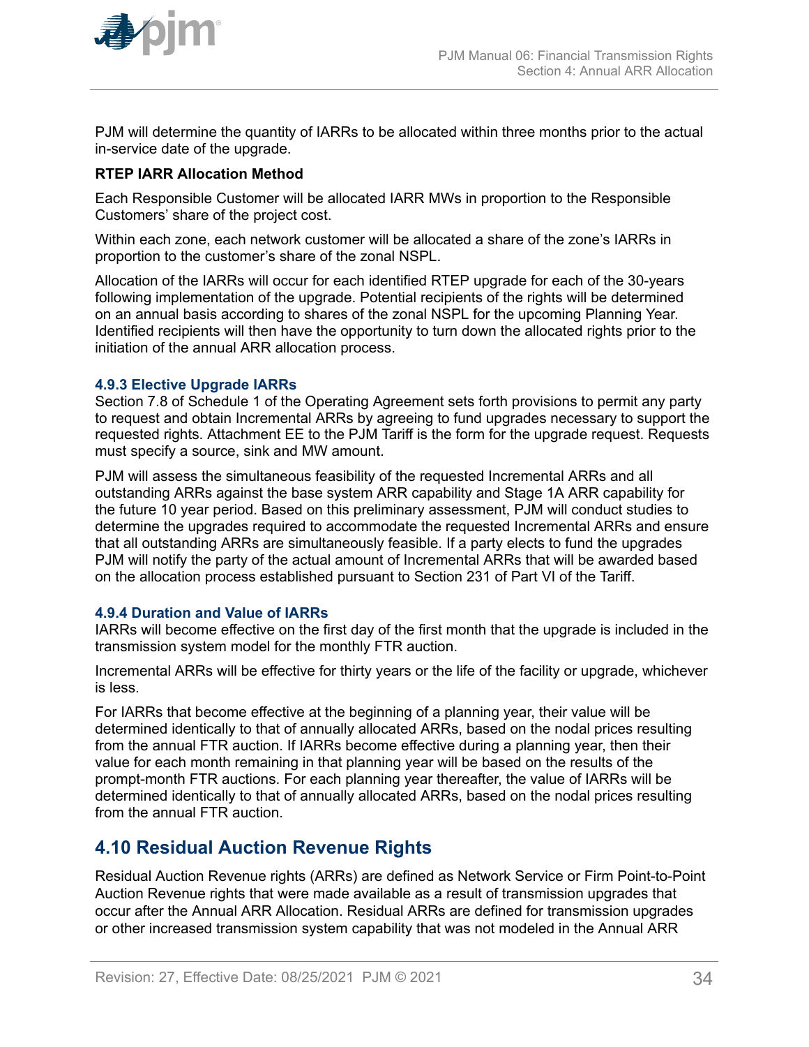PJM will determine the quantity of IARRs to be allocated within three months prior to the actual in-service date of the upgrade.

**RTEP IARR Allocation Method**

Each Responsible Customer will be allocated IARR MWs in proportion to the Responsible Customers' share of the project cost.

Within each zone, each network customer will be allocated a share of the zone's IARRs in proportion to the customer's share of the zonal NSPL.

Allocation of the IARRs will occur for each identified RTEP upgrade for each of the 30-years following implementation of the upgrade. Potential recipients of the rights will be determined on an annual basis according to shares of the zonal NSPL for the upcoming Planning Year. Identified recipients will then have the opportunity to turn down the allocated rights prior to the initiation of the annual ARR allocation process.

### 4.9.3 Elective Upgrade IARRs

Section 7.8 of Schedule 1 of the Operating Agreement sets forth provisions to permit any party to request and obtain Incremental ARRs by agreeing to fund upgrades necessary to support the requested rights. Attachment EE to the PJM Tariff is the form for the upgrade request. Requests must specify a source, sink and MW amount.

PJM will assess the simultaneous feasibility of the requested Incremental ARRs and all outstanding ARRs against the base system ARR capability and Stage 1A ARR capability for the future 10 year period. Based on this preliminary assessment, PJM will conduct studies to determine the upgrades required to accommodate the requested Incremental ARRs and ensure that all outstanding ARRs are simultaneously feasible. If a party elects to fund the upgrades PJM will notify the party of the actual amount of Incremental ARRs that will be awarded based on the allocation process established pursuant to Section 231 of Part VI of the Tariff.

### 4.9.4 Duration and Value of IARRs

IARRs will become effective on the first day of the first month that the upgrade is included in the transmission system model for the monthly FTR auction.

Incremental ARRs will be effective for thirty years or the life of the facility or upgrade, whichever is less.

For IARRs that become effective at the beginning of a planning year, their value will be determined identically to that of annually allocated ARRs, based on the nodal prices resulting from the annual FTR auction. If IARRs become effective during a planning year, then their value for each month remaining in that planning year will be based on the results of the prompt-month FTR auctions. For each planning year thereafter, the value of IARRs will be determined identically to that of annually allocated ARRs, based on the nodal prices resulting from the annual FTR auction.

## 4.10 Residual Auction Revenue Rights

Residual Auction Revenue rights (ARRs) are defined as Network Service or Firm Point-to-Point Auction Revenue rights that were made available as a result of transmission upgrades that occur after the Annual ARR Allocation. Residual ARRs are defined for transmission upgrades or other increased transmission system capability that was not modeled in the Annual ARR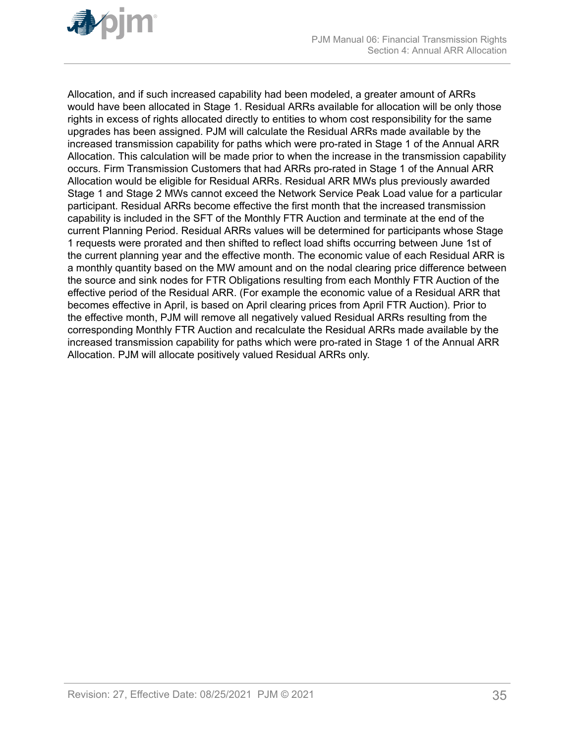Allocation, and if such increased capability had been modeled, a greater amount of ARRs would have been allocated in Stage 1. Residual ARRs available for allocation will be only those rights in excess of rights allocated directly to entities to whom cost responsibility for the same upgrades has been assigned. PJM will calculate the Residual ARRs made available by the increased transmission capability for paths which were pro-rated in Stage 1 of the Annual ARR Allocation. This calculation will be made prior to when the increase in the transmission capability occurs. Firm Transmission Customers that had ARRs pro-rated in Stage 1 of the Annual ARR Allocation would be eligible for Residual ARRs. Residual ARR MWs plus previously awarded Stage 1 and Stage 2 MWs cannot exceed the Network Service Peak Load value for a particular participant. Residual ARRs become effective the first month that the increased transmission capability is included in the SFT of the Monthly FTR Auction and terminate at the end of the current Planning Period. Residual ARRs values will be determined for participants whose Stage 1 requests were prorated and then shifted to reflect load shifts occurring between June 1st of the current planning year and the effective month. The economic value of each Residual ARR is a monthly quantity based on the MW amount and on the nodal clearing price difference between the source and sink nodes for FTR Obligations resulting from each Monthly FTR Auction of the effective period of the Residual ARR. (For example the economic value of a Residual ARR that becomes effective in April, is based on April clearing prices from April FTR Auction). Prior to the effective month, PJM will remove all negatively valued Residual ARRs resulting from the corresponding Monthly FTR Auction and recalculate the Residual ARRs made available by the increased transmission capability for paths which were pro-rated in Stage 1 of the Annual ARR Allocation. PJM will allocate positively valued Residual ARRs only.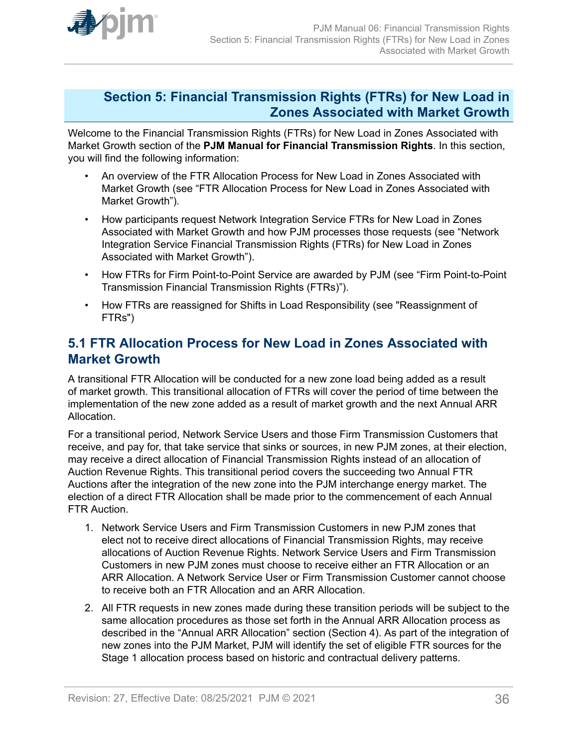# Section 5: Financial Transmission Rights (FTRs) for New Load in Zones Associated with Market Growth

Welcome to the Financial Transmission Rights (FTRs) for New Load in Zones Associated with Market Growth section of the **PJM Manual for Financial Transmission Rights**. In this section, you will find the following information:

- An overview of the FTR Allocation Process for New Load in Zones Associated with Market Growth (see "FTR Allocation Process for New Load in Zones Associated with Market Growth").
- How participants request Network Integration Service FTRs for New Load in Zones Associated with Market Growth and how PJM processes those requests (see "Network Integration Service Financial Transmission Rights (FTRs) for New Load in Zones Associated with Market Growth").
- How FTRs for Firm Point-to-Point Service are awarded by PJM (see "Firm Point-to-Point Transmission Financial Transmission Rights (FTRs)").
- How FTRs are reassigned for Shifts in Load Responsibility (see "Reassignment of FTRs")

## 5.1 FTR Allocation Process for New Load in Zones Associated with Market Growth

A transitional FTR Allocation will be conducted for a new zone load being added as a result of market growth. This transitional allocation of FTRs will cover the period of time between the implementation of the new zone added as a result of market growth and the next Annual ARR Allocation.

For a transitional period, Network Service Users and those Firm Transmission Customers that receive, and pay for, that take service that sinks or sources, in new PJM zones, at their election, may receive a direct allocation of Financial Transmission Rights instead of an allocation of Auction Revenue Rights. This transitional period covers the succeeding two Annual FTR Auctions after the integration of the new zone into the PJM interchange energy market. The election of a direct FTR Allocation shall be made prior to the commencement of each Annual FTR Auction.

1. Network Service Users and Firm Transmission Customers in new PJM zones that elect not to receive direct allocations of Financial Transmission Rights, may receive allocations of Auction Revenue Rights. Network Service Users and Firm Transmission Customers in new PJM zones must choose to receive either an FTR Allocation or an ARR Allocation. A Network Service User or Firm Transmission Customer cannot choose to receive both an FTR Allocation and an ARR Allocation.
2. All FTR requests in new zones made during these transition periods will be subject to the same allocation procedures as those set forth in the Annual ARR Allocation process as described in the "Annual ARR Allocation" section (Section 4). As part of the integration of new zones into the PJM Market, PJM will identify the set of eligible FTR sources for the Stage 1 allocation process based on historic and contractual delivery patterns.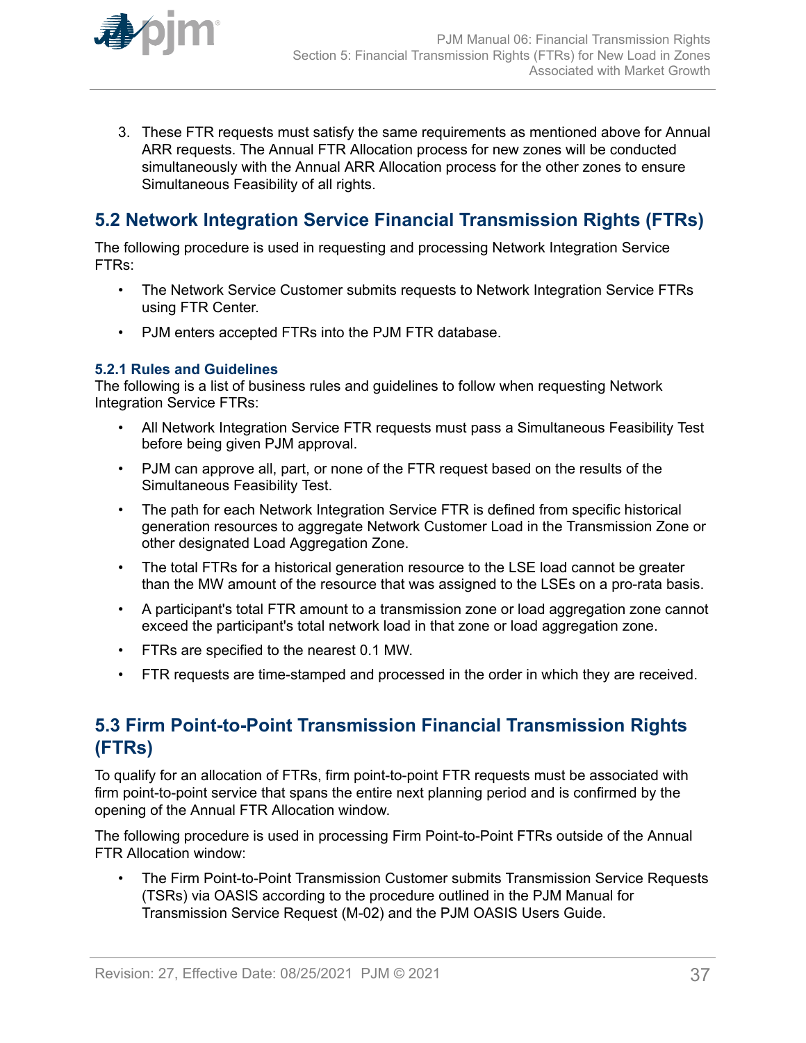3. These FTR requests must satisfy the same requirements as mentioned above for Annual ARR requests. The Annual FTR Allocation process for new zones will be conducted simultaneously with the Annual ARR Allocation process for the other zones to ensure Simultaneous Feasibility of all rights.

## 5.2 Network Integration Service Financial Transmission Rights (FTRs)

The following procedure is used in requesting and processing Network Integration Service FTRs:

- The Network Service Customer submits requests to Network Integration Service FTRs using FTR Center.
- PJM enters accepted FTRs into the PJM FTR database.

### 5.2.1 Rules and Guidelines

The following is a list of business rules and guidelines to follow when requesting Network Integration Service FTRs:

- All Network Integration Service FTR requests must pass a Simultaneous Feasibility Test before being given PJM approval.
- PJM can approve all, part, or none of the FTR request based on the results of the Simultaneous Feasibility Test.
- The path for each Network Integration Service FTR is defined from specific historical generation resources to aggregate Network Customer Load in the Transmission Zone or other designated Load Aggregation Zone.
- The total FTRs for a historical generation resource to the LSE load cannot be greater than the MW amount of the resource that was assigned to the LSEs on a pro-rata basis.
- A participant's total FTR amount to a transmission zone or load aggregation zone cannot exceed the participant's total network load in that zone or load aggregation zone.
- FTRs are specified to the nearest 0.1 MW.
- FTR requests are time-stamped and processed in the order in which they are received.

## 5.3 Firm Point-to-Point Transmission Financial Transmission Rights (FTRs)

To qualify for an allocation of FTRs, firm point-to-point FTR requests must be associated with firm point-to-point service that spans the entire next planning period and is confirmed by the opening of the Annual FTR Allocation window.

The following procedure is used in processing Firm Point-to-Point FTRs outside of the Annual FTR Allocation window:

- The Firm Point-to-Point Transmission Customer submits Transmission Service Requests (TSRs) via OASIS according to the procedure outlined in the PJM Manual for Transmission Service Request (M-02) and the PJM OASIS Users Guide.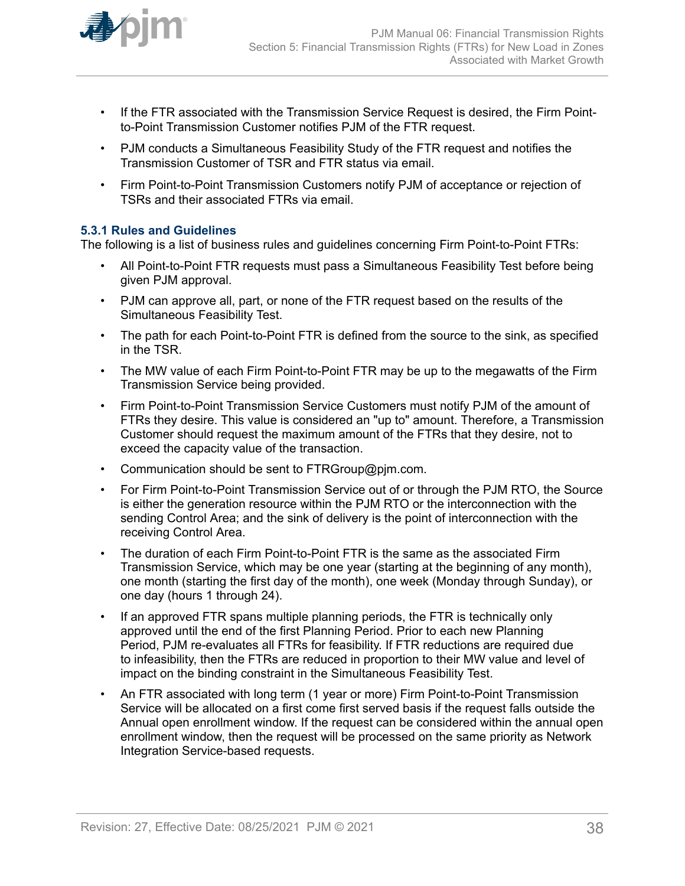- If the FTR associated with the Transmission Service Request is desired, the Firm Point-to-Point Transmission Customer notifies PJM of the FTR request.
- PJM conducts a Simultaneous Feasibility Study of the FTR request and notifies the Transmission Customer of TSR and FTR status via email.
- Firm Point-to-Point Transmission Customers notify PJM of acceptance or rejection of TSRs and their associated FTRs via email.

### 5.3.1 Rules and Guidelines

The following is a list of business rules and guidelines concerning Firm Point-to-Point FTRs:

- All Point-to-Point FTR requests must pass a Simultaneous Feasibility Test before being given PJM approval.
- PJM can approve all, part, or none of the FTR request based on the results of the Simultaneous Feasibility Test.
- The path for each Point-to-Point FTR is defined from the source to the sink, as specified in the TSR.
- The MW value of each Firm Point-to-Point FTR may be up to the megawatts of the Firm Transmission Service being provided.
- Firm Point-to-Point Transmission Service Customers must notify PJM of the amount of FTRs they desire. This value is considered an "up to" amount. Therefore, a Transmission Customer should request the maximum amount of the FTRs that they desire, not to exceed the capacity value of the transaction.
- Communication should be sent to FTRGroup@pjm.com.
- For Firm Point-to-Point Transmission Service out of or through the PJM RTO, the Source is either the generation resource within the PJM RTO or the interconnection with the sending Control Area; and the sink of delivery is the point of interconnection with the receiving Control Area.
- The duration of each Firm Point-to-Point FTR is the same as the associated Firm Transmission Service, which may be one year (starting at the beginning of any month), one month (starting the first day of the month), one week (Monday through Sunday), or one day (hours 1 through 24).
- If an approved FTR spans multiple planning periods, the FTR is technically only approved until the end of the first Planning Period. Prior to each new Planning Period, PJM re-evaluates all FTRs for feasibility. If FTR reductions are required due to infeasibility, then the FTRs are reduced in proportion to their MW value and level of impact on the binding constraint in the Simultaneous Feasibility Test.
- An FTR associated with long term (1 year or more) Firm Point-to-Point Transmission Service will be allocated on a first come first served basis if the request falls outside the Annual open enrollment window. If the request can be considered within the annual open enrollment window, then the request will be processed on the same priority as Network Integration Service-based requests.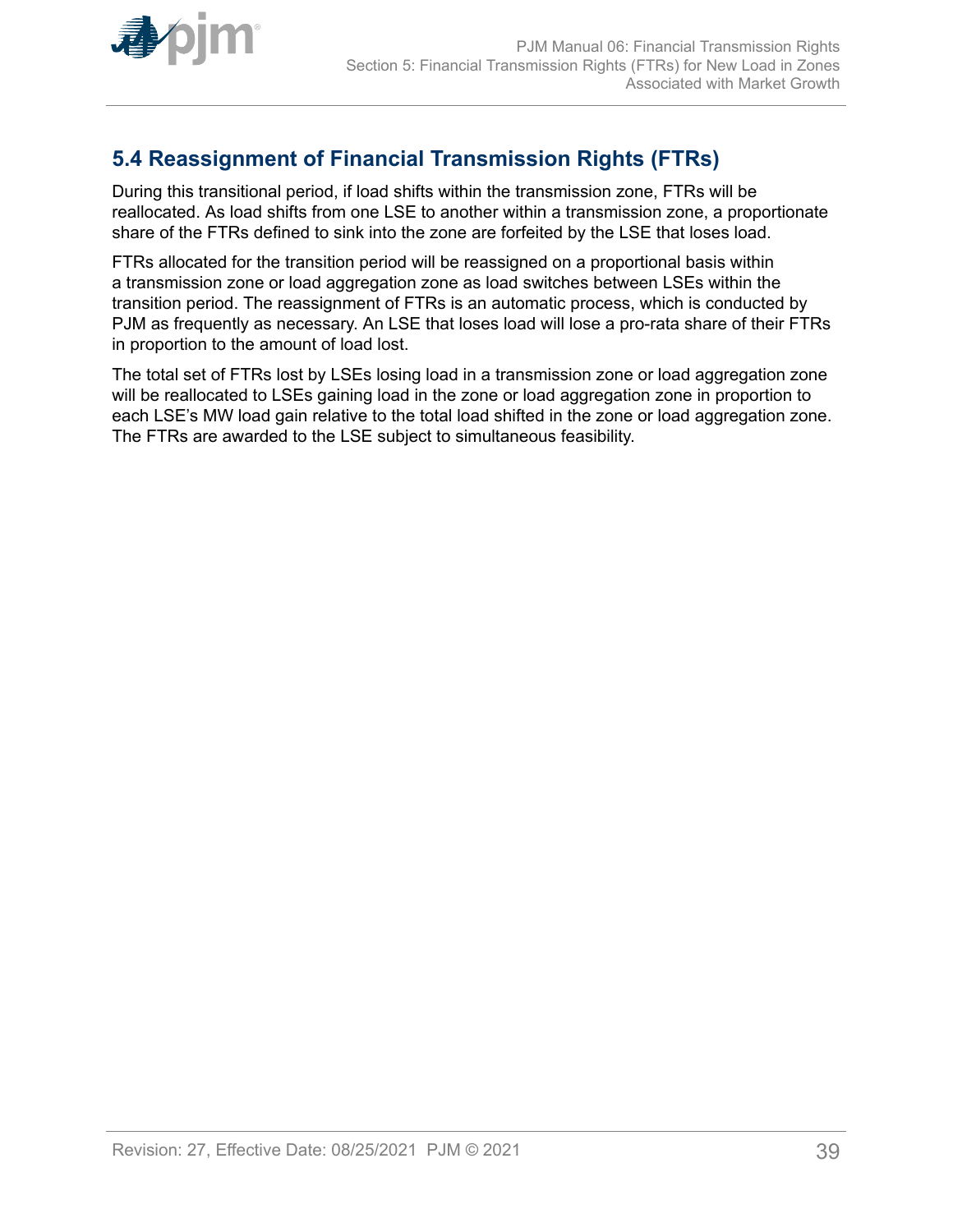## 5.4 Reassignment of Financial Transmission Rights (FTRs)

During this transitional period, if load shifts within the transmission zone, FTRs will be reallocated. As load shifts from one LSE to another within a transmission zone, a proportionate share of the FTRs defined to sink into the zone are forfeited by the LSE that loses load.

FTRs allocated for the transition period will be reassigned on a proportional basis within a transmission zone or load aggregation zone as load switches between LSEs within the transition period. The reassignment of FTRs is an automatic process, which is conducted by PJM as frequently as necessary. An LSE that loses load will lose a pro-rata share of their FTRs in proportion to the amount of load lost.

The total set of FTRs lost by LSEs losing load in a transmission zone or load aggregation zone will be reallocated to LSEs gaining load in the zone or load aggregation zone in proportion to each LSE's MW load gain relative to the total load shifted in the zone or load aggregation zone. The FTRs are awarded to the LSE subject to simultaneous feasibility.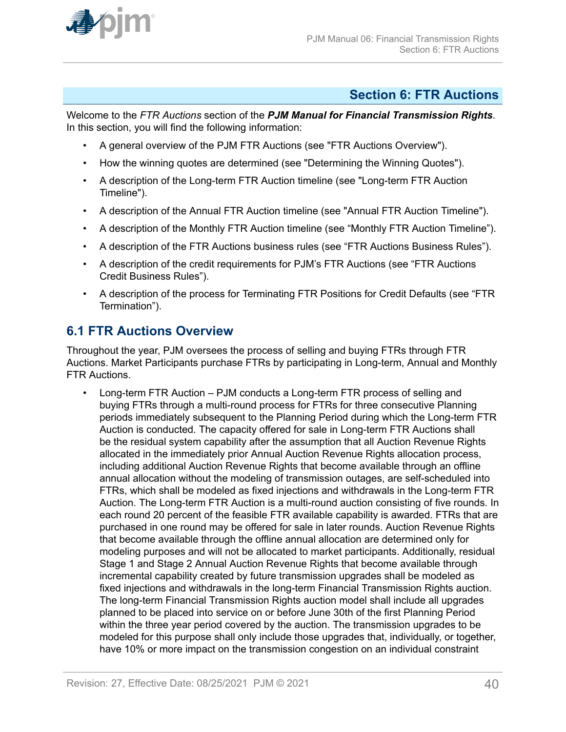# Section 6: FTR Auctions

Welcome to the *FTR Auctions* section of the ***PJM Manual for Financial Transmission Rights***. In this section, you will find the following information:

- A general overview of the PJM FTR Auctions (see "FTR Auctions Overview").
- How the winning quotes are determined (see "Determining the Winning Quotes").
- A description of the Long-term FTR Auction timeline (see "Long-term FTR Auction Timeline").
- A description of the Annual FTR Auction timeline (see "Annual FTR Auction Timeline").
- A description of the Monthly FTR Auction timeline (see “Monthly FTR Auction Timeline”).
- A description of the FTR Auctions business rules (see “FTR Auctions Business Rules”).
- A description of the credit requirements for PJM’s FTR Auctions (see “FTR Auctions Credit Business Rules”).
- A description of the process for Terminating FTR Positions for Credit Defaults (see “FTR Termination”).

## 6.1 FTR Auctions Overview

Throughout the year, PJM oversees the process of selling and buying FTRs through FTR Auctions. Market Participants purchase FTRs by participating in Long-term, Annual and Monthly FTR Auctions.

- Long-term FTR Auction – PJM conducts a Long-term FTR process of selling and buying FTRs through a multi-round process for FTRs for three consecutive Planning periods immediately subsequent to the Planning Period during which the Long-term FTR Auction is conducted. The capacity offered for sale in Long-term FTR Auctions shall be the residual system capability after the assumption that all Auction Revenue Rights allocated in the immediately prior Annual Auction Revenue Rights allocation process, including additional Auction Revenue Rights that become available through an offline annual allocation without the modeling of transmission outages, are self-scheduled into FTRs, which shall be modeled as fixed injections and withdrawals in the Long-term FTR Auction. The Long-term FTR Auction is a multi-round auction consisting of five rounds. In each round 20 percent of the feasible FTR available capability is awarded. FTRs that are purchased in one round may be offered for sale in later rounds. Auction Revenue Rights that become available through the offline annual allocation are determined only for modeling purposes and will not be allocated to market participants. Additionally, residual Stage 1 and Stage 2 Annual Auction Revenue Rights that become available through incremental capability created by future transmission upgrades shall be modeled as fixed injections and withdrawals in the long-term Financial Transmission Rights auction. The long-term Financial Transmission Rights auction model shall include all upgrades planned to be placed into service on or before June 30th of the first Planning Period within the three year period covered by the auction. The transmission upgrades to be modeled for this purpose shall only include those upgrades that, individually, or together, have 10% or more impact on the transmission congestion on an individual constraint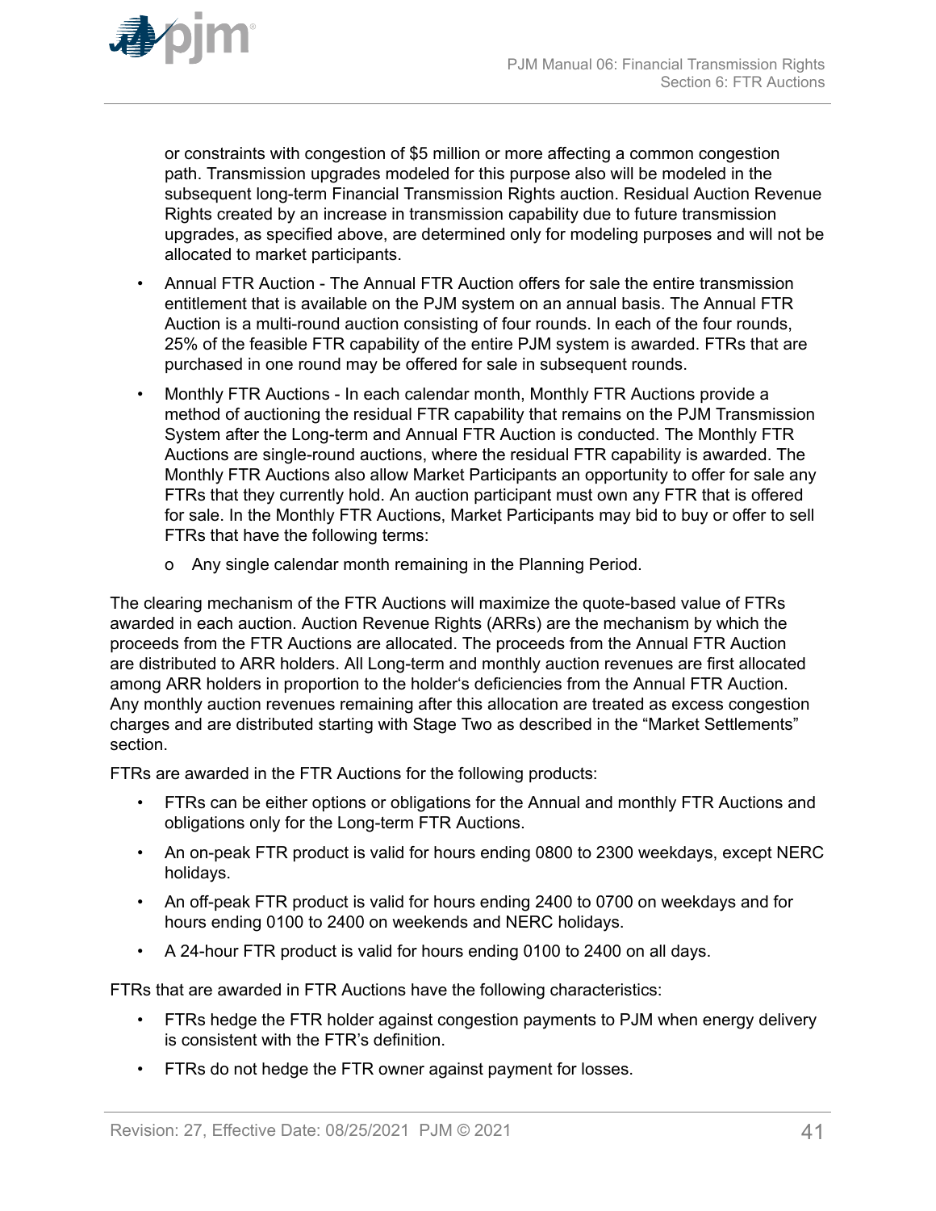or constraints with congestion of $5 million or more affecting a common congestion path. Transmission upgrades modeled for this purpose also will be modeled in the subsequent long-term Financial Transmission Rights auction. Residual Auction Revenue Rights created by an increase in transmission capability due to future transmission upgrades, as specified above, are determined only for modeling purposes and will not be allocated to market participants.

- Annual FTR Auction - The Annual FTR Auction offers for sale the entire transmission entitlement that is available on the PJM system on an annual basis. The Annual FTR Auction is a multi-round auction consisting of four rounds. In each of the four rounds, 25% of the feasible FTR capability of the entire PJM system is awarded. FTRs that are purchased in one round may be offered for sale in subsequent rounds.
- Monthly FTR Auctions - In each calendar month, Monthly FTR Auctions provide a method of auctioning the residual FTR capability that remains on the PJM Transmission System after the Long-term and Annual FTR Auction is conducted. The Monthly FTR Auctions are single-round auctions, where the residual FTR capability is awarded. The Monthly FTR Auctions also allow Market Participants an opportunity to offer for sale any FTRs that they currently hold. An auction participant must own any FTR that is offered for sale. In the Monthly FTR Auctions, Market Participants may bid to buy or offer to sell FTRs that have the following terms:
  - Any single calendar month remaining in the Planning Period.

The clearing mechanism of the FTR Auctions will maximize the quote-based value of FTRs awarded in each auction. Auction Revenue Rights (ARRs) are the mechanism by which the proceeds from the FTR Auctions are allocated. The proceeds from the Annual FTR Auction are distributed to ARR holders. All Long-term and monthly auction revenues are first allocated among ARR holders in proportion to the holder's deficiencies from the Annual FTR Auction. Any monthly auction revenues remaining after this allocation are treated as excess congestion charges and are distributed starting with Stage Two as described in the "Market Settlements" section.

FTRs are awarded in the FTR Auctions for the following products:

- FTRs can be either options or obligations for the Annual and monthly FTR Auctions and obligations only for the Long-term FTR Auctions.
- An on-peak FTR product is valid for hours ending 0800 to 2300 weekdays, except NERC holidays.
- An off-peak FTR product is valid for hours ending 2400 to 0700 on weekdays and for hours ending 0100 to 2400 on weekends and NERC holidays.
- A 24-hour FTR product is valid for hours ending 0100 to 2400 on all days.

FTRs that are awarded in FTR Auctions have the following characteristics:

- FTRs hedge the FTR holder against congestion payments to PJM when energy delivery is consistent with the FTR's definition.
- FTRs do not hedge the FTR owner against payment for losses.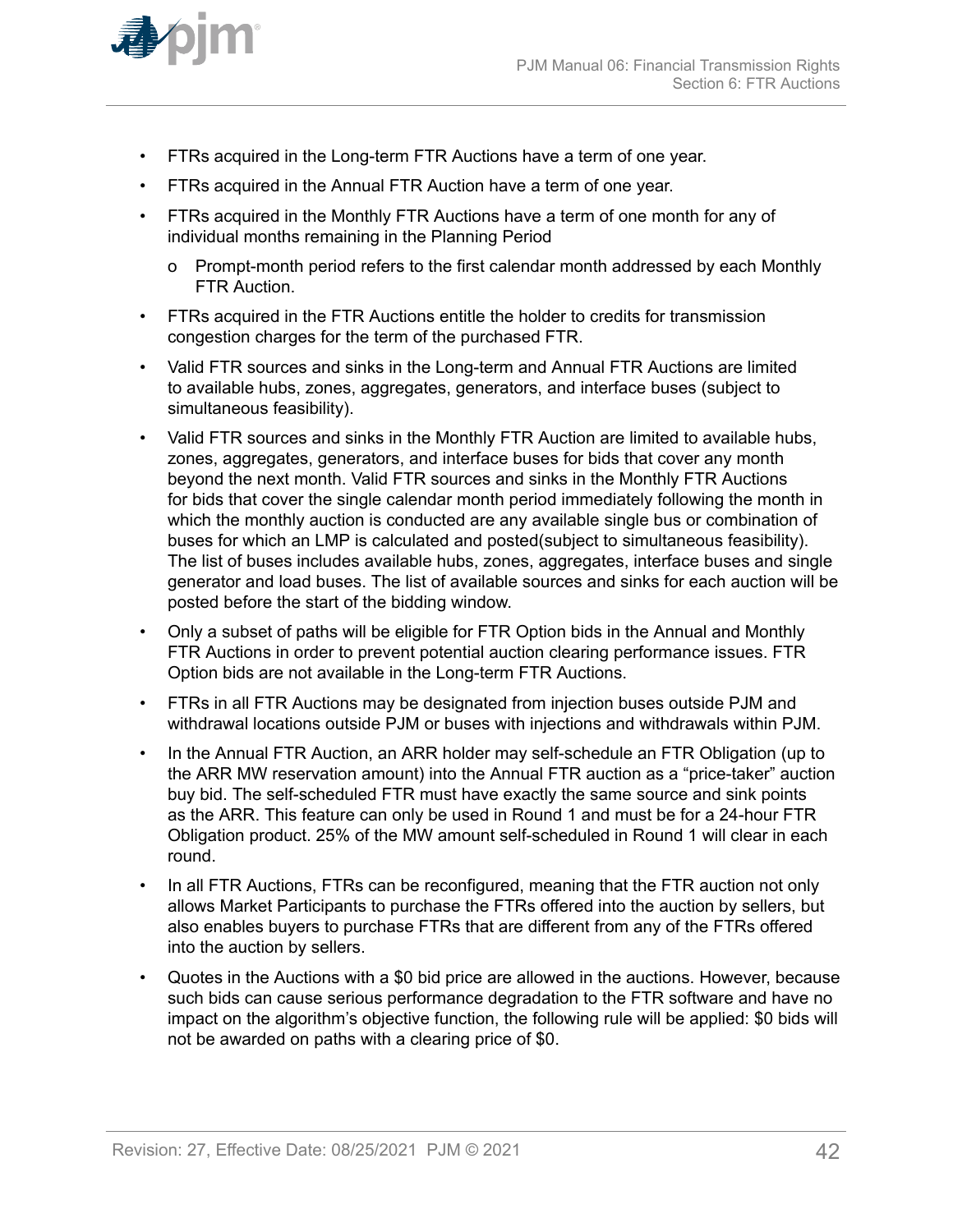- FTRs acquired in the Long-term FTR Auctions have a term of one year.
- FTRs acquired in the Annual FTR Auction have a term of one year.
- FTRs acquired in the Monthly FTR Auctions have a term of one month for any of individual months remaining in the Planning Period
  - Prompt-month period refers to the first calendar month addressed by each Monthly FTR Auction.
- FTRs acquired in the FTR Auctions entitle the holder to credits for transmission congestion charges for the term of the purchased FTR.
- Valid FTR sources and sinks in the Long-term and Annual FTR Auctions are limited to available hubs, zones, aggregates, generators, and interface buses (subject to simultaneous feasibility).
- Valid FTR sources and sinks in the Monthly FTR Auction are limited to available hubs, zones, aggregates, generators, and interface buses for bids that cover any month beyond the next month. Valid FTR sources and sinks in the Monthly FTR Auctions for bids that cover the single calendar month period immediately following the month in which the monthly auction is conducted are any available single bus or combination of buses for which an LMP is calculated and posted(subject to simultaneous feasibility). The list of buses includes available hubs, zones, aggregates, interface buses and single generator and load buses. The list of available sources and sinks for each auction will be posted before the start of the bidding window.
- Only a subset of paths will be eligible for FTR Option bids in the Annual and Monthly FTR Auctions in order to prevent potential auction clearing performance issues. FTR Option bids are not available in the Long-term FTR Auctions.
- FTRs in all FTR Auctions may be designated from injection buses outside PJM and withdrawal locations outside PJM or buses with injections and withdrawals within PJM.
- In the Annual FTR Auction, an ARR holder may self-schedule an FTR Obligation (up to the ARR MW reservation amount) into the Annual FTR auction as a "price-taker" auction buy bid. The self-scheduled FTR must have exactly the same source and sink points as the ARR. This feature can only be used in Round 1 and must be for a 24-hour FTR Obligation product. 25% of the MW amount self-scheduled in Round 1 will clear in each round.
- In all FTR Auctions, FTRs can be reconfigured, meaning that the FTR auction not only allows Market Participants to purchase the FTRs offered into the auction by sellers, but also enables buyers to purchase FTRs that are different from any of the FTRs offered into the auction by sellers.
- Quotes in the Auctions with a $0 bid price are allowed in the auctions. However, because such bids can cause serious performance degradation to the FTR software and have no impact on the algorithm's objective function, the following rule will be applied: $0 bids will not be awarded on paths with a clearing price of $0.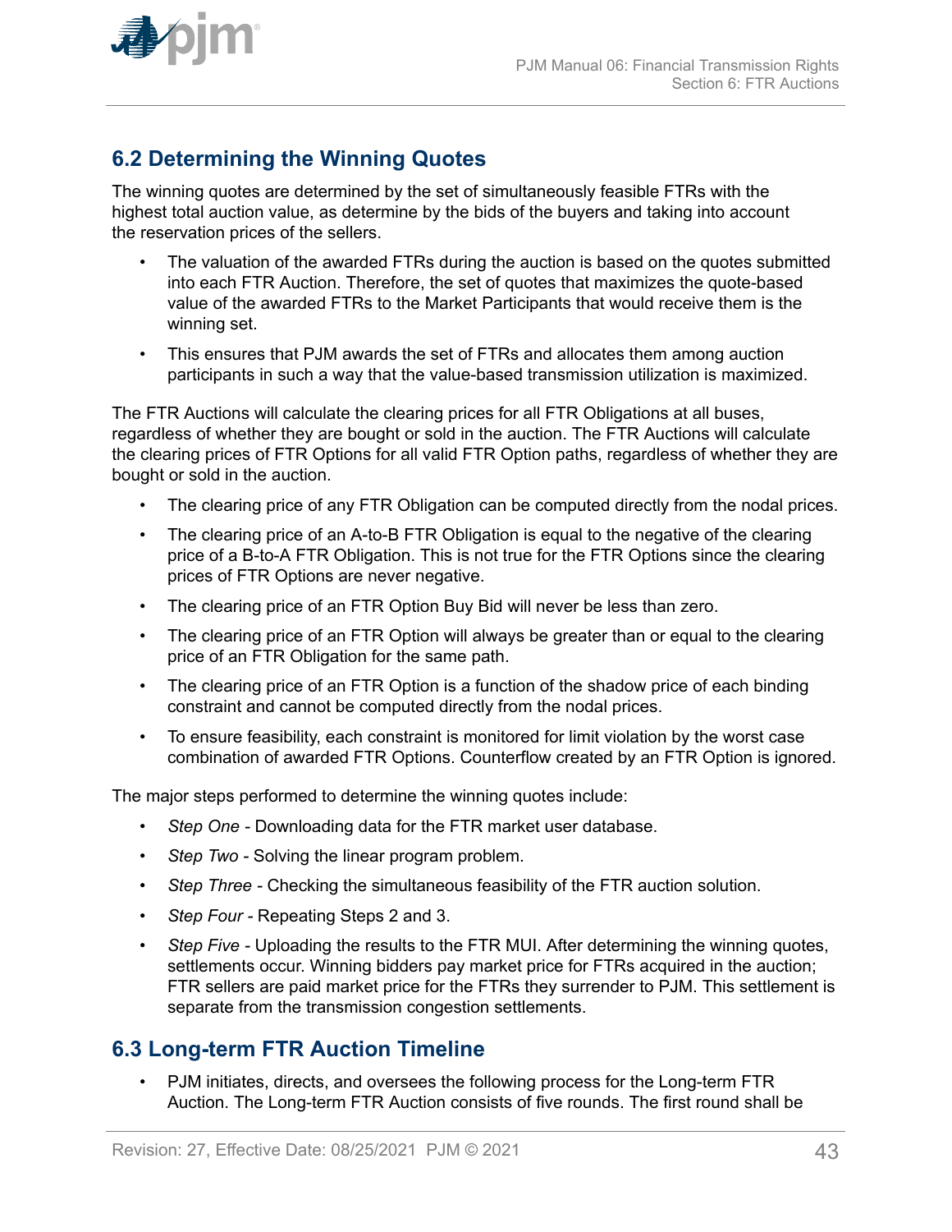## 6.2 Determining the Winning Quotes

The winning quotes are determined by the set of simultaneously feasible FTRs with the highest total auction value, as determine by the bids of the buyers and taking into account the reservation prices of the sellers.

- The valuation of the awarded FTRs during the auction is based on the quotes submitted into each FTR Auction. Therefore, the set of quotes that maximizes the quote-based value of the awarded FTRs to the Market Participants that would receive them is the winning set.
- This ensures that PJM awards the set of FTRs and allocates them among auction participants in such a way that the value-based transmission utilization is maximized.

The FTR Auctions will calculate the clearing prices for all FTR Obligations at all buses, regardless of whether they are bought or sold in the auction. The FTR Auctions will calculate the clearing prices of FTR Options for all valid FTR Option paths, regardless of whether they are bought or sold in the auction.

- The clearing price of any FTR Obligation can be computed directly from the nodal prices.
- The clearing price of an A-to-B FTR Obligation is equal to the negative of the clearing price of a B-to-A FTR Obligation. This is not true for the FTR Options since the clearing prices of FTR Options are never negative.
- The clearing price of an FTR Option Buy Bid will never be less than zero.
- The clearing price of an FTR Option will always be greater than or equal to the clearing price of an FTR Obligation for the same path.
- The clearing price of an FTR Option is a function of the shadow price of each binding constraint and cannot be computed directly from the nodal prices.
- To ensure feasibility, each constraint is monitored for limit violation by the worst case combination of awarded FTR Options. Counterflow created by an FTR Option is ignored.

The major steps performed to determine the winning quotes include:

- *Step One* - Downloading data for the FTR market user database.
- *Step Two* - Solving the linear program problem.
- *Step Three* - Checking the simultaneous feasibility of the FTR auction solution.
- *Step Four* - Repeating Steps 2 and 3.
- *Step Five* - Uploading the results to the FTR MUI. After determining the winning quotes, settlements occur. Winning bidders pay market price for FTRs acquired in the auction; FTR sellers are paid market price for the FTRs they surrender to PJM. This settlement is separate from the transmission congestion settlements.

## 6.3 Long-term FTR Auction Timeline

- PJM initiates, directs, and oversees the following process for the Long-term FTR Auction. The Long-term FTR Auction consists of five rounds. The first round shall be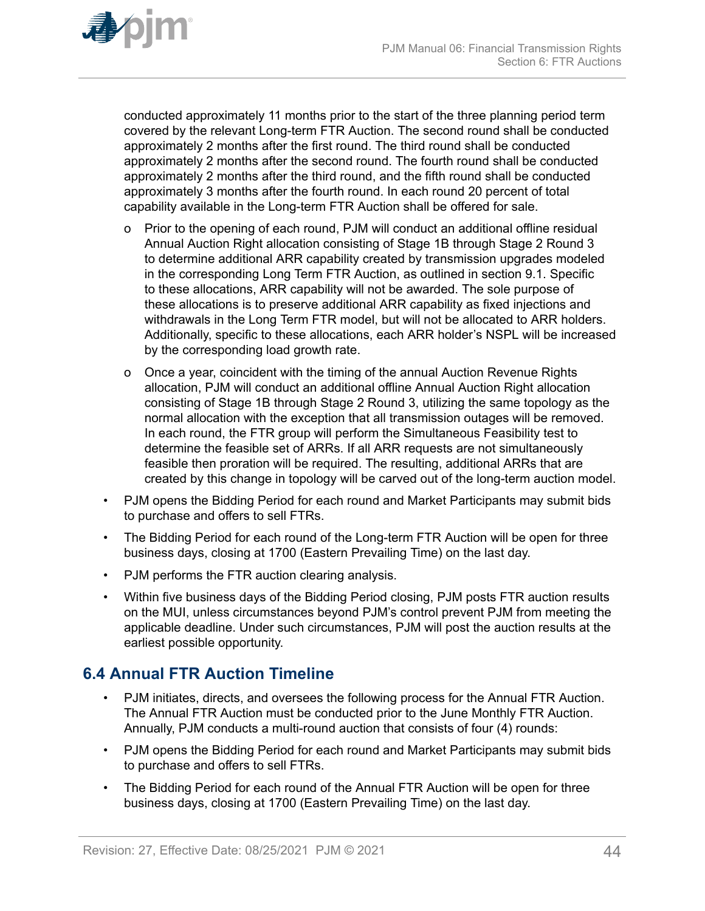conducted approximately 11 months prior to the start of the three planning period term covered by the relevant Long-term FTR Auction. The second round shall be conducted approximately 2 months after the first round. The third round shall be conducted approximately 2 months after the second round. The fourth round shall be conducted approximately 2 months after the third round, and the fifth round shall be conducted approximately 3 months after the fourth round. In each round 20 percent of total capability available in the Long-term FTR Auction shall be offered for sale.

- o Prior to the opening of each round, PJM will conduct an additional offline residual Annual Auction Right allocation consisting of Stage 1B through Stage 2 Round 3 to determine additional ARR capability created by transmission upgrades modeled in the corresponding Long Term FTR Auction, as outlined in section 9.1. Specific to these allocations, ARR capability will not be awarded. The sole purpose of these allocations is to preserve additional ARR capability as fixed injections and withdrawals in the Long Term FTR model, but will not be allocated to ARR holders. Additionally, specific to these allocations, each ARR holder's NSPL will be increased by the corresponding load growth rate.
- o Once a year, coincident with the timing of the annual Auction Revenue Rights allocation, PJM will conduct an additional offline Annual Auction Right allocation consisting of Stage 1B through Stage 2 Round 3, utilizing the same topology as the normal allocation with the exception that all transmission outages will be removed. In each round, the FTR group will perform the Simultaneous Feasibility test to determine the feasible set of ARRs. If all ARR requests are not simultaneously feasible then proration will be required. The resulting, additional ARRs that are created by this change in topology will be carved out of the long-term auction model.

- PJM opens the Bidding Period for each round and Market Participants may submit bids to purchase and offers to sell FTRs.
- The Bidding Period for each round of the Long-term FTR Auction will be open for three business days, closing at 1700 (Eastern Prevailing Time) on the last day.
- PJM performs the FTR auction clearing analysis.
- Within five business days of the Bidding Period closing, PJM posts FTR auction results on the MUI, unless circumstances beyond PJM's control prevent PJM from meeting the applicable deadline. Under such circumstances, PJM will post the auction results at the earliest possible opportunity.

## 6.4 Annual FTR Auction Timeline

- PJM initiates, directs, and oversees the following process for the Annual FTR Auction. The Annual FTR Auction must be conducted prior to the June Monthly FTR Auction. Annually, PJM conducts a multi-round auction that consists of four (4) rounds:
- PJM opens the Bidding Period for each round and Market Participants may submit bids to purchase and offers to sell FTRs.
- The Bidding Period for each round of the Annual FTR Auction will be open for three business days, closing at 1700 (Eastern Prevailing Time) on the last day.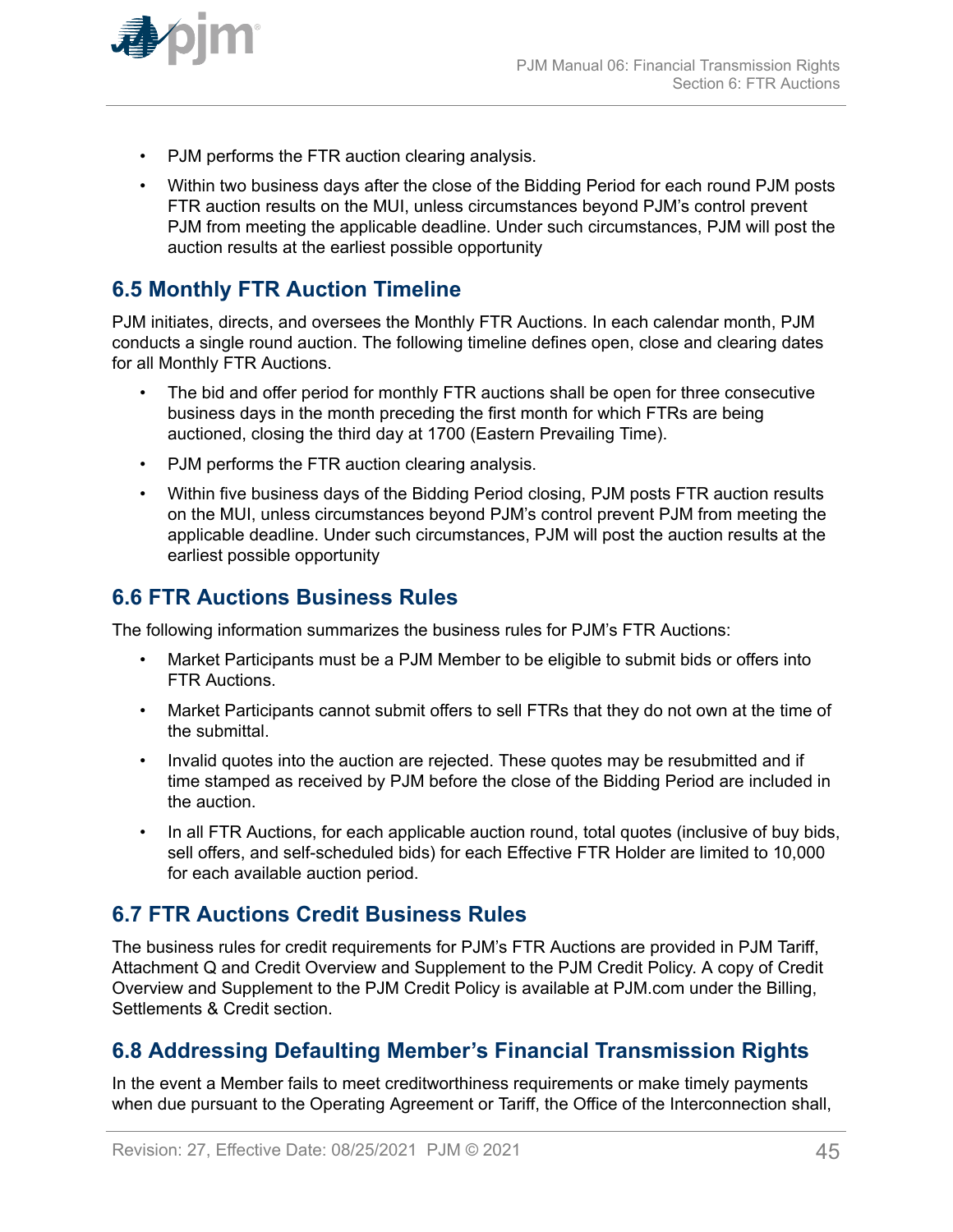- PJM performs the FTR auction clearing analysis.
- Within two business days after the close of the Bidding Period for each round PJM posts FTR auction results on the MUI, unless circumstances beyond PJM's control prevent PJM from meeting the applicable deadline. Under such circumstances, PJM will post the auction results at the earliest possible opportunity

## 6.5 Monthly FTR Auction Timeline

PJM initiates, directs, and oversees the Monthly FTR Auctions. In each calendar month, PJM conducts a single round auction. The following timeline defines open, close and clearing dates for all Monthly FTR Auctions.

- The bid and offer period for monthly FTR auctions shall be open for three consecutive business days in the month preceding the first month for which FTRs are being auctioned, closing the third day at 1700 (Eastern Prevailing Time).
- PJM performs the FTR auction clearing analysis.
- Within five business days of the Bidding Period closing, PJM posts FTR auction results on the MUI, unless circumstances beyond PJM's control prevent PJM from meeting the applicable deadline. Under such circumstances, PJM will post the auction results at the earliest possible opportunity

## 6.6 FTR Auctions Business Rules

The following information summarizes the business rules for PJM's FTR Auctions:

- Market Participants must be a PJM Member to be eligible to submit bids or offers into FTR Auctions.
- Market Participants cannot submit offers to sell FTRs that they do not own at the time of the submittal.
- Invalid quotes into the auction are rejected. These quotes may be resubmitted and if time stamped as received by PJM before the close of the Bidding Period are included in the auction.
- In all FTR Auctions, for each applicable auction round, total quotes (inclusive of buy bids, sell offers, and self-scheduled bids) for each Effective FTR Holder are limited to 10,000 for each available auction period.

## 6.7 FTR Auctions Credit Business Rules

The business rules for credit requirements for PJM's FTR Auctions are provided in PJM Tariff, Attachment Q and Credit Overview and Supplement to the PJM Credit Policy. A copy of Credit Overview and Supplement to the PJM Credit Policy is available at PJM.com under the Billing, Settlements & Credit section.

## 6.8 Addressing Defaulting Member's Financial Transmission Rights

In the event a Member fails to meet creditworthiness requirements or make timely payments when due pursuant to the Operating Agreement or Tariff, the Office of the Interconnection shall,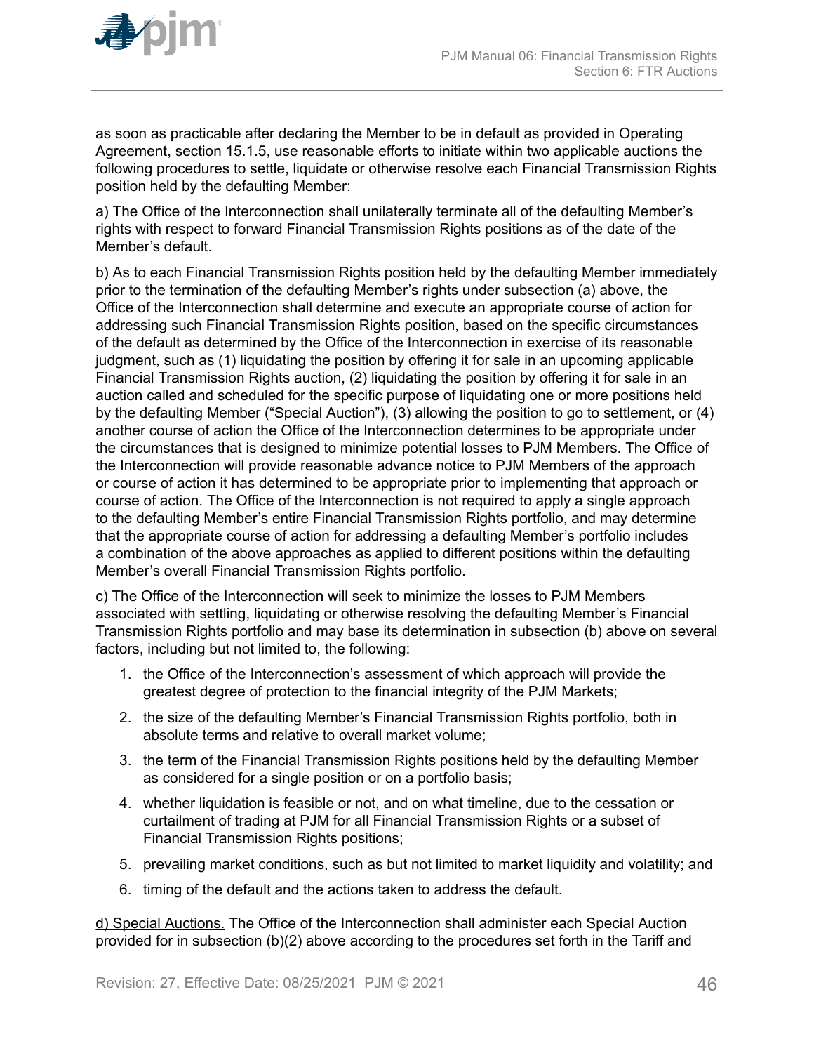as soon as practicable after declaring the Member to be in default as provided in Operating Agreement, section 15.1.5, use reasonable efforts to initiate within two applicable auctions the following procedures to settle, liquidate or otherwise resolve each Financial Transmission Rights position held by the defaulting Member:

a) The Office of the Interconnection shall unilaterally terminate all of the defaulting Member's rights with respect to forward Financial Transmission Rights positions as of the date of the Member's default.

b) As to each Financial Transmission Rights position held by the defaulting Member immediately prior to the termination of the defaulting Member's rights under subsection (a) above, the Office of the Interconnection shall determine and execute an appropriate course of action for addressing such Financial Transmission Rights position, based on the specific circumstances of the default as determined by the Office of the Interconnection in exercise of its reasonable judgment, such as (1) liquidating the position by offering it for sale in an upcoming applicable Financial Transmission Rights auction, (2) liquidating the position by offering it for sale in an auction called and scheduled for the specific purpose of liquidating one or more positions held by the defaulting Member ("Special Auction"), (3) allowing the position to go to settlement, or (4) another course of action the Office of the Interconnection determines to be appropriate under the circumstances that is designed to minimize potential losses to PJM Members. The Office of the Interconnection will provide reasonable advance notice to PJM Members of the approach or course of action it has determined to be appropriate prior to implementing that approach or course of action. The Office of the Interconnection is not required to apply a single approach to the defaulting Member's entire Financial Transmission Rights portfolio, and may determine that the appropriate course of action for addressing a defaulting Member's portfolio includes a combination of the above approaches as applied to different positions within the defaulting Member's overall Financial Transmission Rights portfolio.

c) The Office of the Interconnection will seek to minimize the losses to PJM Members associated with settling, liquidating or otherwise resolving the defaulting Member's Financial Transmission Rights portfolio and may base its determination in subsection (b) above on several factors, including but not limited to, the following:

1. the Office of the Interconnection's assessment of which approach will provide the greatest degree of protection to the financial integrity of the PJM Markets;
2. the size of the defaulting Member's Financial Transmission Rights portfolio, both in absolute terms and relative to overall market volume;
3. the term of the Financial Transmission Rights positions held by the defaulting Member as considered for a single position or on a portfolio basis;
4. whether liquidation is feasible or not, and on what timeline, due to the cessation or curtailment of trading at PJM for all Financial Transmission Rights or a subset of Financial Transmission Rights positions;
5. prevailing market conditions, such as but not limited to market liquidity and volatility; and
6. timing of the default and the actions taken to address the default.

d) Special Auctions. The Office of the Interconnection shall administer each Special Auction provided for in subsection (b)(2) above according to the procedures set forth in the Tariff and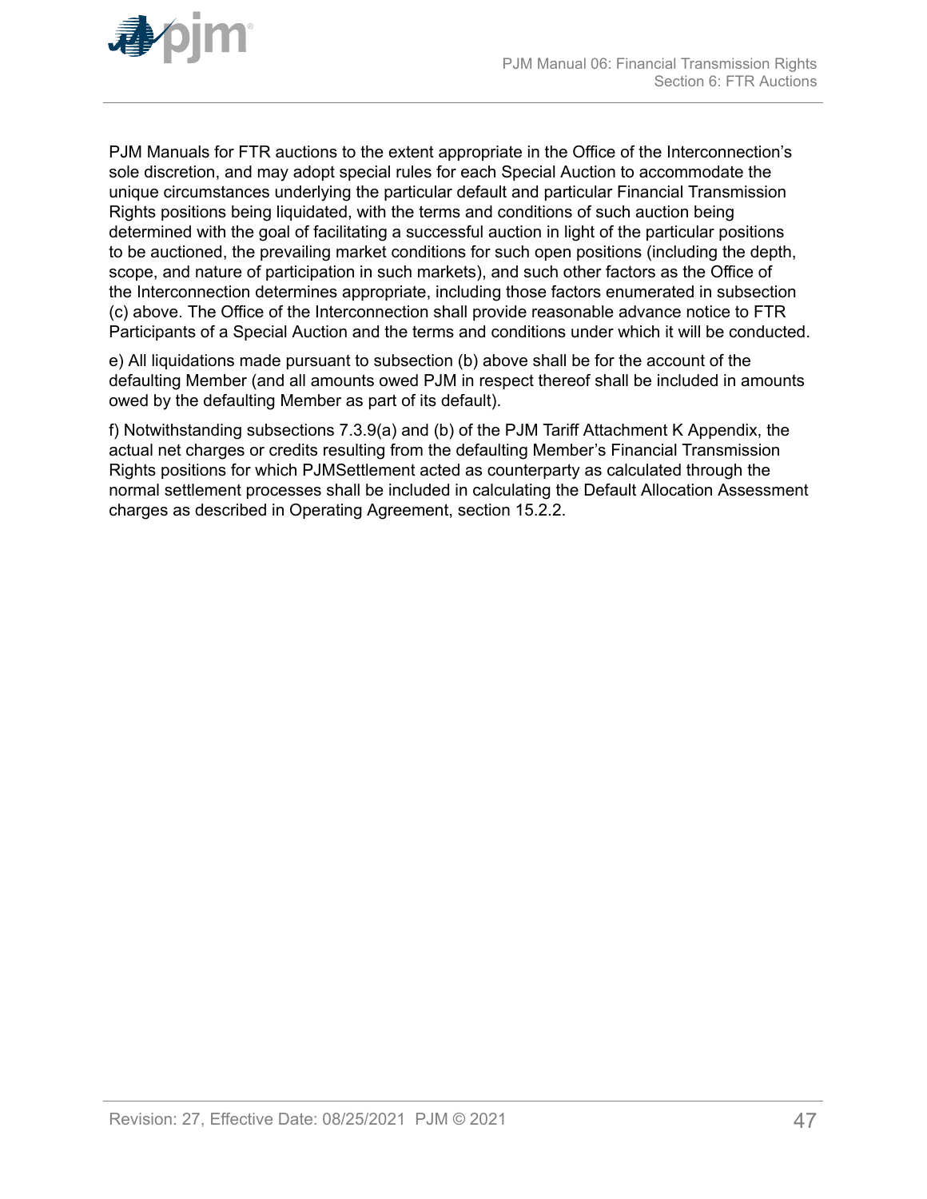PJM Manuals for FTR auctions to the extent appropriate in the Office of the Interconnection's sole discretion, and may adopt special rules for each Special Auction to accommodate the unique circumstances underlying the particular default and particular Financial Transmission Rights positions being liquidated, with the terms and conditions of such auction being determined with the goal of facilitating a successful auction in light of the particular positions to be auctioned, the prevailing market conditions for such open positions (including the depth, scope, and nature of participation in such markets), and such other factors as the Office of the Interconnection determines appropriate, including those factors enumerated in subsection (c) above. The Office of the Interconnection shall provide reasonable advance notice to FTR Participants of a Special Auction and the terms and conditions under which it will be conducted.

e) All liquidations made pursuant to subsection (b) above shall be for the account of the defaulting Member (and all amounts owed PJM in respect thereof shall be included in amounts owed by the defaulting Member as part of its default).

f) Notwithstanding subsections 7.3.9(a) and (b) of the PJM Tariff Attachment K Appendix, the actual net charges or credits resulting from the defaulting Member's Financial Transmission Rights positions for which PJMSettlement acted as counterparty as calculated through the normal settlement processes shall be included in calculating the Default Allocation Assessment charges as described in Operating Agreement, section 15.2.2.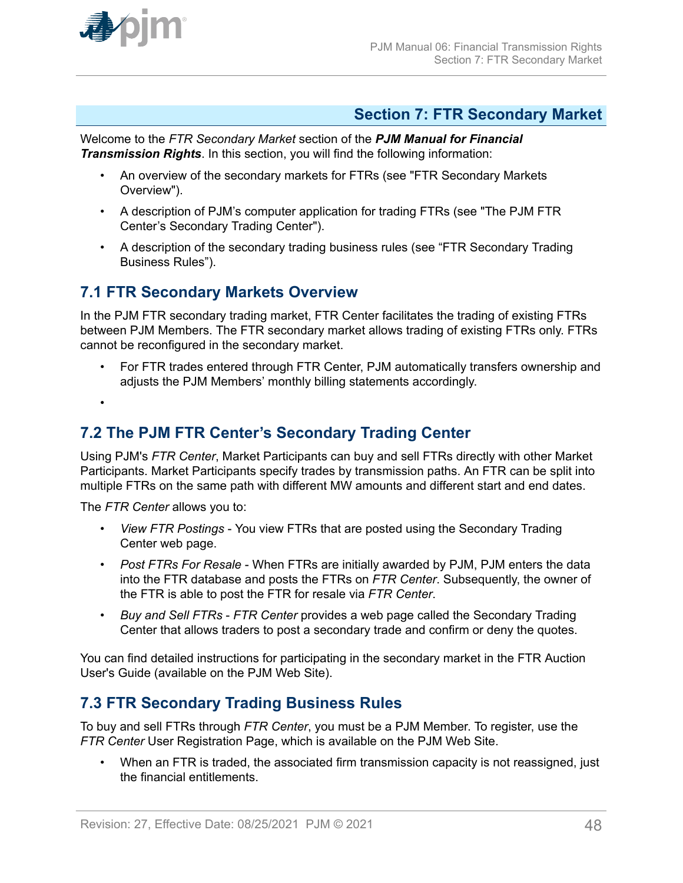## Section 7: FTR Secondary Market

Welcome to the *FTR Secondary Market* section of the ***PJM Manual for Financial Transmission Rights***. In this section, you will find the following information:

- An overview of the secondary markets for FTRs (see "FTR Secondary Markets Overview").
- A description of PJM's computer application for trading FTRs (see "The PJM FTR Center's Secondary Trading Center").
- A description of the secondary trading business rules (see "FTR Secondary Trading Business Rules").

### 7.1 FTR Secondary Markets Overview

In the PJM FTR secondary trading market, FTR Center facilitates the trading of existing FTRs between PJM Members. The FTR secondary market allows trading of existing FTRs only. FTRs cannot be reconfigured in the secondary market.

- For FTR trades entered through FTR Center, PJM automatically transfers ownership and adjusts the PJM Members' monthly billing statements accordingly.
-

### 7.2 The PJM FTR Center's Secondary Trading Center

Using PJM's *FTR Center*, Market Participants can buy and sell FTRs directly with other Market Participants. Market Participants specify trades by transmission paths. An FTR can be split into multiple FTRs on the same path with different MW amounts and different start and end dates.

The *FTR Center* allows you to:

- *View FTR Postings* - You view FTRs that are posted using the Secondary Trading Center web page.
- *Post FTRs For Resale* - When FTRs are initially awarded by PJM, PJM enters the data into the FTR database and posts the FTRs on *FTR Center*. Subsequently, the owner of the FTR is able to post the FTR for resale via *FTR Center*.
- *Buy and Sell FTRs* - *FTR Center* provides a web page called the Secondary Trading Center that allows traders to post a secondary trade and confirm or deny the quotes.

You can find detailed instructions for participating in the secondary market in the FTR Auction User's Guide (available on the PJM Web Site).

### 7.3 FTR Secondary Trading Business Rules

To buy and sell FTRs through *FTR Center*, you must be a PJM Member. To register, use the *FTR Center* User Registration Page, which is available on the PJM Web Site.

- When an FTR is traded, the associated firm transmission capacity is not reassigned, just the financial entitlements.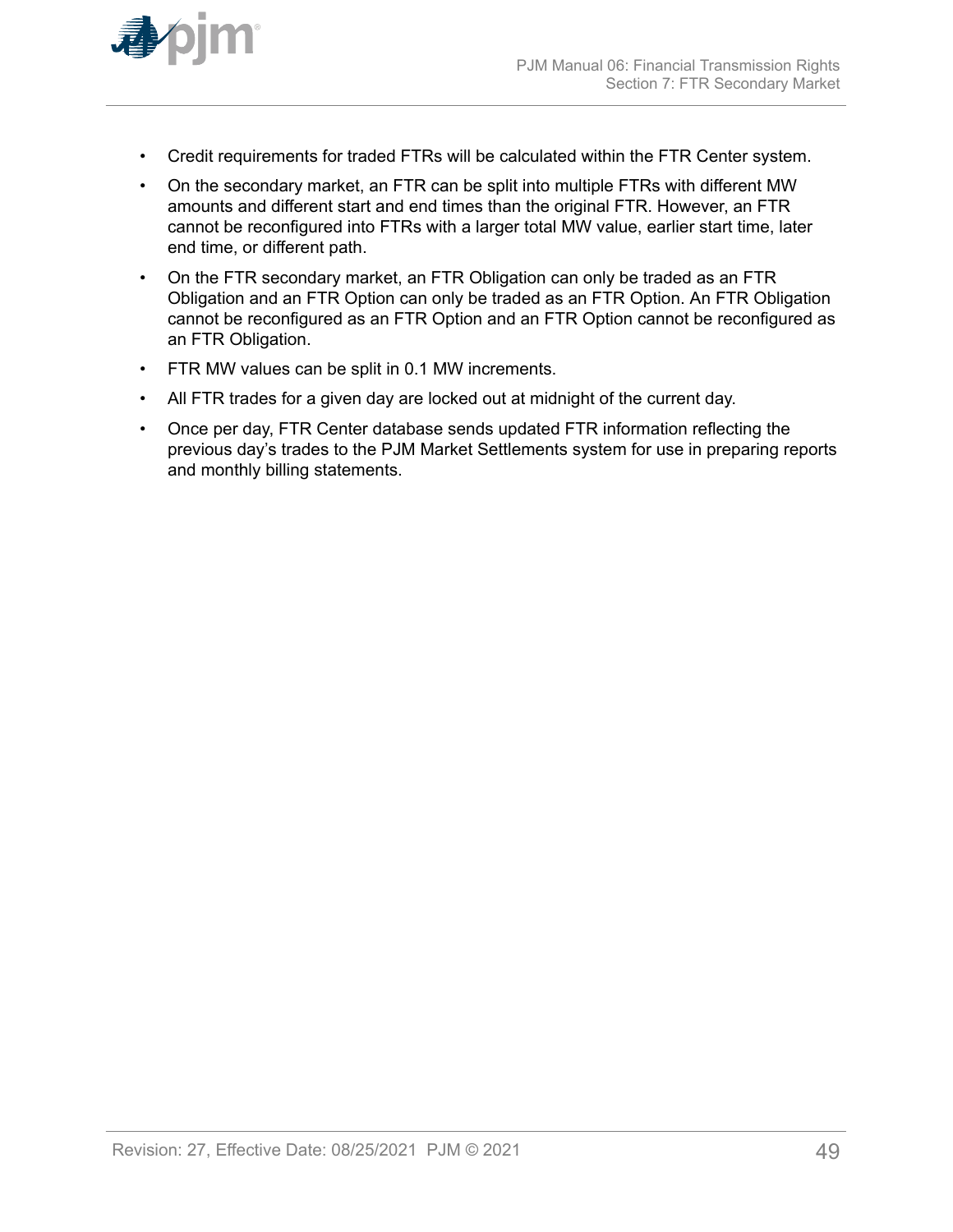- Credit requirements for traded FTRs will be calculated within the FTR Center system.
- On the secondary market, an FTR can be split into multiple FTRs with different MW amounts and different start and end times than the original FTR. However, an FTR cannot be reconfigured into FTRs with a larger total MW value, earlier start time, later end time, or different path.
- On the FTR secondary market, an FTR Obligation can only be traded as an FTR Obligation and an FTR Option can only be traded as an FTR Option. An FTR Obligation cannot be reconfigured as an FTR Option and an FTR Option cannot be reconfigured as an FTR Obligation.
- FTR MW values can be split in 0.1 MW increments.
- All FTR trades for a given day are locked out at midnight of the current day.
- Once per day, FTR Center database sends updated FTR information reflecting the previous day's trades to the PJM Market Settlements system for use in preparing reports and monthly billing statements.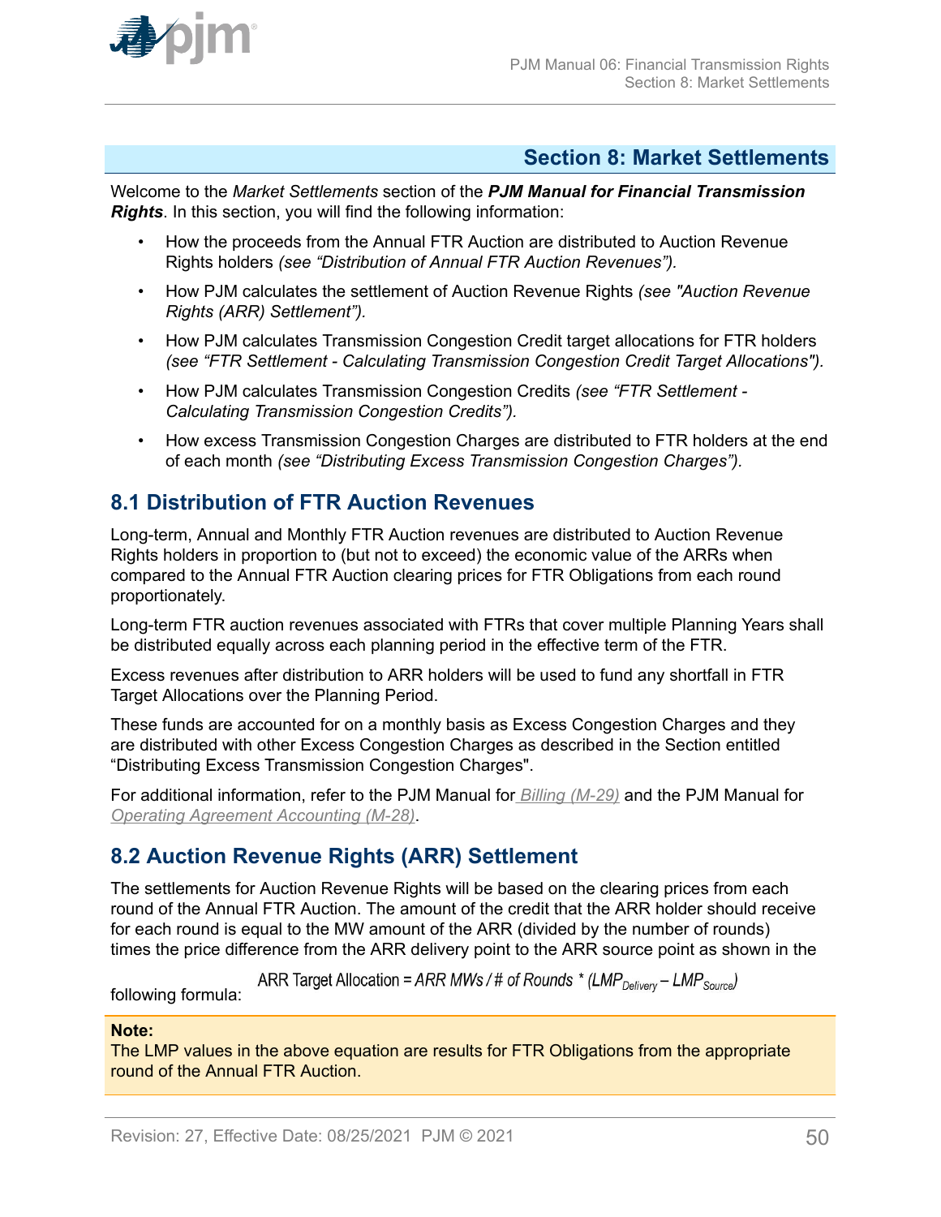# Section 8: Market Settlements

Welcome to the *Market Settlements* section of the ***PJM Manual for Financial Transmission Rights***. In this section, you will find the following information:

- How the proceeds from the Annual FTR Auction are distributed to Auction Revenue Rights holders *(see "Distribution of Annual FTR Auction Revenues").*
- How PJM calculates the settlement of Auction Revenue Rights *(see "Auction Revenue Rights (ARR) Settlement").*
- How PJM calculates Transmission Congestion Credit target allocations for FTR holders *(see "FTR Settlement - Calculating Transmission Congestion Credit Target Allocations").*
- How PJM calculates Transmission Congestion Credits *(see "FTR Settlement - Calculating Transmission Congestion Credits").*
- How excess Transmission Congestion Charges are distributed to FTR holders at the end of each month *(see "Distributing Excess Transmission Congestion Charges").*

## 8.1 Distribution of FTR Auction Revenues

Long-term, Annual and Monthly FTR Auction revenues are distributed to Auction Revenue Rights holders in proportion to (but not to exceed) the economic value of the ARRs when compared to the Annual FTR Auction clearing prices for FTR Obligations from each round proportionately.

Long-term FTR auction revenues associated with FTRs that cover multiple Planning Years shall be distributed equally across each planning period in the effective term of the FTR.

Excess revenues after distribution to ARR holders will be used to fund any shortfall in FTR Target Allocations over the Planning Period.

These funds are accounted for on a monthly basis as Excess Congestion Charges and they are distributed with other Excess Congestion Charges as described in the Section entitled "Distributing Excess Transmission Congestion Charges".

For additional information, refer to the PJM Manual for *Billing (M-29)* and the PJM Manual for *Operating Agreement Accounting (M-28)*.

## 8.2 Auction Revenue Rights (ARR) Settlement

The settlements for Auction Revenue Rights will be based on the clearing prices from each round of the Annual FTR Auction. The amount of the credit that the ARR holder should receive for each round is equal to the MW amount of the ARR (divided by the number of rounds) times the price difference from the ARR delivery point to the ARR source point as shown in the following formula:

$$\text{ARR Target Allocation} = \text{ARR MWs} / \text{\# of Rounds} * (LMP_{Delivery} - LMP_{Source})$$

**Note:**
The LMP values in the above equation are results for FTR Obligations from the appropriate round of the Annual FTR Auction.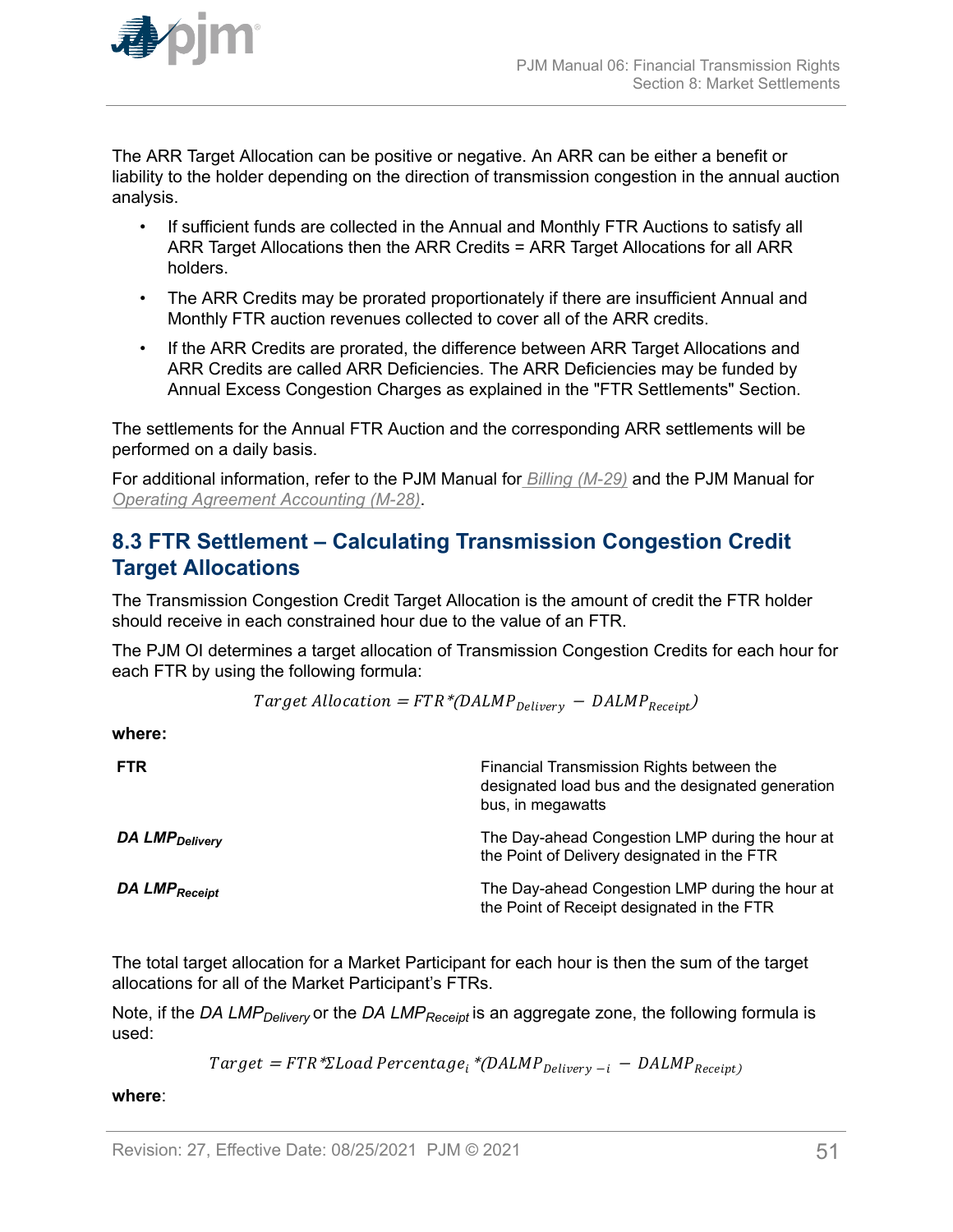The ARR Target Allocation can be positive or negative. An ARR can be either a benefit or liability to the holder depending on the direction of transmission congestion in the annual auction analysis.

- If sufficient funds are collected in the Annual and Monthly FTR Auctions to satisfy all ARR Target Allocations then the ARR Credits = ARR Target Allocations for all ARR holders.
- The ARR Credits may be prorated proportionately if there are insufficient Annual and Monthly FTR auction revenues collected to cover all of the ARR credits.
- If the ARR Credits are prorated, the difference between ARR Target Allocations and ARR Credits are called ARR Deficiencies. The ARR Deficiencies may be funded by Annual Excess Congestion Charges as explained in the "FTR Settlements" Section.

The settlements for the Annual FTR Auction and the corresponding ARR settlements will be performed on a daily basis.

For additional information, refer to the PJM Manual for *Billing (M-29)* and the PJM Manual for *Operating Agreement Accounting (M-28)*.

## 8.3 FTR Settlement – Calculating Transmission Congestion Credit Target Allocations

The Transmission Congestion Credit Target Allocation is the amount of credit the FTR holder should receive in each constrained hour due to the value of an FTR.

The PJM OI determines a target allocation of Transmission Congestion Credits for each hour for each FTR by using the following formula:

$$Target\ Allocation = FTR * (DALMP_{Delivery} - DALMP_{Receipt})$$

**where:**

| | |
|---|---|
| **FTR** | Financial Transmission Rights between the designated load bus and the designated generation bus, in megawatts |
| ***DA LMP$_{Delivery}$*** | The Day-ahead Congestion LMP during the hour at the Point of Delivery designated in the FTR |
| ***DA LMP$_{Receipt}$*** | The Day-ahead Congestion LMP during the hour at the Point of Receipt designated in the FTR |

The total target allocation for a Market Participant for each hour is then the sum of the target allocations for all of the Market Participant's FTRs.

Note, if the *DA LMP$_{Delivery}$* or the *DA LMP$_{Receipt}$* is an aggregate zone, the following formula is used:

$$Target = FTR * \Sigma Load\ Percentage_i * (DALMP_{Delivery-i} - DALMP_{Receipt})$$

**where**: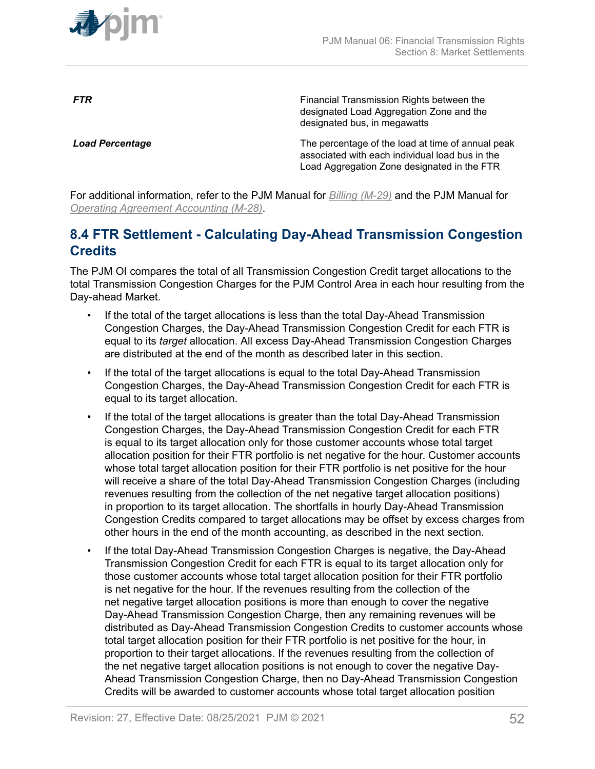| | |
|---|---|
| ***FTR*** | Financial Transmission Rights between the designated Load Aggregation Zone and the designated bus, in megawatts |
| ***Load Percentage*** | The percentage of the load at time of annual peak associated with each individual load bus in the Load Aggregation Zone designated in the FTR |

For additional information, refer to the PJM Manual for *Billing (M-29)* and the PJM Manual for *Operating Agreement Accounting (M-28)*.

## 8.4 FTR Settlement - Calculating Day-Ahead Transmission Congestion Credits

The PJM OI compares the total of all Transmission Congestion Credit target allocations to the total Transmission Congestion Charges for the PJM Control Area in each hour resulting from the Day-ahead Market.

- If the total of the target allocations is less than the total Day-Ahead Transmission Congestion Charges, the Day-Ahead Transmission Congestion Credit for each FTR is equal to its *target* allocation. All excess Day-Ahead Transmission Congestion Charges are distributed at the end of the month as described later in this section.
- If the total of the target allocations is equal to the total Day-Ahead Transmission Congestion Charges, the Day-Ahead Transmission Congestion Credit for each FTR is equal to its target allocation.
- If the total of the target allocations is greater than the total Day-Ahead Transmission Congestion Charges, the Day-Ahead Transmission Congestion Credit for each FTR is equal to its target allocation only for those customer accounts whose total target allocation position for their FTR portfolio is net negative for the hour. Customer accounts whose total target allocation position for their FTR portfolio is net positive for the hour will receive a share of the total Day-Ahead Transmission Congestion Charges (including revenues resulting from the collection of the net negative target allocation positions) in proportion to its target allocation. The shortfalls in hourly Day-Ahead Transmission Congestion Credits compared to target allocations may be offset by excess charges from other hours in the end of the month accounting, as described in the next section.
- If the total Day-Ahead Transmission Congestion Charges is negative, the Day-Ahead Transmission Congestion Credit for each FTR is equal to its target allocation only for those customer accounts whose total target allocation position for their FTR portfolio is net negative for the hour. If the revenues resulting from the collection of the net negative target allocation positions is more than enough to cover the negative Day-Ahead Transmission Congestion Charge, then any remaining revenues will be distributed as Day-Ahead Transmission Congestion Credits to customer accounts whose total target allocation position for their FTR portfolio is net positive for the hour, in proportion to their target allocations. If the revenues resulting from the collection of the net negative target allocation positions is not enough to cover the negative Day-Ahead Transmission Congestion Charge, then no Day-Ahead Transmission Congestion Credits will be awarded to customer accounts whose total target allocation position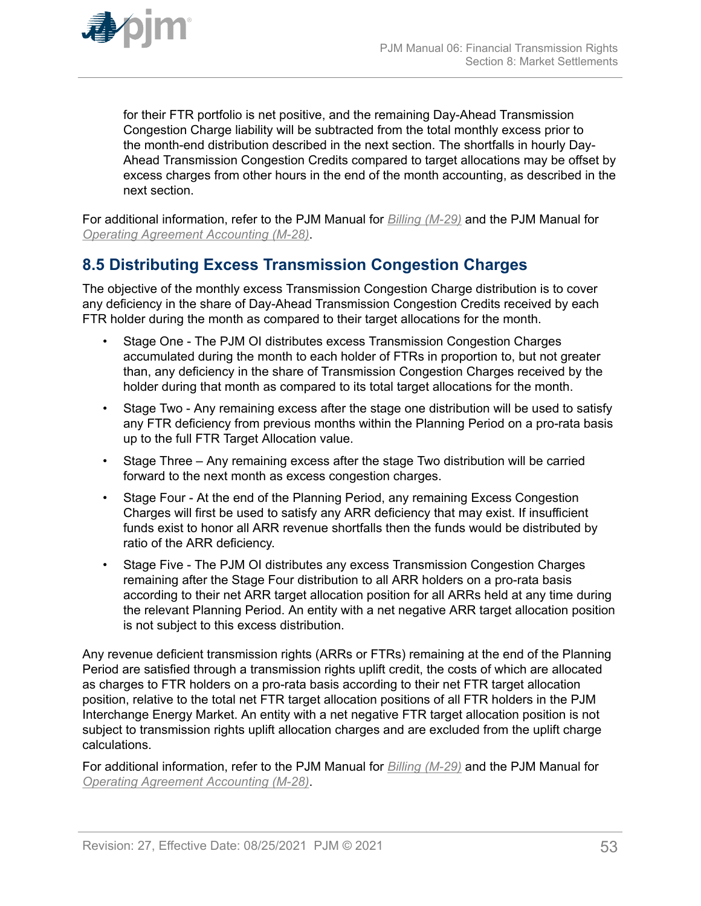for their FTR portfolio is net positive, and the remaining Day-Ahead Transmission Congestion Charge liability will be subtracted from the total monthly excess prior to the month-end distribution described in the next section. The shortfalls in hourly Day-Ahead Transmission Congestion Credits compared to target allocations may be offset by excess charges from other hours in the end of the month accounting, as described in the next section.

For additional information, refer to the PJM Manual for *Billing (M-29)* and the PJM Manual for *Operating Agreement Accounting (M-28)*.

## 8.5 Distributing Excess Transmission Congestion Charges

The objective of the monthly excess Transmission Congestion Charge distribution is to cover any deficiency in the share of Day-Ahead Transmission Congestion Credits received by each FTR holder during the month as compared to their target allocations for the month.

- Stage One - The PJM OI distributes excess Transmission Congestion Charges accumulated during the month to each holder of FTRs in proportion to, but not greater than, any deficiency in the share of Transmission Congestion Charges received by the holder during that month as compared to its total target allocations for the month.
- Stage Two - Any remaining excess after the stage one distribution will be used to satisfy any FTR deficiency from previous months within the Planning Period on a pro-rata basis up to the full FTR Target Allocation value.
- Stage Three – Any remaining excess after the stage Two distribution will be carried forward to the next month as excess congestion charges.
- Stage Four - At the end of the Planning Period, any remaining Excess Congestion Charges will first be used to satisfy any ARR deficiency that may exist. If insufficient funds exist to honor all ARR revenue shortfalls then the funds would be distributed by ratio of the ARR deficiency.
- Stage Five - The PJM OI distributes any excess Transmission Congestion Charges remaining after the Stage Four distribution to all ARR holders on a pro-rata basis according to their net ARR target allocation position for all ARRs held at any time during the relevant Planning Period. An entity with a net negative ARR target allocation position is not subject to this excess distribution.

Any revenue deficient transmission rights (ARRs or FTRs) remaining at the end of the Planning Period are satisfied through a transmission rights uplift credit, the costs of which are allocated as charges to FTR holders on a pro-rata basis according to their net FTR target allocation position, relative to the total net FTR target allocation positions of all FTR holders in the PJM Interchange Energy Market. An entity with a net negative FTR target allocation position is not subject to transmission rights uplift allocation charges and are excluded from the uplift charge calculations.

For additional information, refer to the PJM Manual for *Billing (M-29)* and the PJM Manual for *Operating Agreement Accounting (M-28)*.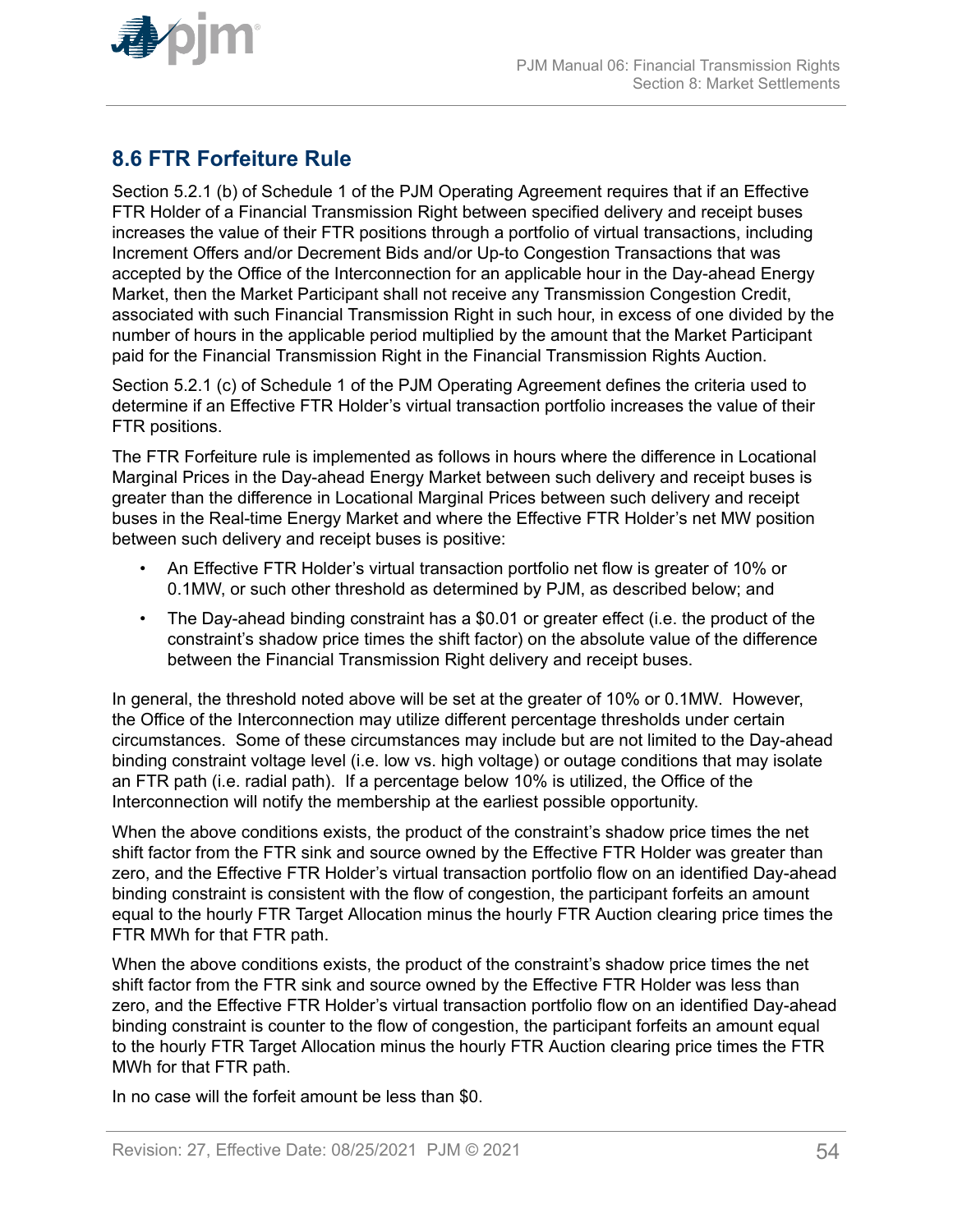## 8.6 FTR Forfeiture Rule

Section 5.2.1 (b) of Schedule 1 of the PJM Operating Agreement requires that if an Effective FTR Holder of a Financial Transmission Right between specified delivery and receipt buses increases the value of their FTR positions through a portfolio of virtual transactions, including Increment Offers and/or Decrement Bids and/or Up-to Congestion Transactions that was accepted by the Office of the Interconnection for an applicable hour in the Day-ahead Energy Market, then the Market Participant shall not receive any Transmission Congestion Credit, associated with such Financial Transmission Right in such hour, in excess of one divided by the number of hours in the applicable period multiplied by the amount that the Market Participant paid for the Financial Transmission Right in the Financial Transmission Rights Auction.

Section 5.2.1 (c) of Schedule 1 of the PJM Operating Agreement defines the criteria used to determine if an Effective FTR Holder's virtual transaction portfolio increases the value of their FTR positions.

The FTR Forfeiture rule is implemented as follows in hours where the difference in Locational Marginal Prices in the Day-ahead Energy Market between such delivery and receipt buses is greater than the difference in Locational Marginal Prices between such delivery and receipt buses in the Real-time Energy Market and where the Effective FTR Holder's net MW position between such delivery and receipt buses is positive:

- An Effective FTR Holder's virtual transaction portfolio net flow is greater of 10% or 0.1MW, or such other threshold as determined by PJM, as described below; and
- The Day-ahead binding constraint has a $0.01 or greater effect (i.e. the product of the constraint's shadow price times the shift factor) on the absolute value of the difference between the Financial Transmission Right delivery and receipt buses.

In general, the threshold noted above will be set at the greater of 10% or 0.1MW. However, the Office of the Interconnection may utilize different percentage thresholds under certain circumstances. Some of these circumstances may include but are not limited to the Day-ahead binding constraint voltage level (i.e. low vs. high voltage) or outage conditions that may isolate an FTR path (i.e. radial path). If a percentage below 10% is utilized, the Office of the Interconnection will notify the membership at the earliest possible opportunity.

When the above conditions exists, the product of the constraint's shadow price times the net shift factor from the FTR sink and source owned by the Effective FTR Holder was greater than zero, and the Effective FTR Holder's virtual transaction portfolio flow on an identified Day-ahead binding constraint is consistent with the flow of congestion, the participant forfeits an amount equal to the hourly FTR Target Allocation minus the hourly FTR Auction clearing price times the FTR MWh for that FTR path.

When the above conditions exists, the product of the constraint's shadow price times the net shift factor from the FTR sink and source owned by the Effective FTR Holder was less than zero, and the Effective FTR Holder's virtual transaction portfolio flow on an identified Day-ahead binding constraint is counter to the flow of congestion, the participant forfeits an amount equal to the hourly FTR Target Allocation minus the hourly FTR Auction clearing price times the FTR MWh for that FTR path.

In no case will the forfeit amount be less than $0.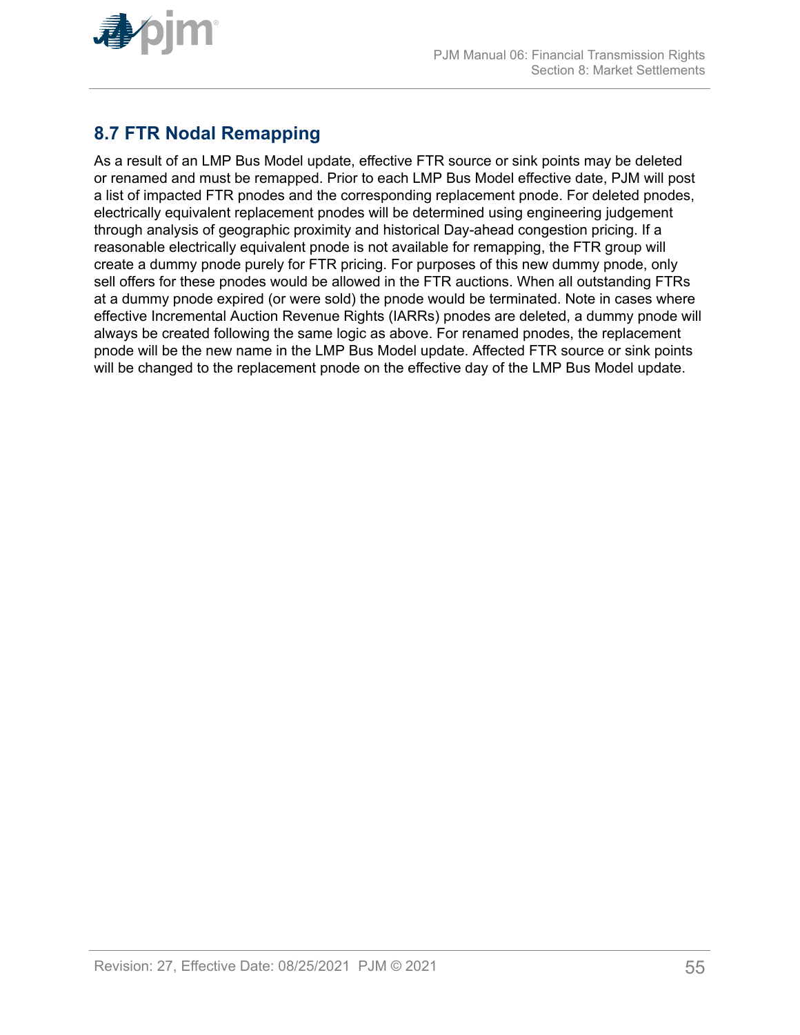## 8.7 FTR Nodal Remapping

As a result of an LMP Bus Model update, effective FTR source or sink points may be deleted or renamed and must be remapped. Prior to each LMP Bus Model effective date, PJM will post a list of impacted FTR pnodes and the corresponding replacement pnode. For deleted pnodes, electrically equivalent replacement pnodes will be determined using engineering judgement through analysis of geographic proximity and historical Day-ahead congestion pricing. If a reasonable electrically equivalent pnode is not available for remapping, the FTR group will create a dummy pnode purely for FTR pricing. For purposes of this new dummy pnode, only sell offers for these pnodes would be allowed in the FTR auctions. When all outstanding FTRs at a dummy pnode expired (or were sold) the pnode would be terminated. Note in cases where effective Incremental Auction Revenue Rights (IARRs) pnodes are deleted, a dummy pnode will always be created following the same logic as above. For renamed pnodes, the replacement pnode will be the new name in the LMP Bus Model update. Affected FTR source or sink points will be changed to the replacement pnode on the effective day of the LMP Bus Model update.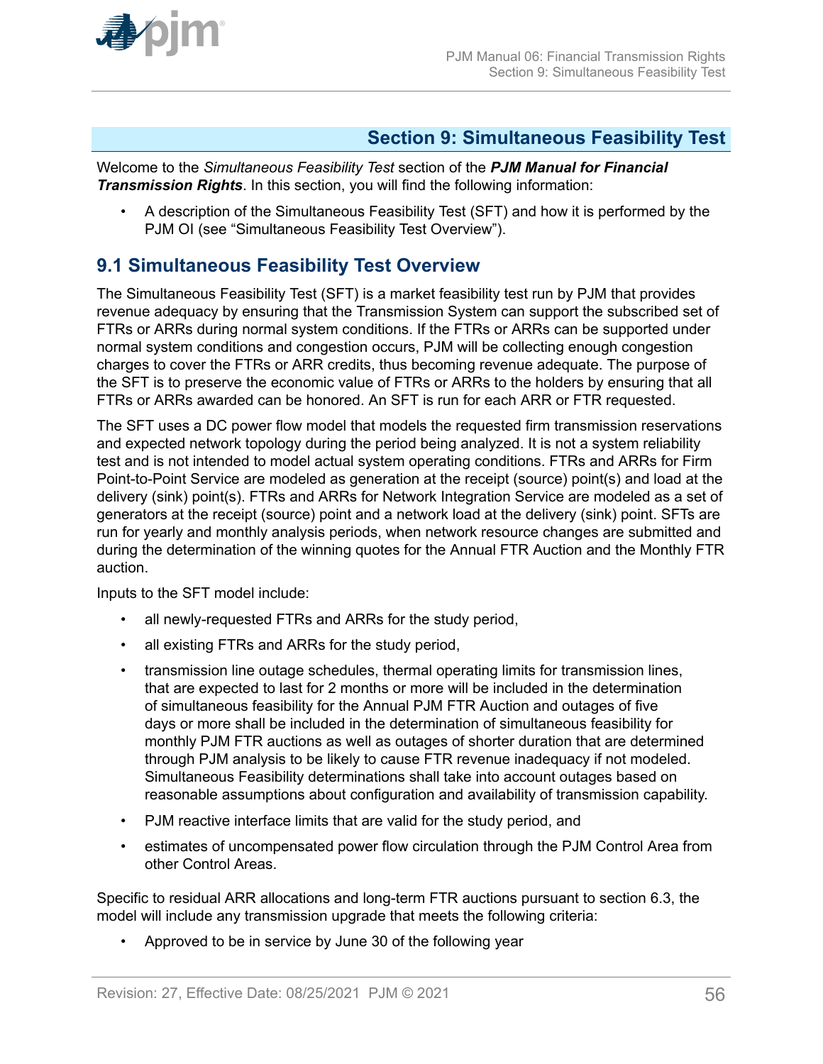# Section 9: Simultaneous Feasibility Test

Welcome to the *Simultaneous Feasibility Test* section of the ***PJM Manual for Financial Transmission Rights***. In this section, you will find the following information:

- A description of the Simultaneous Feasibility Test (SFT) and how it is performed by the PJM OI (see "Simultaneous Feasibility Test Overview").

## 9.1 Simultaneous Feasibility Test Overview

The Simultaneous Feasibility Test (SFT) is a market feasibility test run by PJM that provides revenue adequacy by ensuring that the Transmission System can support the subscribed set of FTRs or ARRs during normal system conditions. If the FTRs or ARRs can be supported under normal system conditions and congestion occurs, PJM will be collecting enough congestion charges to cover the FTRs or ARR credits, thus becoming revenue adequate. The purpose of the SFT is to preserve the economic value of FTRs or ARRs to the holders by ensuring that all FTRs or ARRs awarded can be honored. An SFT is run for each ARR or FTR requested.

The SFT uses a DC power flow model that models the requested firm transmission reservations and expected network topology during the period being analyzed. It is not a system reliability test and is not intended to model actual system operating conditions. FTRs and ARRs for Firm Point-to-Point Service are modeled as generation at the receipt (source) point(s) and load at the delivery (sink) point(s). FTRs and ARRs for Network Integration Service are modeled as a set of generators at the receipt (source) point and a network load at the delivery (sink) point. SFTs are run for yearly and monthly analysis periods, when network resource changes are submitted and during the determination of the winning quotes for the Annual FTR Auction and the Monthly FTR auction.

Inputs to the SFT model include:

- all newly-requested FTRs and ARRs for the study period,
- all existing FTRs and ARRs for the study period,
- transmission line outage schedules, thermal operating limits for transmission lines, that are expected to last for 2 months or more will be included in the determination of simultaneous feasibility for the Annual PJM FTR Auction and outages of five days or more shall be included in the determination of simultaneous feasibility for monthly PJM FTR auctions as well as outages of shorter duration that are determined through PJM analysis to be likely to cause FTR revenue inadequacy if not modeled. Simultaneous Feasibility determinations shall take into account outages based on reasonable assumptions about configuration and availability of transmission capability.
- PJM reactive interface limits that are valid for the study period, and
- estimates of uncompensated power flow circulation through the PJM Control Area from other Control Areas.

Specific to residual ARR allocations and long-term FTR auctions pursuant to section 6.3, the model will include any transmission upgrade that meets the following criteria:

- Approved to be in service by June 30 of the following year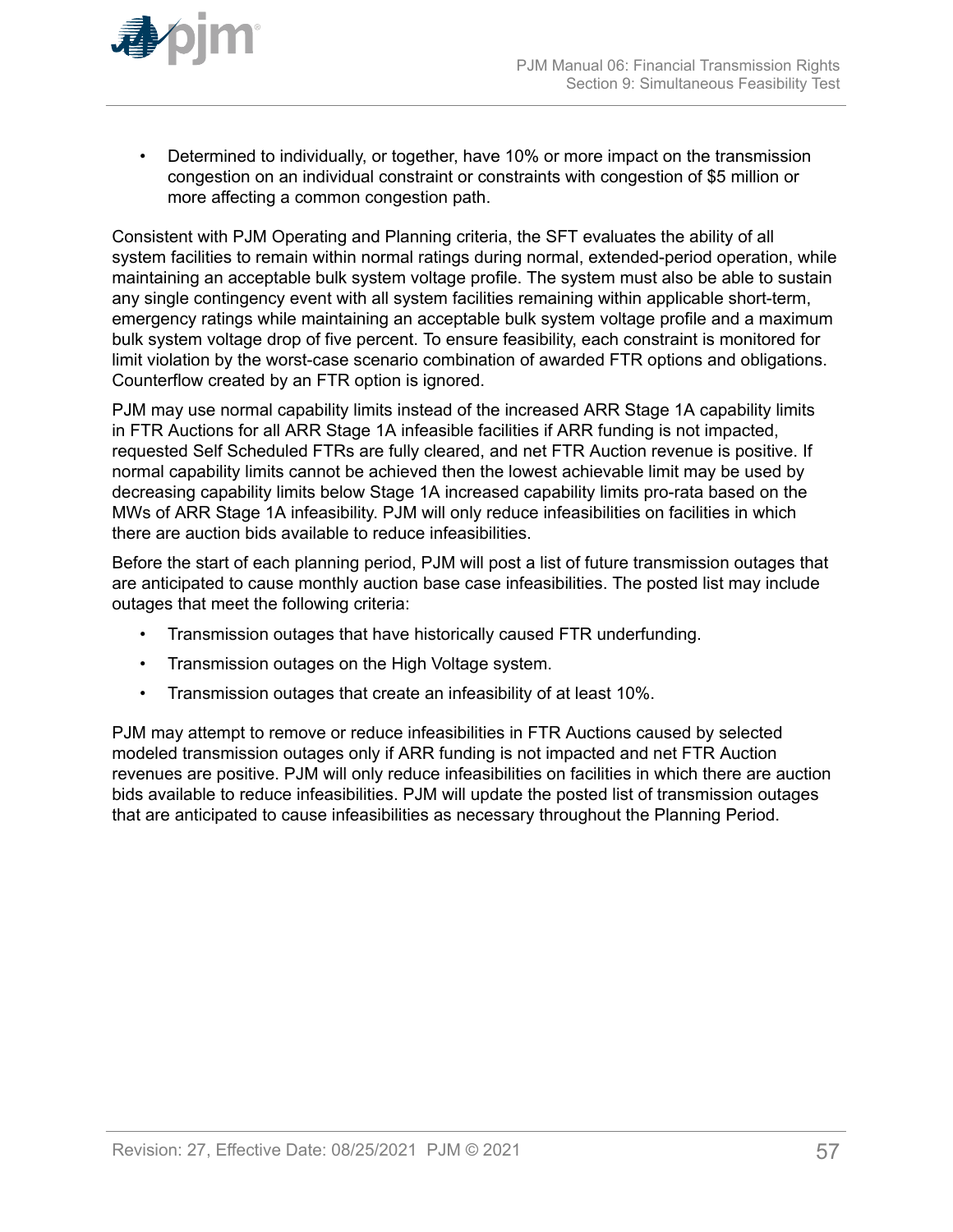- Determined to individually, or together, have 10% or more impact on the transmission congestion on an individual constraint or constraints with congestion of $5 million or more affecting a common congestion path.

Consistent with PJM Operating and Planning criteria, the SFT evaluates the ability of all system facilities to remain within normal ratings during normal, extended-period operation, while maintaining an acceptable bulk system voltage profile. The system must also be able to sustain any single contingency event with all system facilities remaining within applicable short-term, emergency ratings while maintaining an acceptable bulk system voltage profile and a maximum bulk system voltage drop of five percent. To ensure feasibility, each constraint is monitored for limit violation by the worst-case scenario combination of awarded FTR options and obligations. Counterflow created by an FTR option is ignored.

PJM may use normal capability limits instead of the increased ARR Stage 1A capability limits in FTR Auctions for all ARR Stage 1A infeasible facilities if ARR funding is not impacted, requested Self Scheduled FTRs are fully cleared, and net FTR Auction revenue is positive. If normal capability limits cannot be achieved then the lowest achievable limit may be used by decreasing capability limits below Stage 1A increased capability limits pro-rata based on the MWs of ARR Stage 1A infeasibility. PJM will only reduce infeasibilities on facilities in which there are auction bids available to reduce infeasibilities.

Before the start of each planning period, PJM will post a list of future transmission outages that are anticipated to cause monthly auction base case infeasibilities. The posted list may include outages that meet the following criteria:

- Transmission outages that have historically caused FTR underfunding.
- Transmission outages on the High Voltage system.
- Transmission outages that create an infeasibility of at least 10%.

PJM may attempt to remove or reduce infeasibilities in FTR Auctions caused by selected modeled transmission outages only if ARR funding is not impacted and net FTR Auction revenues are positive. PJM will only reduce infeasibilities on facilities in which there are auction bids available to reduce infeasibilities. PJM will update the posted list of transmission outages that are anticipated to cause infeasibilities as necessary throughout the Planning Period.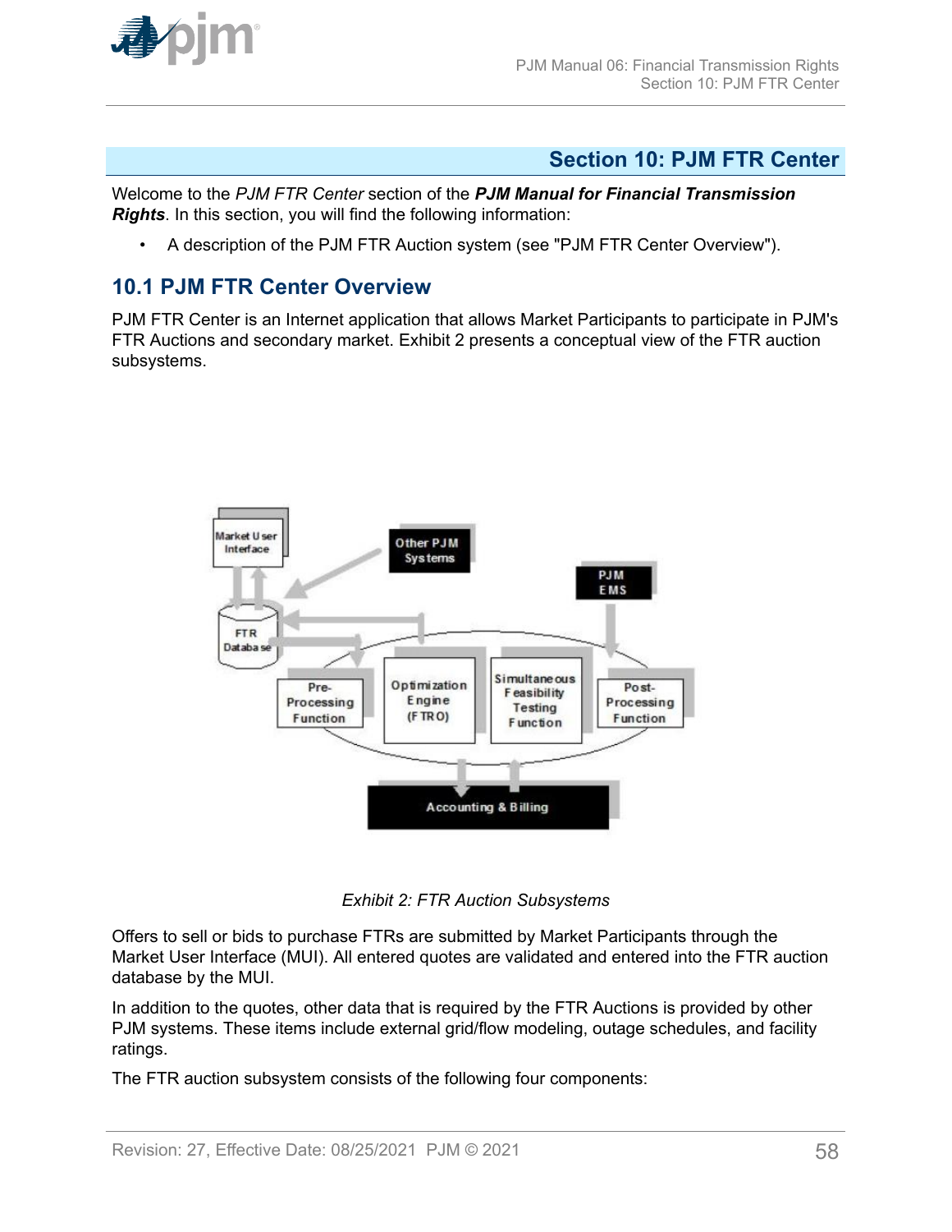# Section 10: PJM FTR Center

Welcome to the *PJM FTR Center* section of the ***PJM Manual for Financial Transmission Rights***. In this section, you will find the following information:

- A description of the PJM FTR Auction system (see "PJM FTR Center Overview").

## 10.1 PJM FTR Center Overview

PJM FTR Center is an Internet application that allows Market Participants to participate in PJM's FTR Auctions and secondary market. Exhibit 2 presents a conceptual view of the FTR auction subsystems.

*Exhibit 2: FTR Auction Subsystems*

Offers to sell or bids to purchase FTRs are submitted by Market Participants through the Market User Interface (MUI). All entered quotes are validated and entered into the FTR auction database by the MUI.

In addition to the quotes, other data that is required by the FTR Auctions is provided by other PJM systems. These items include external grid/flow modeling, outage schedules, and facility ratings.

The FTR auction subsystem consists of the following four components: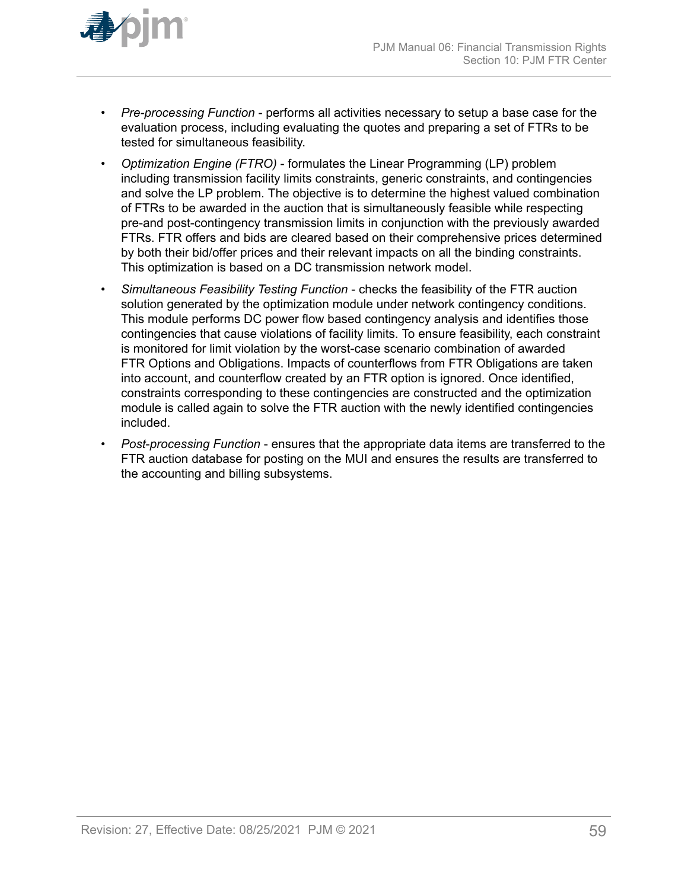- *Pre-processing Function* - performs all activities necessary to setup a base case for the evaluation process, including evaluating the quotes and preparing a set of FTRs to be tested for simultaneous feasibility.
- *Optimization Engine (FTRO)* - formulates the Linear Programming (LP) problem including transmission facility limits constraints, generic constraints, and contingencies and solve the LP problem. The objective is to determine the highest valued combination of FTRs to be awarded in the auction that is simultaneously feasible while respecting pre-and post-contingency transmission limits in conjunction with the previously awarded FTRs. FTR offers and bids are cleared based on their comprehensive prices determined by both their bid/offer prices and their relevant impacts on all the binding constraints. This optimization is based on a DC transmission network model.
- *Simultaneous Feasibility Testing Function* - checks the feasibility of the FTR auction solution generated by the optimization module under network contingency conditions. This module performs DC power flow based contingency analysis and identifies those contingencies that cause violations of facility limits. To ensure feasibility, each constraint is monitored for limit violation by the worst-case scenario combination of awarded FTR Options and Obligations. Impacts of counterflows from FTR Obligations are taken into account, and counterflow created by an FTR option is ignored. Once identified, constraints corresponding to these contingencies are constructed and the optimization module is called again to solve the FTR auction with the newly identified contingencies included.
- *Post-processing Function* - ensures that the appropriate data items are transferred to the FTR auction database for posting on the MUI and ensures the results are transferred to the accounting and billing subsystems.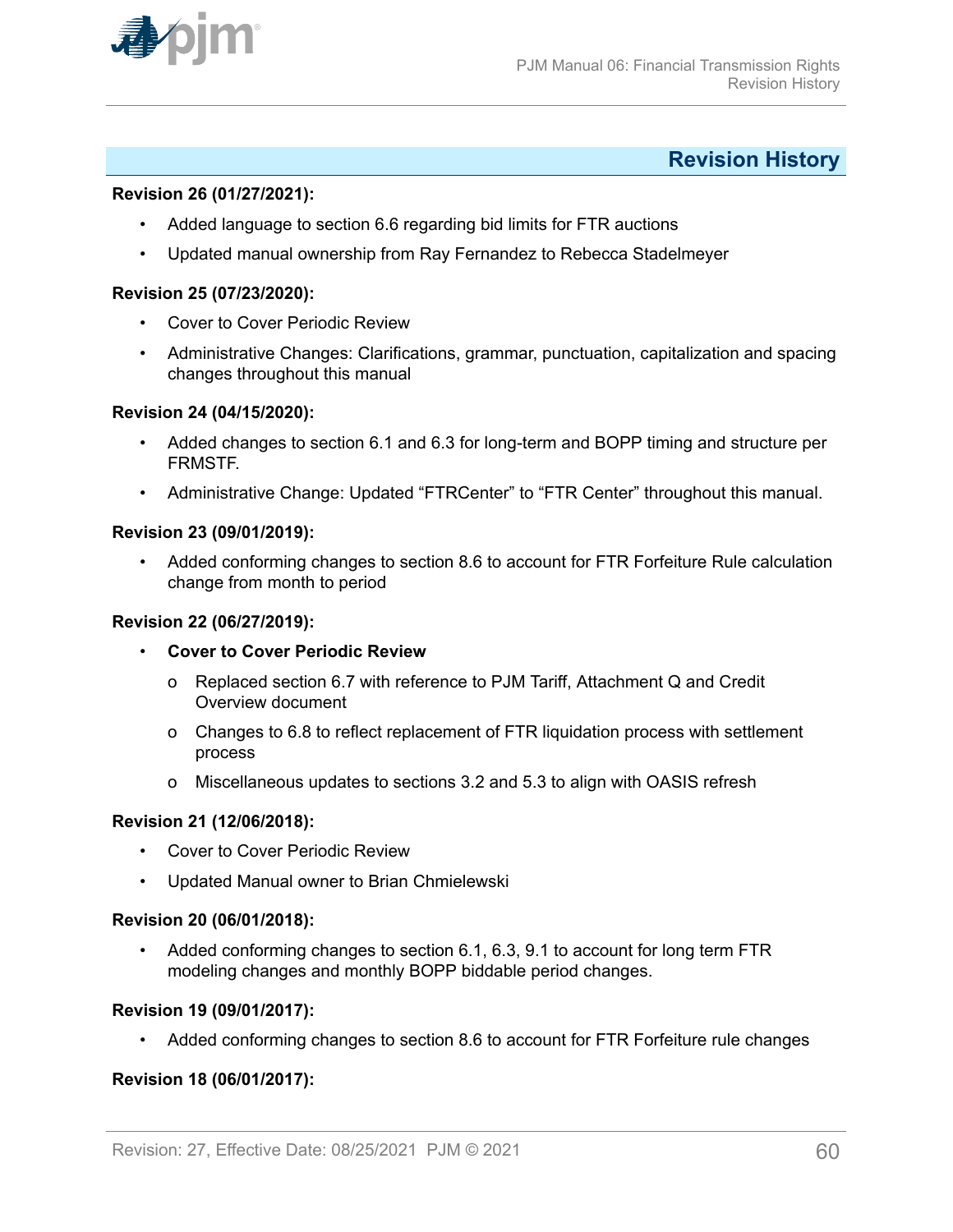## Revision History

**Revision 26 (01/27/2021):**

- Added language to section 6.6 regarding bid limits for FTR auctions
- Updated manual ownership from Ray Fernandez to Rebecca Stadelmeyer

**Revision 25 (07/23/2020):**

- Cover to Cover Periodic Review
- Administrative Changes: Clarifications, grammar, punctuation, capitalization and spacing changes throughout this manual

**Revision 24 (04/15/2020):**

- Added changes to section 6.1 and 6.3 for long-term and BOPP timing and structure per FRMSTF.
- Administrative Change: Updated “FTRCenter” to “FTR Center” throughout this manual.

**Revision 23 (09/01/2019):**

- Added conforming changes to section 8.6 to account for FTR Forfeiture Rule calculation change from month to period

**Revision 22 (06/27/2019):**

- **Cover to Cover Periodic Review**
  - Replaced section 6.7 with reference to PJM Tariff, Attachment Q and Credit Overview document
  - Changes to 6.8 to reflect replacement of FTR liquidation process with settlement process
  - Miscellaneous updates to sections 3.2 and 5.3 to align with OASIS refresh

**Revision 21 (12/06/2018):**

- Cover to Cover Periodic Review
- Updated Manual owner to Brian Chmielewski

**Revision 20 (06/01/2018):**

- Added conforming changes to section 6.1, 6.3, 9.1 to account for long term FTR modeling changes and monthly BOPP biddable period changes.

**Revision 19 (09/01/2017):**

- Added conforming changes to section 8.6 to account for FTR Forfeiture rule changes

**Revision 18 (06/01/2017):**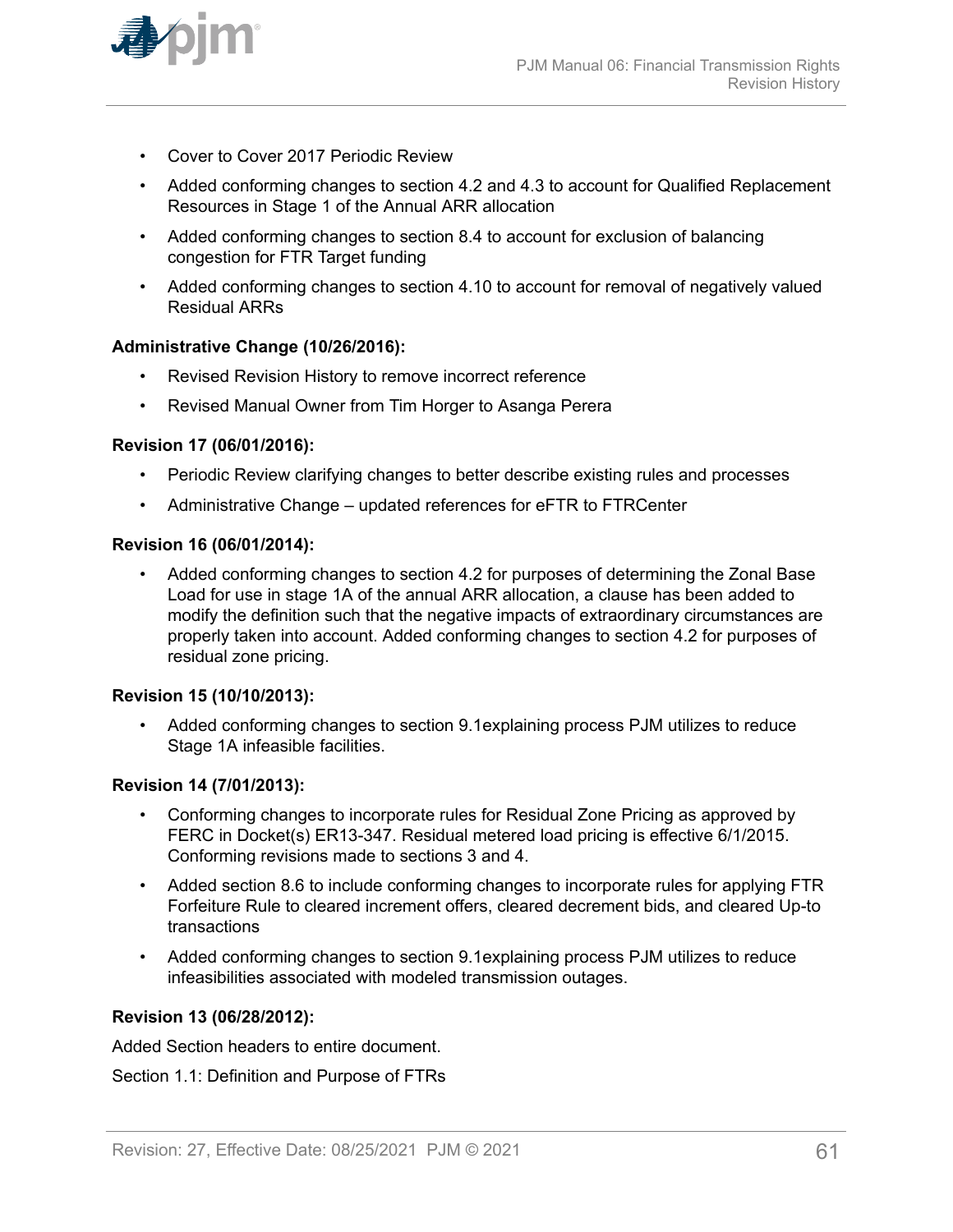- Cover to Cover 2017 Periodic Review
- Added conforming changes to section 4.2 and 4.3 to account for Qualified Replacement Resources in Stage 1 of the Annual ARR allocation
- Added conforming changes to section 8.4 to account for exclusion of balancing congestion for FTR Target funding
- Added conforming changes to section 4.10 to account for removal of negatively valued Residual ARRs

**Administrative Change (10/26/2016):**

- Revised Revision History to remove incorrect reference
- Revised Manual Owner from Tim Horger to Asanga Perera

**Revision 17 (06/01/2016):**

- Periodic Review clarifying changes to better describe existing rules and processes
- Administrative Change – updated references for eFTR to FTRCenter

**Revision 16 (06/01/2014):**

- Added conforming changes to section 4.2 for purposes of determining the Zonal Base Load for use in stage 1A of the annual ARR allocation, a clause has been added to modify the definition such that the negative impacts of extraordinary circumstances are properly taken into account. Added conforming changes to section 4.2 for purposes of residual zone pricing.

**Revision 15 (10/10/2013):**

- Added conforming changes to section 9.1explaining process PJM utilizes to reduce Stage 1A infeasible facilities.

**Revision 14 (7/01/2013):**

- Conforming changes to incorporate rules for Residual Zone Pricing as approved by FERC in Docket(s) ER13-347. Residual metered load pricing is effective 6/1/2015. Conforming revisions made to sections 3 and 4.
- Added section 8.6 to include conforming changes to incorporate rules for applying FTR Forfeiture Rule to cleared increment offers, cleared decrement bids, and cleared Up-to transactions
- Added conforming changes to section 9.1explaining process PJM utilizes to reduce infeasibilities associated with modeled transmission outages.

**Revision 13 (06/28/2012):**

Added Section headers to entire document.

Section 1.1: Definition and Purpose of FTRs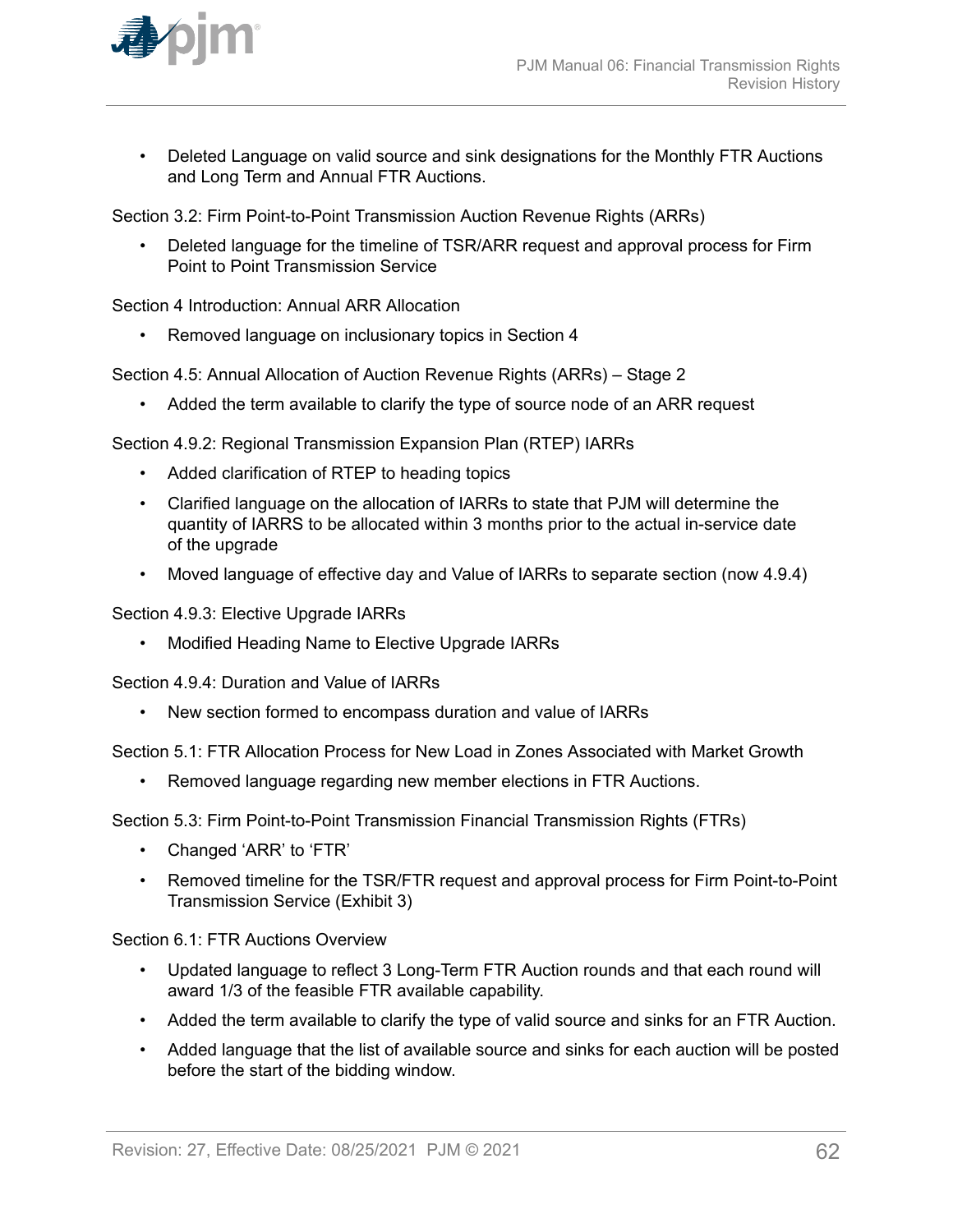- Deleted Language on valid source and sink designations for the Monthly FTR Auctions and Long Term and Annual FTR Auctions.

Section 3.2: Firm Point-to-Point Transmission Auction Revenue Rights (ARRs)

- Deleted language for the timeline of TSR/ARR request and approval process for Firm Point to Point Transmission Service

Section 4 Introduction: Annual ARR Allocation

- Removed language on inclusionary topics in Section 4

Section 4.5: Annual Allocation of Auction Revenue Rights (ARRs) – Stage 2

- Added the term available to clarify the type of source node of an ARR request

Section 4.9.2: Regional Transmission Expansion Plan (RTEP) IARRs

- Added clarification of RTEP to heading topics
- Clarified language on the allocation of IARRs to state that PJM will determine the quantity of IARRS to be allocated within 3 months prior to the actual in-service date of the upgrade
- Moved language of effective day and Value of IARRs to separate section (now 4.9.4)

Section 4.9.3: Elective Upgrade IARRs

- Modified Heading Name to Elective Upgrade IARRs

Section 4.9.4: Duration and Value of IARRs

- New section formed to encompass duration and value of IARRs

Section 5.1: FTR Allocation Process for New Load in Zones Associated with Market Growth

- Removed language regarding new member elections in FTR Auctions.

Section 5.3: Firm Point-to-Point Transmission Financial Transmission Rights (FTRs)

- Changed 'ARR' to 'FTR'
- Removed timeline for the TSR/FTR request and approval process for Firm Point-to-Point Transmission Service (Exhibit 3)

Section 6.1: FTR Auctions Overview

- Updated language to reflect 3 Long-Term FTR Auction rounds and that each round will award 1/3 of the feasible FTR available capability.
- Added the term available to clarify the type of valid source and sinks for an FTR Auction.
- Added language that the list of available source and sinks for each auction will be posted before the start of the bidding window.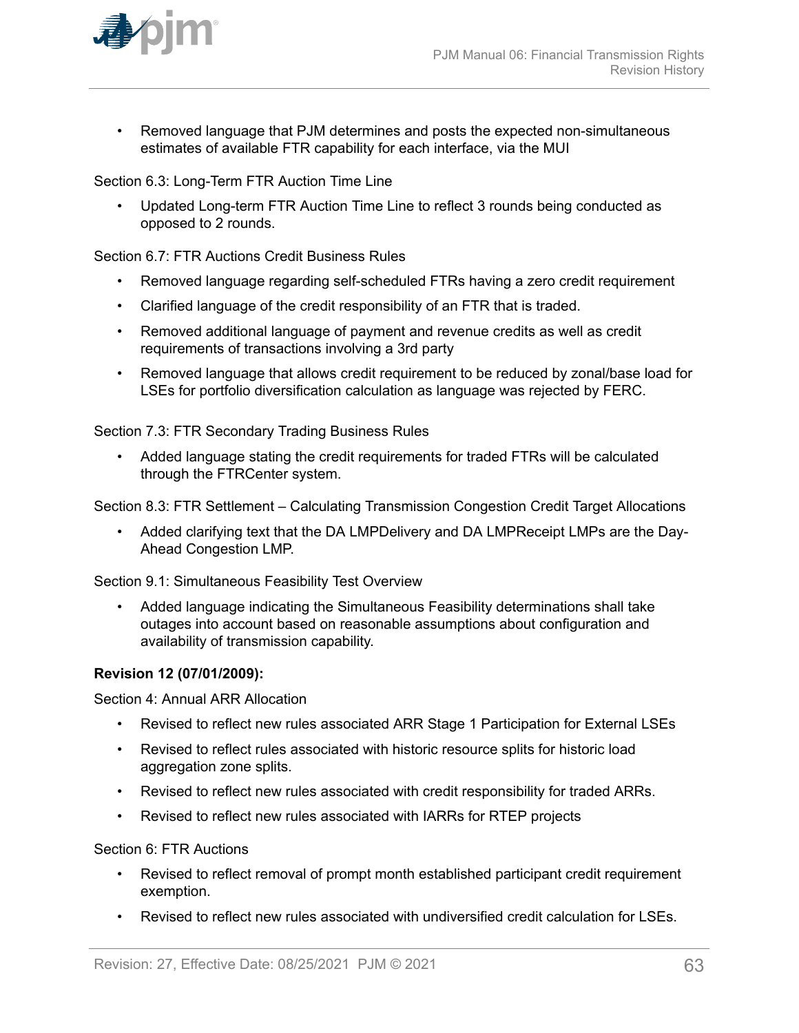- Removed language that PJM determines and posts the expected non-simultaneous estimates of available FTR capability for each interface, via the MUI

Section 6.3: Long-Term FTR Auction Time Line

- Updated Long-term FTR Auction Time Line to reflect 3 rounds being conducted as opposed to 2 rounds.

Section 6.7: FTR Auctions Credit Business Rules

- Removed language regarding self-scheduled FTRs having a zero credit requirement
- Clarified language of the credit responsibility of an FTR that is traded.
- Removed additional language of payment and revenue credits as well as credit requirements of transactions involving a 3rd party
- Removed language that allows credit requirement to be reduced by zonal/base load for LSEs for portfolio diversification calculation as language was rejected by FERC.

Section 7.3: FTR Secondary Trading Business Rules

- Added language stating the credit requirements for traded FTRs will be calculated through the FTRCenter system.

Section 8.3: FTR Settlement – Calculating Transmission Congestion Credit Target Allocations

- Added clarifying text that the DA LMPDelivery and DA LMPReceipt LMPs are the Day-Ahead Congestion LMP.

Section 9.1: Simultaneous Feasibility Test Overview

- Added language indicating the Simultaneous Feasibility determinations shall take outages into account based on reasonable assumptions about configuration and availability of transmission capability.

**Revision 12 (07/01/2009):**

Section 4: Annual ARR Allocation

- Revised to reflect new rules associated ARR Stage 1 Participation for External LSEs
- Revised to reflect rules associated with historic resource splits for historic load aggregation zone splits.
- Revised to reflect new rules associated with credit responsibility for traded ARRs.
- Revised to reflect new rules associated with IARRs for RTEP projects

Section 6: FTR Auctions

- Revised to reflect removal of prompt month established participant credit requirement exemption.
- Revised to reflect new rules associated with undiversified credit calculation for LSEs.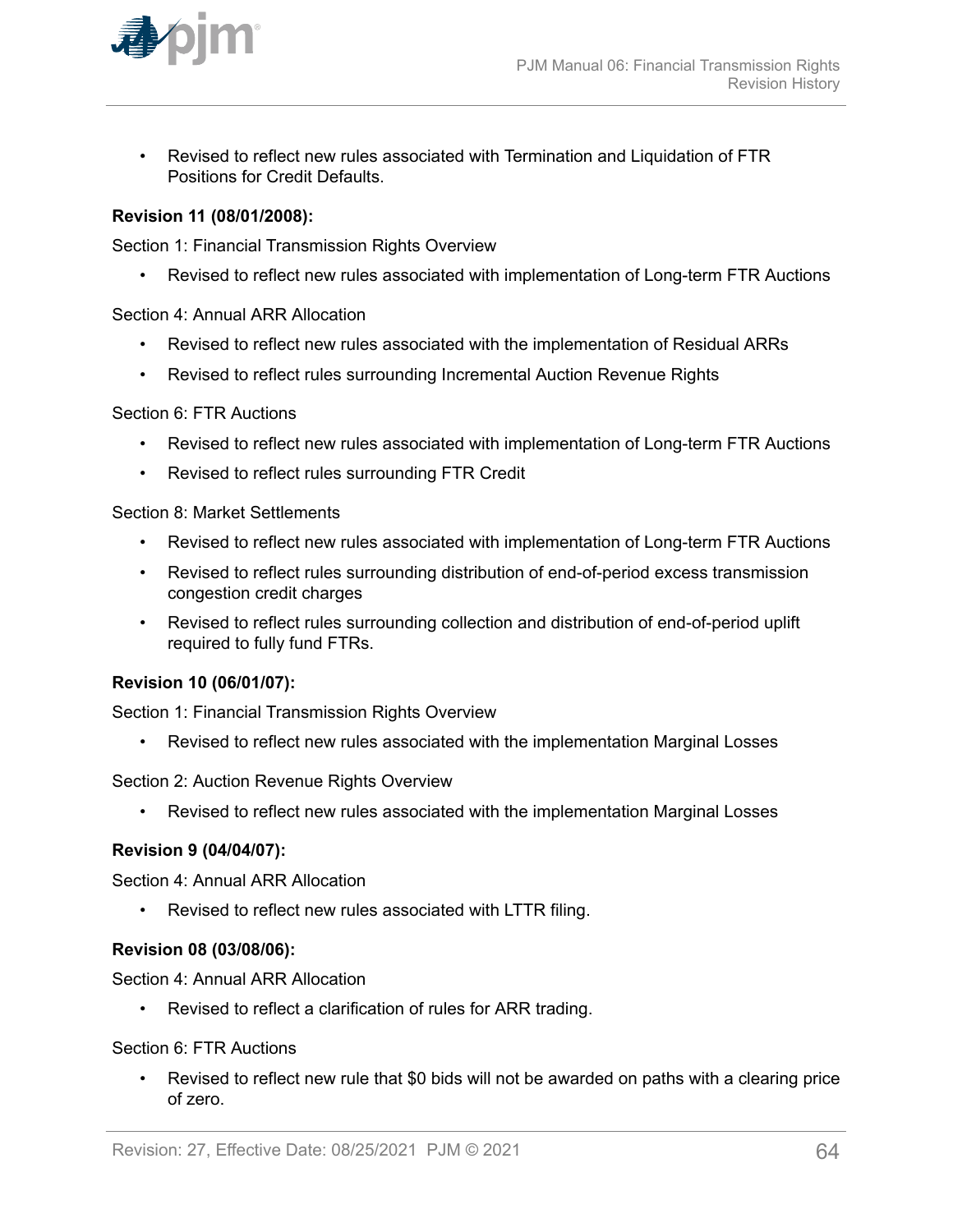- Revised to reflect new rules associated with Termination and Liquidation of FTR Positions for Credit Defaults.

**Revision 11 (08/01/2008):**

Section 1: Financial Transmission Rights Overview

- Revised to reflect new rules associated with implementation of Long-term FTR Auctions

Section 4: Annual ARR Allocation

- Revised to reflect new rules associated with the implementation of Residual ARRs
- Revised to reflect rules surrounding Incremental Auction Revenue Rights

Section 6: FTR Auctions

- Revised to reflect new rules associated with implementation of Long-term FTR Auctions
- Revised to reflect rules surrounding FTR Credit

Section 8: Market Settlements

- Revised to reflect new rules associated with implementation of Long-term FTR Auctions
- Revised to reflect rules surrounding distribution of end-of-period excess transmission congestion credit charges
- Revised to reflect rules surrounding collection and distribution of end-of-period uplift required to fully fund FTRs.

**Revision 10 (06/01/07):**

Section 1: Financial Transmission Rights Overview

- Revised to reflect new rules associated with the implementation Marginal Losses

Section 2: Auction Revenue Rights Overview

- Revised to reflect new rules associated with the implementation Marginal Losses

**Revision 9 (04/04/07):**

Section 4: Annual ARR Allocation

- Revised to reflect new rules associated with LTTR filing.

**Revision 08 (03/08/06):**

Section 4: Annual ARR Allocation

- Revised to reflect a clarification of rules for ARR trading.

Section 6: FTR Auctions

- Revised to reflect new rule that $0 bids will not be awarded on paths with a clearing price of zero.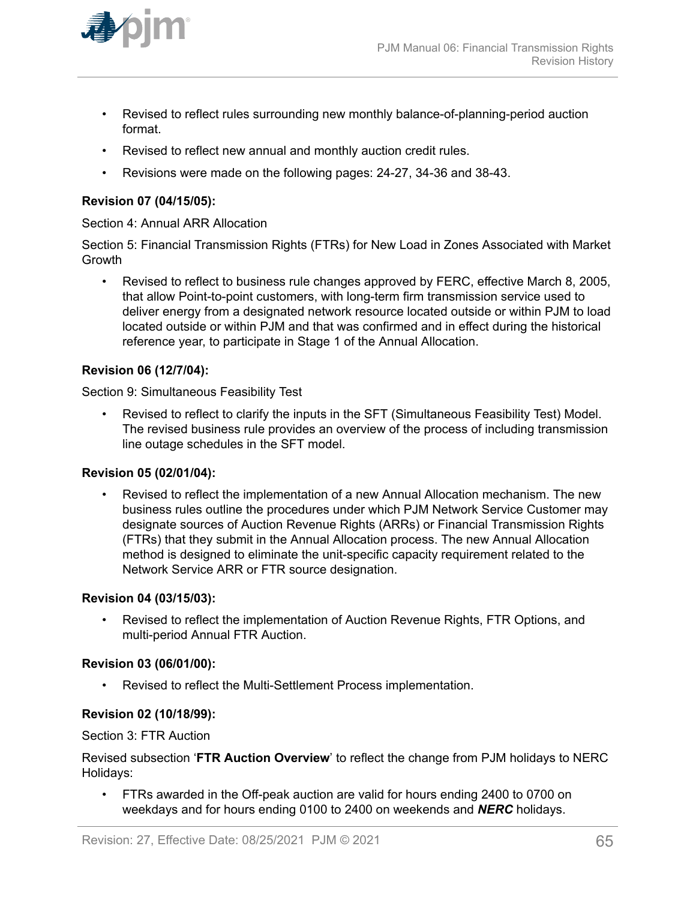- Revised to reflect rules surrounding new monthly balance-of-planning-period auction format.
- Revised to reflect new annual and monthly auction credit rules.
- Revisions were made on the following pages: 24-27, 34-36 and 38-43.

**Revision 07 (04/15/05):**

Section 4: Annual ARR Allocation

Section 5: Financial Transmission Rights (FTRs) for New Load in Zones Associated with Market Growth

- Revised to reflect to business rule changes approved by FERC, effective March 8, 2005, that allow Point-to-point customers, with long-term firm transmission service used to deliver energy from a designated network resource located outside or within PJM to load located outside or within PJM and that was confirmed and in effect during the historical reference year, to participate in Stage 1 of the Annual Allocation.

**Revision 06 (12/7/04):**

Section 9: Simultaneous Feasibility Test

- Revised to reflect to clarify the inputs in the SFT (Simultaneous Feasibility Test) Model. The revised business rule provides an overview of the process of including transmission line outage schedules in the SFT model.

**Revision 05 (02/01/04):**

- Revised to reflect the implementation of a new Annual Allocation mechanism. The new business rules outline the procedures under which PJM Network Service Customer may designate sources of Auction Revenue Rights (ARRs) or Financial Transmission Rights (FTRs) that they submit in the Annual Allocation process. The new Annual Allocation method is designed to eliminate the unit-specific capacity requirement related to the Network Service ARR or FTR source designation.

**Revision 04 (03/15/03):**

- Revised to reflect the implementation of Auction Revenue Rights, FTR Options, and multi-period Annual FTR Auction.

**Revision 03 (06/01/00):**

- Revised to reflect the Multi-Settlement Process implementation.

**Revision 02 (10/18/99):**

Section 3: FTR Auction

Revised subsection '**FTR Auction Overview**' to reflect the change from PJM holidays to NERC Holidays:

- FTRs awarded in the Off-peak auction are valid for hours ending 2400 to 0700 on weekdays and for hours ending 0100 to 2400 on weekends and ***NERC*** holidays.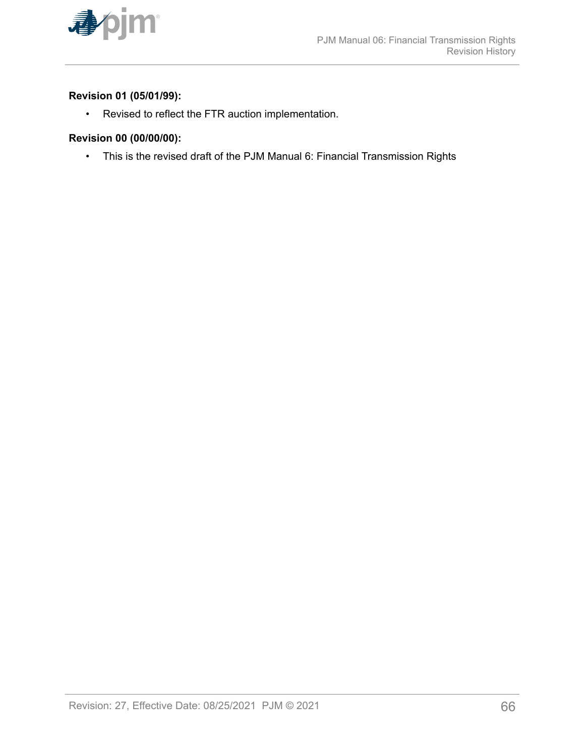**Revision 01 (05/01/99):**

- Revised to reflect the FTR auction implementation.

**Revision 00 (00/00/00):**

- This is the revised draft of the PJM Manual 6: Financial Transmission Rights